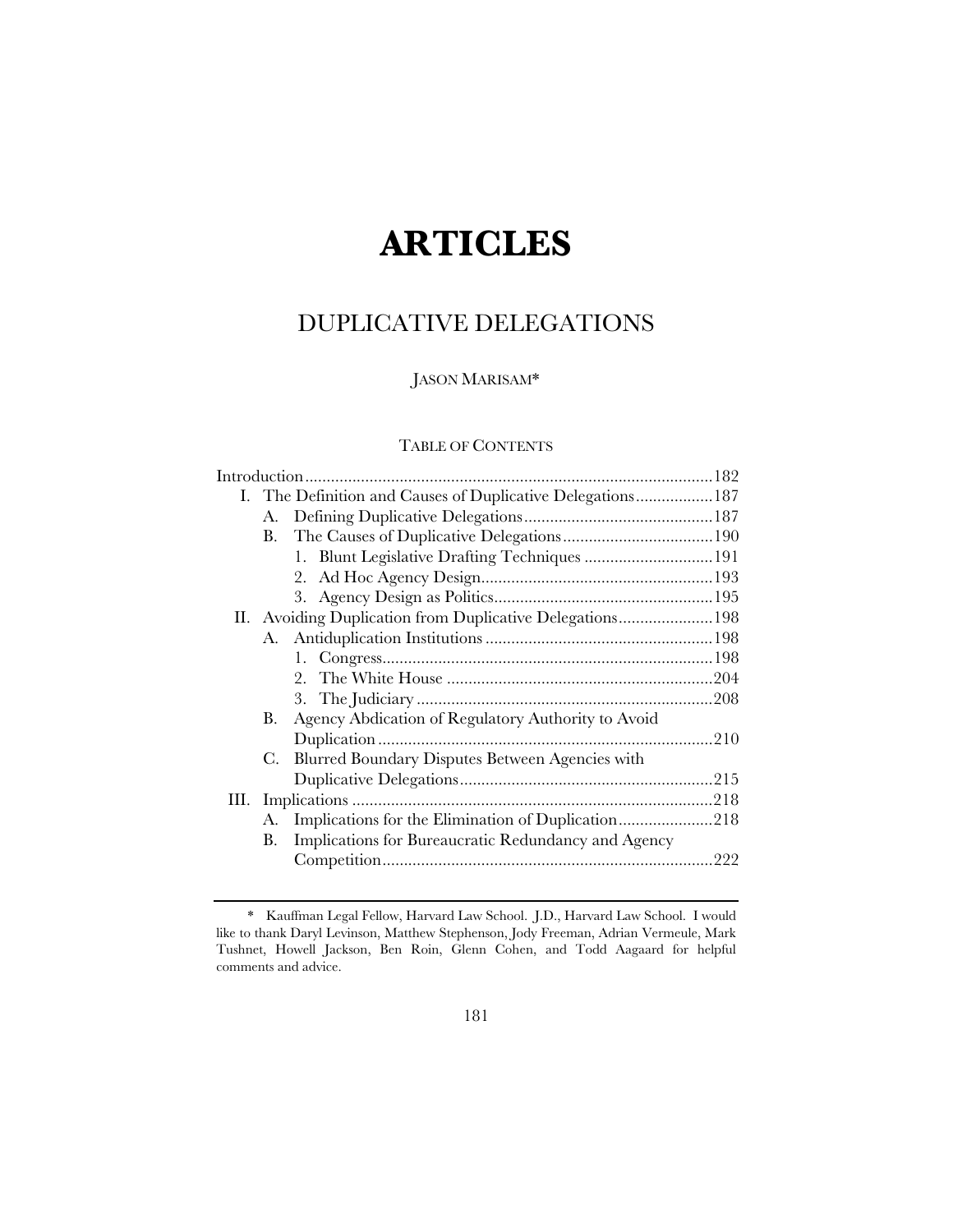# ARTICLES

## DUPLICATIVE DELEGATIONS

JASON MARISAM*

TABLE OF CONTENTS

Introduction ..... 182
- I. The Definition and Causes of Duplicative Delegations ..... 187
  - A. Defining Duplicative Delegations ..... 187
  - B. The Causes of Duplicative Delegations ..... 190
    - 1. Blunt Legislative Drafting Techniques ..... 191
    - 2. Ad Hoc Agency Design ..... 193
    - 3. Agency Design as Politics ..... 195
- II. Avoiding Duplication from Duplicative Delegations ..... 198
  - A. Antiduplication Institutions ..... 198
    - 1. Congress ..... 198
    - 2. The White House ..... 204
    - 3. The Judiciary ..... 208
  - B. Agency Abdication of Regulatory Authority to Avoid Duplication ..... 210
  - C. Blurred Boundary Disputes Between Agencies with Duplicative Delegations ..... 215
- III. Implications ..... 218
  - A. Implications for the Elimination of Duplication ..... 218
  - B. Implications for Bureaucratic Redundancy and Agency Competition ..... 222

---

\* Kauffman Legal Fellow, Harvard Law School. J.D., Harvard Law School. I would like to thank Daryl Levinson, Matthew Stephenson, Jody Freeman, Adrian Vermeule, Mark Tushnet, Howell Jackson, Ben Roin, Glenn Cohen, and Todd Aagaard for helpful comments and advice.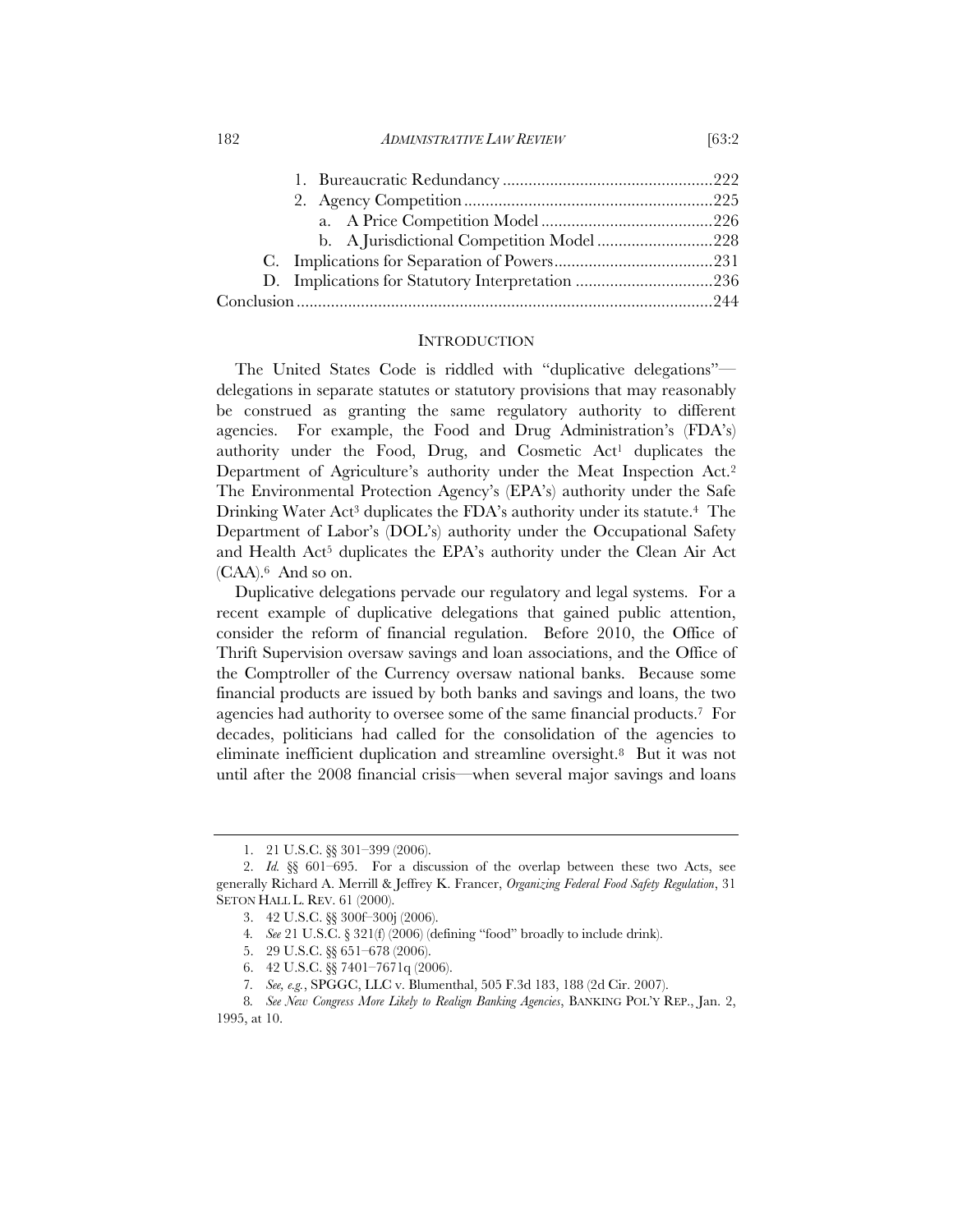1. Bureaucratic Redundancy .....222
2. Agency Competition .....225
   a. A Price Competition Model .....226
   b. A Jurisdictional Competition Model .....228

C. Implications for Separation of Powers .....231
D. Implications for Statutory Interpretation .....236

Conclusion .....244

## INTRODUCTION

The United States Code is riddled with "duplicative delegations"—delegations in separate statutes or statutory provisions that may reasonably be construed as granting the same regulatory authority to different agencies. For example, the Food and Drug Administration's (FDA's) authority under the Food, Drug, and Cosmetic Act[1] duplicates the Department of Agriculture's authority under the Meat Inspection Act.[2] The Environmental Protection Agency's (EPA's) authority under the Safe Drinking Water Act[3] duplicates the FDA's authority under its statute.[4] The Department of Labor's (DOL's) authority under the Occupational Safety and Health Act[5] duplicates the EPA's authority under the Clean Air Act (CAA).[6] And so on.

Duplicative delegations pervade our regulatory and legal systems. For a recent example of duplicative delegations that gained public attention, consider the reform of financial regulation. Before 2010, the Office of Thrift Supervision oversaw savings and loan associations, and the Office of the Comptroller of the Currency oversaw national banks. Because some financial products are issued by both banks and savings and loans, the two agencies had authority to oversee some of the same financial products.[7] For decades, politicians had called for the consolidation of the agencies to eliminate inefficient duplication and streamline oversight.[8] But it was not until after the 2008 financial crisis—when several major savings and loans

---

1. 21 U.S.C. §§ 301–399 (2006).
2. *Id.* §§ 601–695. For a discussion of the overlap between these two Acts, see generally Richard A. Merrill & Jeffrey K. Francer, *Organizing Federal Food Safety Regulation*, 31 SETON HALL L. REV. 61 (2000).
3. 42 U.S.C. §§ 300f–300j (2006).
4. *See* 21 U.S.C. § 321(f) (2006) (defining "food" broadly to include drink).
5. 29 U.S.C. §§ 651–678 (2006).
6. 42 U.S.C. §§ 7401–7671q (2006).
7. *See, e.g.*, SPGGC, LLC v. Blumenthal, 505 F.3d 183, 188 (2d Cir. 2007).
8. *See New Congress More Likely to Realign Banking Agencies*, BANKING POL'Y REP., Jan. 2, 1995, at 10.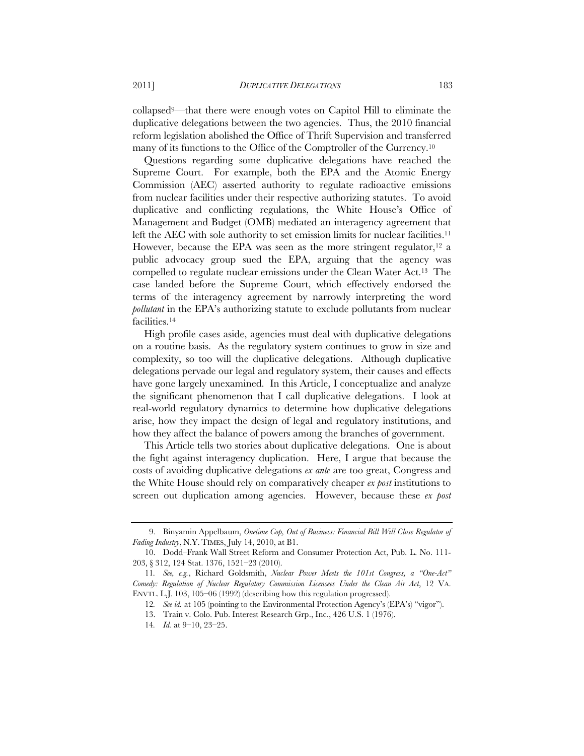collapsed[9]—that there were enough votes on Capitol Hill to eliminate the duplicative delegations between the two agencies. Thus, the 2010 financial reform legislation abolished the Office of Thrift Supervision and transferred many of its functions to the Office of the Comptroller of the Currency.[10]

Questions regarding some duplicative delegations have reached the Supreme Court. For example, both the EPA and the Atomic Energy Commission (AEC) asserted authority to regulate radioactive emissions from nuclear facilities under their respective authorizing statutes. To avoid duplicative and conflicting regulations, the White House's Office of Management and Budget (OMB) mediated an interagency agreement that left the AEC with sole authority to set emission limits for nuclear facilities.[11] However, because the EPA was seen as the more stringent regulator,[12] a public advocacy group sued the EPA, arguing that the agency was compelled to regulate nuclear emissions under the Clean Water Act.[13] The case landed before the Supreme Court, which effectively endorsed the terms of the interagency agreement by narrowly interpreting the word *pollutant* in the EPA's authorizing statute to exclude pollutants from nuclear facilities.[14]

High profile cases aside, agencies must deal with duplicative delegations on a routine basis. As the regulatory system continues to grow in size and complexity, so too will the duplicative delegations. Although duplicative delegations pervade our legal and regulatory system, their causes and effects have gone largely unexamined. In this Article, I conceptualize and analyze the significant phenomenon that I call duplicative delegations. I look at real-world regulatory dynamics to determine how duplicative delegations arise, how they impact the design of legal and regulatory institutions, and how they affect the balance of powers among the branches of government.

This Article tells two stories about duplicative delegations. One is about the fight against interagency duplication. Here, I argue that because the costs of avoiding duplicative delegations *ex ante* are too great, Congress and the White House should rely on comparatively cheaper *ex post* institutions to screen out duplication among agencies. However, because these *ex post*

---

9. Binyamin Appelbaum, *Onetime Cop, Out of Business: Financial Bill Will Close Regulator of Fading Industry*, N.Y. TIMES, July 14, 2010, at B1.

10. Dodd–Frank Wall Street Reform and Consumer Protection Act, Pub. L. No. 111-203, § 312, 124 Stat. 1376, 1521–23 (2010).

11. *See, e.g.*, Richard Goldsmith, *Nuclear Power Meets the 101st Congress, a "One-Act" Comedy: Regulation of Nuclear Regulatory Commission Licensees Under the Clean Air Act*, 12 VA. ENVTL. L.J. 103, 105–06 (1992) (describing how this regulation progressed).

12. *See id.* at 105 (pointing to the Environmental Protection Agency's (EPA's) "vigor").

13. Train v. Colo. Pub. Interest Research Grp., Inc., 426 U.S. 1 (1976).

14. *Id.* at 9–10, 23–25.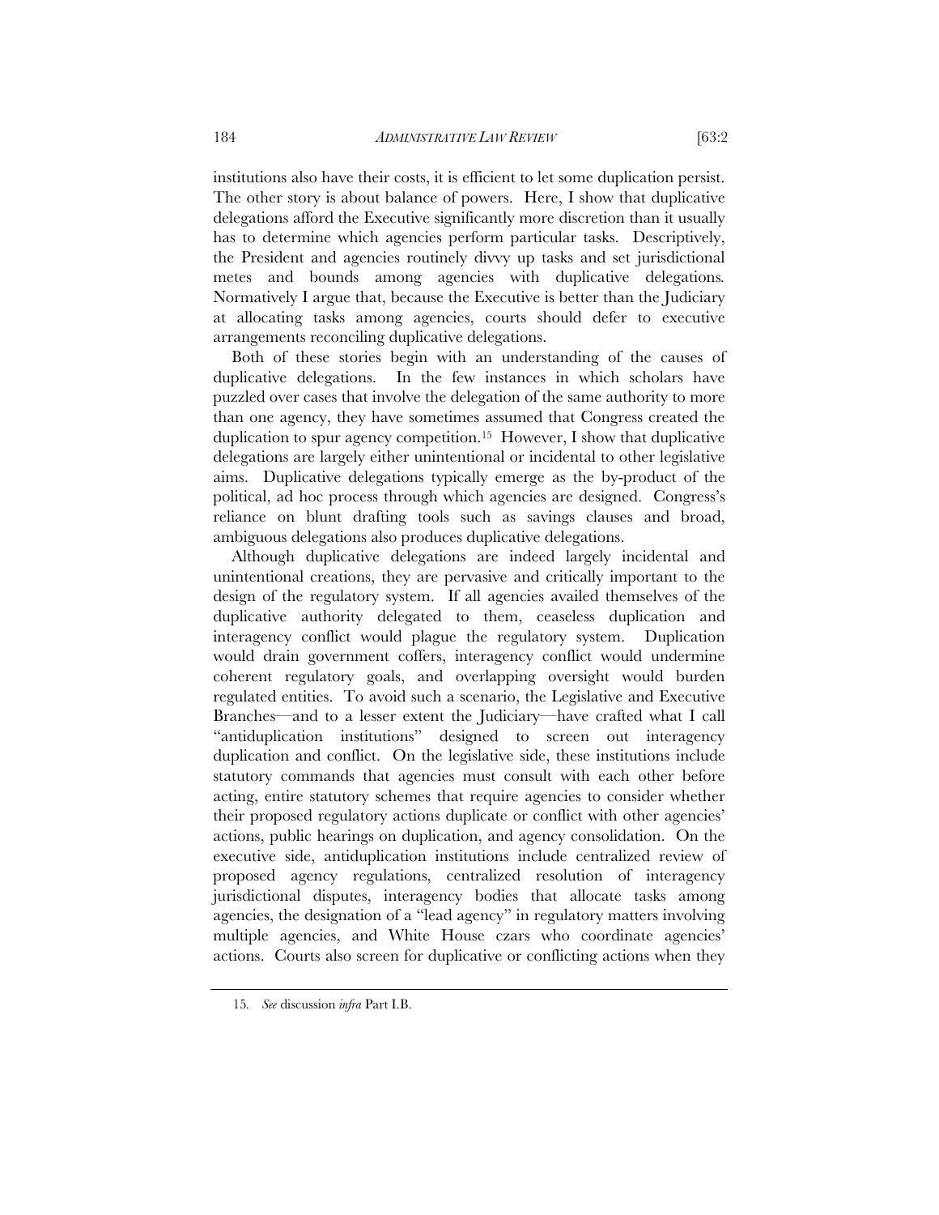institutions also have their costs, it is efficient to let some duplication persist. The other story is about balance of powers. Here, I show that duplicative delegations afford the Executive significantly more discretion than it usually has to determine which agencies perform particular tasks. Descriptively, the President and agencies routinely divvy up tasks and set jurisdictional metes and bounds among agencies with duplicative delegations. Normatively I argue that, because the Executive is better than the Judiciary at allocating tasks among agencies, courts should defer to executive arrangements reconciling duplicative delegations.

Both of these stories begin with an understanding of the causes of duplicative delegations. In the few instances in which scholars have puzzled over cases that involve the delegation of the same authority to more than one agency, they have sometimes assumed that Congress created the duplication to spur agency competition.[15] However, I show that duplicative delegations are largely either unintentional or incidental to other legislative aims. Duplicative delegations typically emerge as the by-product of the political, ad hoc process through which agencies are designed. Congress's reliance on blunt drafting tools such as savings clauses and broad, ambiguous delegations also produces duplicative delegations.

Although duplicative delegations are indeed largely incidental and unintentional creations, they are pervasive and critically important to the design of the regulatory system. If all agencies availed themselves of the duplicative authority delegated to them, ceaseless duplication and interagency conflict would plague the regulatory system. Duplication would drain government coffers, interagency conflict would undermine coherent regulatory goals, and overlapping oversight would burden regulated entities. To avoid such a scenario, the Legislative and Executive Branches—and to a lesser extent the Judiciary—have crafted what I call "antiduplication institutions" designed to screen out interagency duplication and conflict. On the legislative side, these institutions include statutory commands that agencies must consult with each other before acting, entire statutory schemes that require agencies to consider whether their proposed regulatory actions duplicate or conflict with other agencies' actions, public hearings on duplication, and agency consolidation. On the executive side, antiduplication institutions include centralized review of proposed agency regulations, centralized resolution of interagency jurisdictional disputes, interagency bodies that allocate tasks among agencies, the designation of a "lead agency" in regulatory matters involving multiple agencies, and White House czars who coordinate agencies' actions. Courts also screen for duplicative or conflicting actions when they

15. *See* discussion *infra* Part I.B.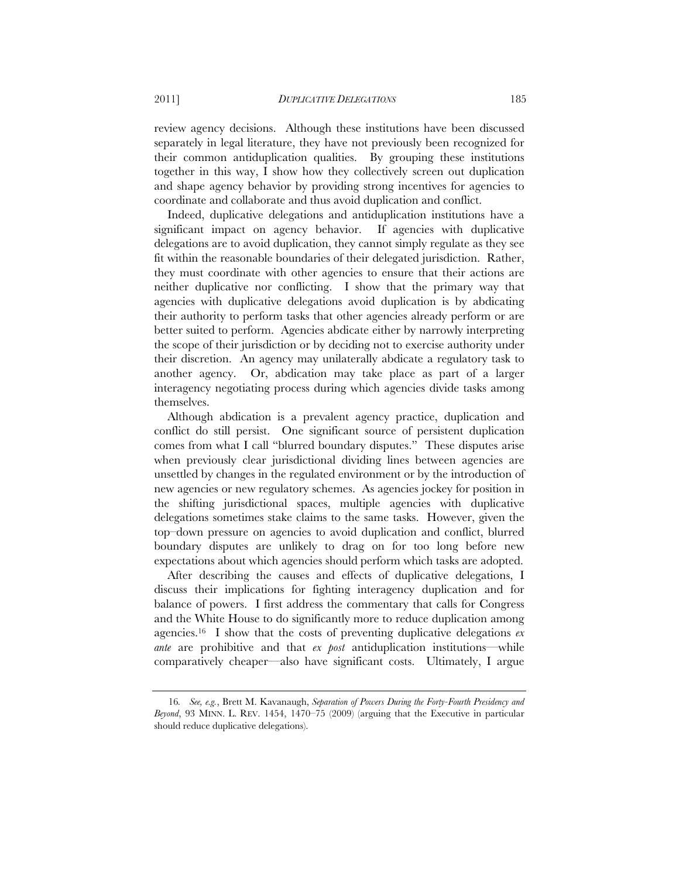review agency decisions. Although these institutions have been discussed separately in legal literature, they have not previously been recognized for their common antiduplication qualities. By grouping these institutions together in this way, I show how they collectively screen out duplication and shape agency behavior by providing strong incentives for agencies to coordinate and collaborate and thus avoid duplication and conflict.

Indeed, duplicative delegations and antiduplication institutions have a significant impact on agency behavior. If agencies with duplicative delegations are to avoid duplication, they cannot simply regulate as they see fit within the reasonable boundaries of their delegated jurisdiction. Rather, they must coordinate with other agencies to ensure that their actions are neither duplicative nor conflicting. I show that the primary way that agencies with duplicative delegations avoid duplication is by abdicating their authority to perform tasks that other agencies already perform or are better suited to perform. Agencies abdicate either by narrowly interpreting the scope of their jurisdiction or by deciding not to exercise authority under their discretion. An agency may unilaterally abdicate a regulatory task to another agency. Or, abdication may take place as part of a larger interagency negotiating process during which agencies divide tasks among themselves.

Although abdication is a prevalent agency practice, duplication and conflict do still persist. One significant source of persistent duplication comes from what I call "blurred boundary disputes." These disputes arise when previously clear jurisdictional dividing lines between agencies are unsettled by changes in the regulated environment or by the introduction of new agencies or new regulatory schemes. As agencies jockey for position in the shifting jurisdictional spaces, multiple agencies with duplicative delegations sometimes stake claims to the same tasks. However, given the top–down pressure on agencies to avoid duplication and conflict, blurred boundary disputes are unlikely to drag on for too long before new expectations about which agencies should perform which tasks are adopted.

After describing the causes and effects of duplicative delegations, I discuss their implications for fighting interagency duplication and for balance of powers. I first address the commentary that calls for Congress and the White House to do significantly more to reduce duplication among agencies.[16] I show that the costs of preventing duplicative delegations *ex ante* are prohibitive and that *ex post* antiduplication institutions—while comparatively cheaper—also have significant costs. Ultimately, I argue

---

16. *See, e.g.*, Brett M. Kavanaugh, *Separation of Powers During the Forty-Fourth Presidency and Beyond*, 93 MINN. L. REV. 1454, 1470–75 (2009) (arguing that the Executive in particular should reduce duplicative delegations).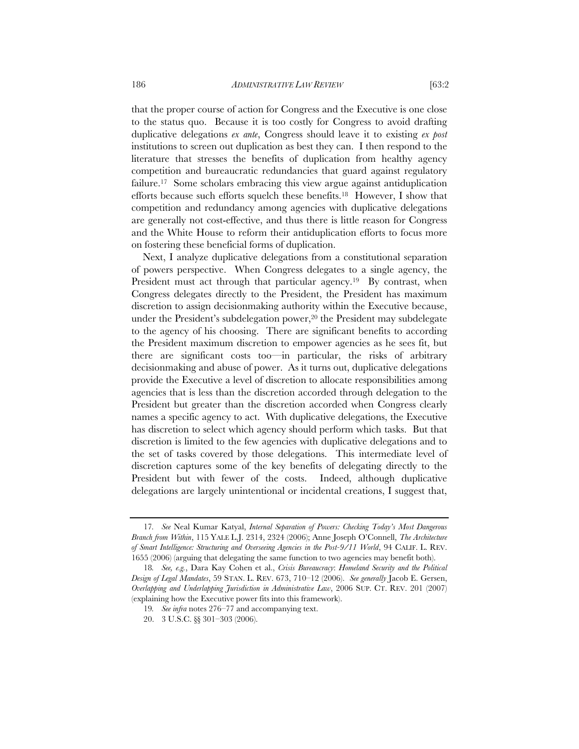that the proper course of action for Congress and the Executive is one close to the status quo. Because it is too costly for Congress to avoid drafting duplicative delegations *ex ante*, Congress should leave it to existing *ex post* institutions to screen out duplication as best they can. I then respond to the literature that stresses the benefits of duplication from healthy agency competition and bureaucratic redundancies that guard against regulatory failure.[17] Some scholars embracing this view argue against antiduplication efforts because such efforts squelch these benefits.[18] However, I show that competition and redundancy among agencies with duplicative delegations are generally not cost-effective, and thus there is little reason for Congress and the White House to reform their antiduplication efforts to focus more on fostering these beneficial forms of duplication.

Next, I analyze duplicative delegations from a constitutional separation of powers perspective. When Congress delegates to a single agency, the President must act through that particular agency.[19] By contrast, when Congress delegates directly to the President, the President has maximum discretion to assign decisionmaking authority within the Executive because, under the President's subdelegation power,[20] the President may subdelegate to the agency of his choosing. There are significant benefits to according the President maximum discretion to empower agencies as he sees fit, but there are significant costs too—in particular, the risks of arbitrary decisionmaking and abuse of power. As it turns out, duplicative delegations provide the Executive a level of discretion to allocate responsibilities among agencies that is less than the discretion accorded through delegation to the President but greater than the discretion accorded when Congress clearly names a specific agency to act. With duplicative delegations, the Executive has discretion to select which agency should perform which tasks. But that discretion is limited to the few agencies with duplicative delegations and to the set of tasks covered by those delegations. This intermediate level of discretion captures some of the key benefits of delegating directly to the President but with fewer of the costs. Indeed, although duplicative delegations are largely unintentional or incidental creations, I suggest that,

---

17. *See* Neal Kumar Katyal, *Internal Separation of Powers: Checking Today's Most Dangerous Branch from Within*, 115 YALE L.J. 2314, 2324 (2006); Anne Joseph O'Connell, *The Architecture of Smart Intelligence: Structuring and Overseeing Agencies in the Post-9/11 World*, 94 CALIF. L. REV. 1655 (2006) (arguing that delegating the same function to two agencies may benefit both).

18. *See, e.g.*, Dara Kay Cohen et al., *Crisis Bureaucracy*: *Homeland Security and the Political Design of Legal Mandates*, 59 STAN. L. REV. 673, 710–12 (2006). *See generally* Jacob E. Gersen, *Overlapping and Underlapping Jurisdiction in Administrative Law*, 2006 SUP. CT. REV. 201 (2007) (explaining how the Executive power fits into this framework).

19. *See infra* notes 276–77 and accompanying text.

20. 3 U.S.C. §§ 301–303 (2006).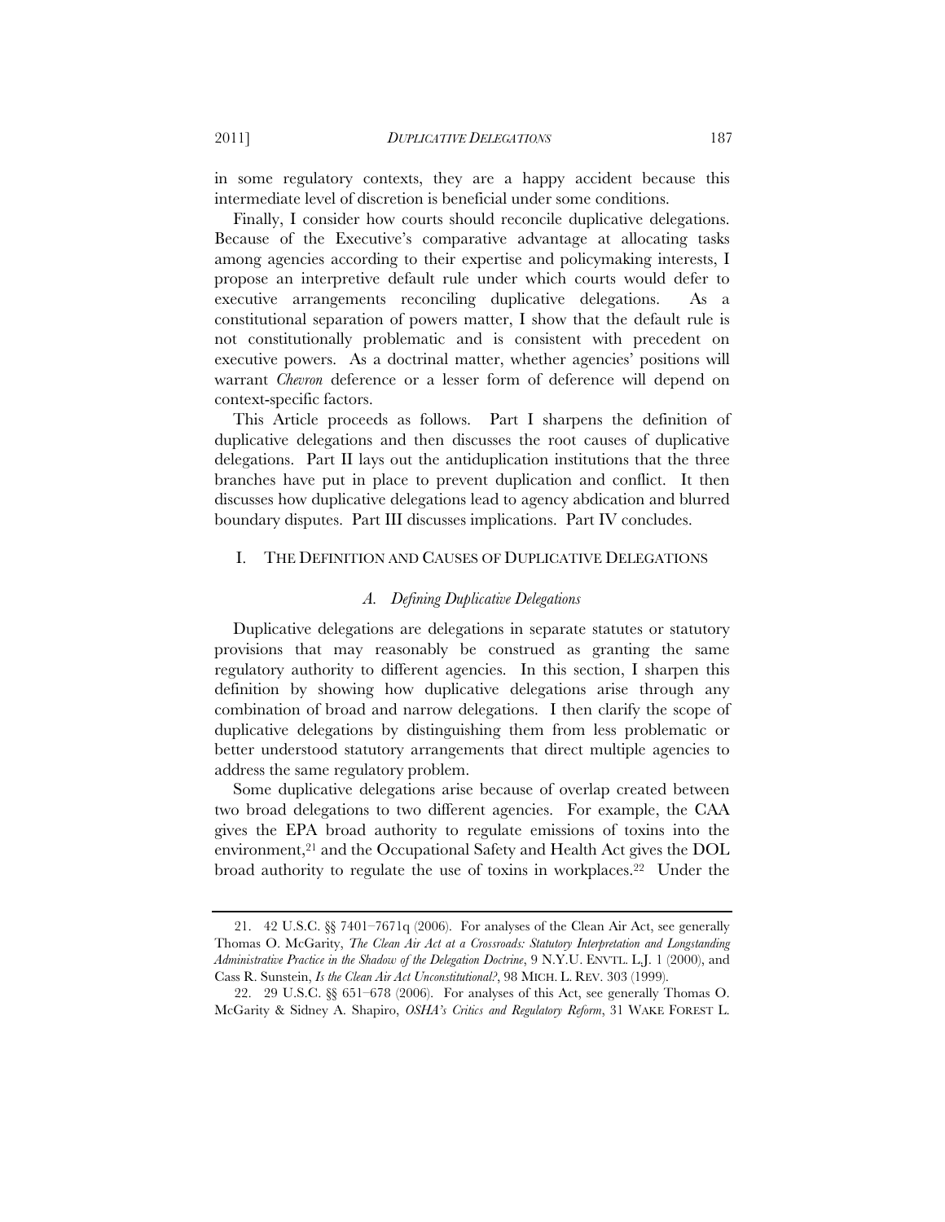in some regulatory contexts, they are a happy accident because this intermediate level of discretion is beneficial under some conditions.

Finally, I consider how courts should reconcile duplicative delegations. Because of the Executive's comparative advantage at allocating tasks among agencies according to their expertise and policymaking interests, I propose an interpretive default rule under which courts would defer to executive arrangements reconciling duplicative delegations. As a constitutional separation of powers matter, I show that the default rule is not constitutionally problematic and is consistent with precedent on executive powers. As a doctrinal matter, whether agencies' positions will warrant *Chevron* deference or a lesser form of deference will depend on context-specific factors.

This Article proceeds as follows. Part I sharpens the definition of duplicative delegations and then discusses the root causes of duplicative delegations. Part II lays out the antiduplication institutions that the three branches have put in place to prevent duplication and conflict. It then discusses how duplicative delegations lead to agency abdication and blurred boundary disputes. Part III discusses implications. Part IV concludes.

## I. THE DEFINITION AND CAUSES OF DUPLICATIVE DELEGATIONS

### *A. Defining Duplicative Delegations*

Duplicative delegations are delegations in separate statutes or statutory provisions that may reasonably be construed as granting the same regulatory authority to different agencies. In this section, I sharpen this definition by showing how duplicative delegations arise through any combination of broad and narrow delegations. I then clarify the scope of duplicative delegations by distinguishing them from less problematic or better understood statutory arrangements that direct multiple agencies to address the same regulatory problem.

Some duplicative delegations arise because of overlap created between two broad delegations to two different agencies. For example, the CAA gives the EPA broad authority to regulate emissions of toxins into the environment,[21] and the Occupational Safety and Health Act gives the DOL broad authority to regulate the use of toxins in workplaces.[22] Under the

---

21. 42 U.S.C. §§ 7401–7671q (2006). For analyses of the Clean Air Act, see generally Thomas O. McGarity, *The Clean Air Act at a Crossroads: Statutory Interpretation and Longstanding Administrative Practice in the Shadow of the Delegation Doctrine*, 9 N.Y.U. ENVTL. L.J. 1 (2000), and Cass R. Sunstein, *Is the Clean Air Act Unconstitutional?*, 98 MICH. L. REV. 303 (1999).

22. 29 U.S.C. §§ 651–678 (2006). For analyses of this Act, see generally Thomas O. McGarity & Sidney A. Shapiro, *OSHA's Critics and Regulatory Reform*, 31 WAKE FOREST L.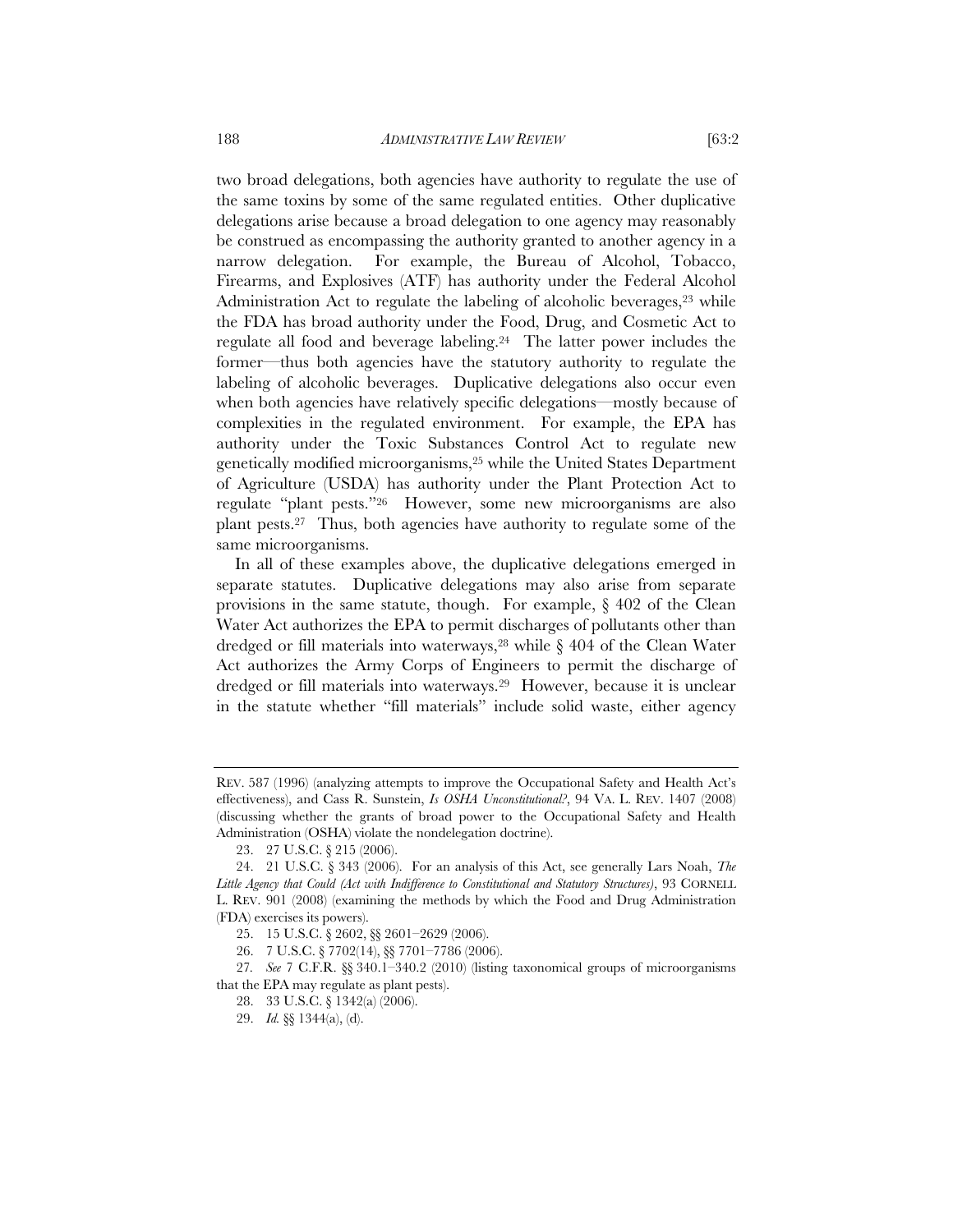two broad delegations, both agencies have authority to regulate the use of the same toxins by some of the same regulated entities. Other duplicative delegations arise because a broad delegation to one agency may reasonably be construed as encompassing the authority granted to another agency in a narrow delegation. For example, the Bureau of Alcohol, Tobacco, Firearms, and Explosives (ATF) has authority under the Federal Alcohol Administration Act to regulate the labeling of alcoholic beverages,[23] while the FDA has broad authority under the Food, Drug, and Cosmetic Act to regulate all food and beverage labeling.[24] The latter power includes the former—thus both agencies have the statutory authority to regulate the labeling of alcoholic beverages. Duplicative delegations also occur even when both agencies have relatively specific delegations—mostly because of complexities in the regulated environment. For example, the EPA has authority under the Toxic Substances Control Act to regulate new genetically modified microorganisms,[25] while the United States Department of Agriculture (USDA) has authority under the Plant Protection Act to regulate "plant pests."[26] However, some new microorganisms are also plant pests.[27] Thus, both agencies have authority to regulate some of the same microorganisms.

In all of these examples above, the duplicative delegations emerged in separate statutes. Duplicative delegations may also arise from separate provisions in the same statute, though. For example, § 402 of the Clean Water Act authorizes the EPA to permit discharges of pollutants other than dredged or fill materials into waterways,[28] while § 404 of the Clean Water Act authorizes the Army Corps of Engineers to permit the discharge of dredged or fill materials into waterways.[29] However, because it is unclear in the statute whether "fill materials" include solid waste, either agency

---

REV. 587 (1996) (analyzing attempts to improve the Occupational Safety and Health Act's effectiveness), and Cass R. Sunstein, *Is OSHA Unconstitutional?*, 94 VA. L. REV. 1407 (2008) (discussing whether the grants of broad power to the Occupational Safety and Health Administration (OSHA) violate the nondelegation doctrine).

23. 27 U.S.C. § 215 (2006).

24. 21 U.S.C. § 343 (2006). For an analysis of this Act, see generally Lars Noah, *The Little Agency that Could (Act with Indifference to Constitutional and Statutory Structures)*, 93 CORNELL L. REV. 901 (2008) (examining the methods by which the Food and Drug Administration (FDA) exercises its powers).

25. 15 U.S.C. § 2602, §§ 2601–2629 (2006).

26. 7 U.S.C. § 7702(14), §§ 7701–7786 (2006).

27. *See* 7 C.F.R. §§ 340.1–340.2 (2010) (listing taxonomical groups of microorganisms that the EPA may regulate as plant pests).

28. 33 U.S.C. § 1342(a) (2006).

29. *Id.* §§ 1344(a), (d).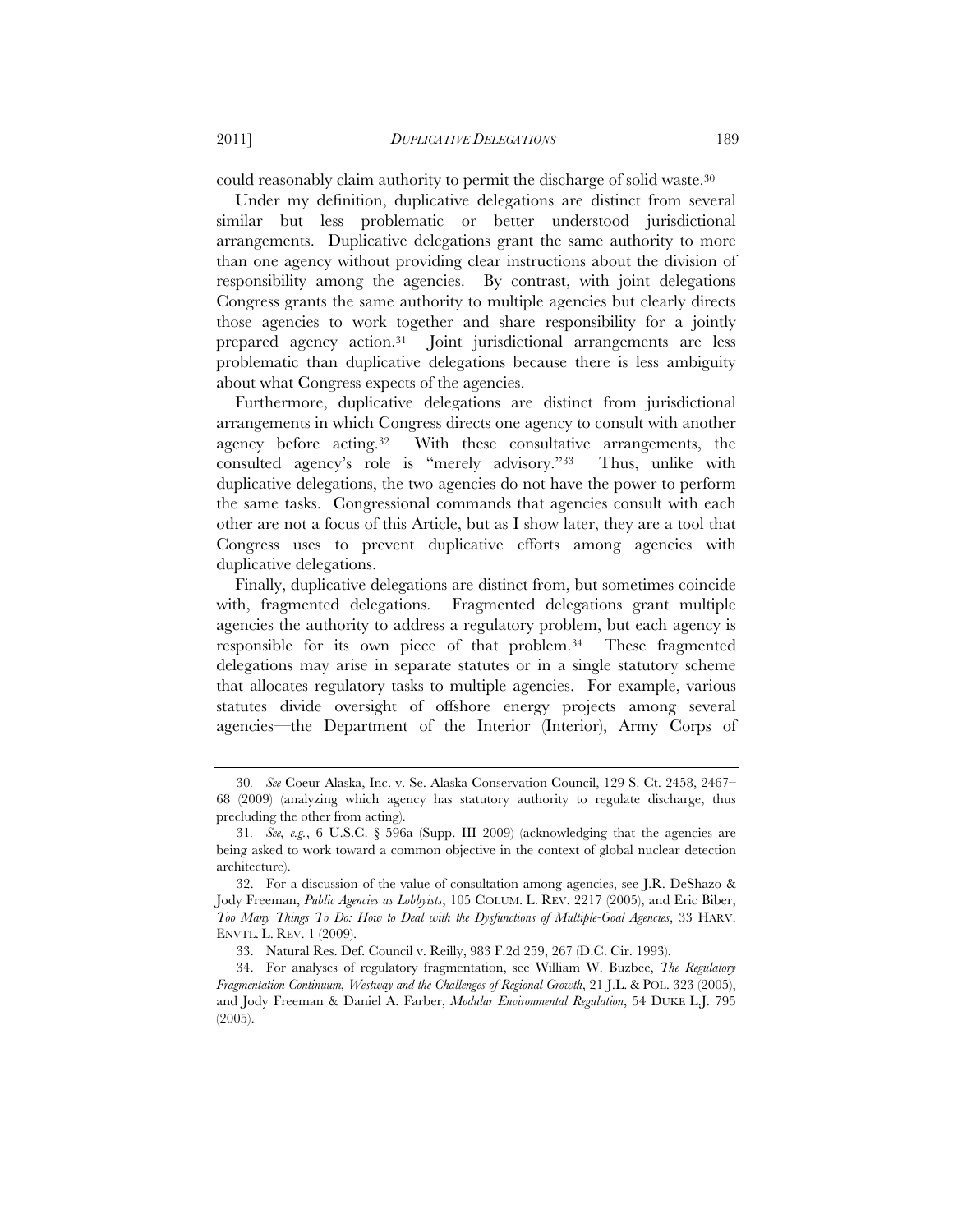could reasonably claim authority to permit the discharge of solid waste.[30]

Under my definition, duplicative delegations are distinct from several similar but less problematic or better understood jurisdictional arrangements. Duplicative delegations grant the same authority to more than one agency without providing clear instructions about the division of responsibility among the agencies. By contrast, with joint delegations Congress grants the same authority to multiple agencies but clearly directs those agencies to work together and share responsibility for a jointly prepared agency action.[31] Joint jurisdictional arrangements are less problematic than duplicative delegations because there is less ambiguity about what Congress expects of the agencies.

Furthermore, duplicative delegations are distinct from jurisdictional arrangements in which Congress directs one agency to consult with another agency before acting.[32] With these consultative arrangements, the consulted agency's role is "merely advisory."[33] Thus, unlike with duplicative delegations, the two agencies do not have the power to perform the same tasks. Congressional commands that agencies consult with each other are not a focus of this Article, but as I show later, they are a tool that Congress uses to prevent duplicative efforts among agencies with duplicative delegations.

Finally, duplicative delegations are distinct from, but sometimes coincide with, fragmented delegations. Fragmented delegations grant multiple agencies the authority to address a regulatory problem, but each agency is responsible for its own piece of that problem.[34] These fragmented delegations may arise in separate statutes or in a single statutory scheme that allocates regulatory tasks to multiple agencies. For example, various statutes divide oversight of offshore energy projects among several agencies—the Department of the Interior (Interior), Army Corps of

---

30. *See* Coeur Alaska, Inc. v. Se. Alaska Conservation Council, 129 S. Ct. 2458, 2467–68 (2009) (analyzing which agency has statutory authority to regulate discharge, thus precluding the other from acting).

31. *See, e.g.*, 6 U.S.C. § 596a (Supp. III 2009) (acknowledging that the agencies are being asked to work toward a common objective in the context of global nuclear detection architecture).

32. For a discussion of the value of consultation among agencies, see J.R. DeShazo & Jody Freeman, *Public Agencies as Lobbyists*, 105 COLUM. L. REV. 2217 (2005), and Eric Biber, *Too Many Things To Do: How to Deal with the Dysfunctions of Multiple-Goal Agencies*, 33 HARV. ENVTL. L. REV. 1 (2009).

33. Natural Res. Def. Council v. Reilly, 983 F.2d 259, 267 (D.C. Cir. 1993).

34. For analyses of regulatory fragmentation, see William W. Buzbee, *The Regulatory Fragmentation Continuum, Westway and the Challenges of Regional Growth*, 21 J.L. & POL. 323 (2005), and Jody Freeman & Daniel A. Farber, *Modular Environmental Regulation*, 54 DUKE L.J. 795 (2005).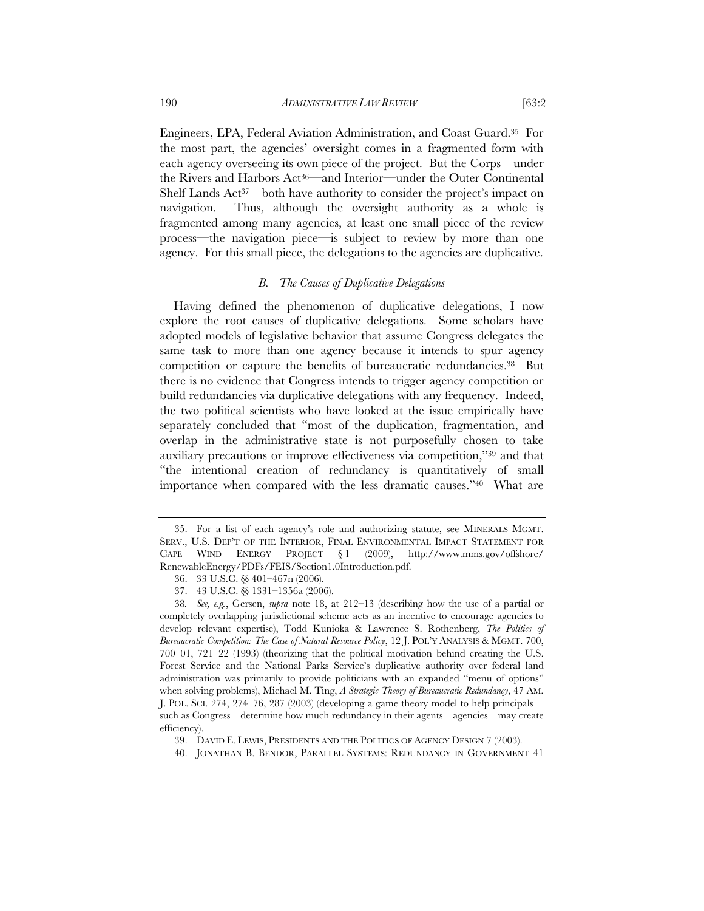Engineers, EPA, Federal Aviation Administration, and Coast Guard.[35] For the most part, the agencies' oversight comes in a fragmented form with each agency overseeing its own piece of the project. But the Corps—under the Rivers and Harbors Act[36]—and Interior—under the Outer Continental Shelf Lands Act[37]—both have authority to consider the project's impact on navigation. Thus, although the oversight authority as a whole is fragmented among many agencies, at least one small piece of the review process—the navigation piece—is subject to review by more than one agency. For this small piece, the delegations to the agencies are duplicative.

### *B. The Causes of Duplicative Delegations*

Having defined the phenomenon of duplicative delegations, I now explore the root causes of duplicative delegations. Some scholars have adopted models of legislative behavior that assume Congress delegates the same task to more than one agency because it intends to spur agency competition or capture the benefits of bureaucratic redundancies.[38] But there is no evidence that Congress intends to trigger agency competition or build redundancies via duplicative delegations with any frequency. Indeed, the two political scientists who have looked at the issue empirically have separately concluded that "most of the duplication, fragmentation, and overlap in the administrative state is not purposefully chosen to take auxiliary precautions or improve effectiveness via competition,"[39] and that "the intentional creation of redundancy is quantitatively of small importance when compared with the less dramatic causes."[40] What are

---

35. For a list of each agency's role and authorizing statute, see MINERALS MGMT. SERV., U.S. DEP'T OF THE INTERIOR, FINAL ENVIRONMENTAL IMPACT STATEMENT FOR CAPE WIND ENERGY PROJECT § 1 (2009), http://www.mms.gov/offshore/RenewableEnergy/PDFs/FEIS/Section1.0Introduction.pdf.

36. 33 U.S.C. §§ 401–467n (2006).

37. 43 U.S.C. §§ 1331–1356a (2006).

38. *See, e.g.*, Gersen, *supra* note 18, at 212–13 (describing how the use of a partial or completely overlapping jurisdictional scheme acts as an incentive to encourage agencies to develop relevant expertise), Todd Kunioka & Lawrence S. Rothenberg, *The Politics of Bureaucratic Competition: The Case of Natural Resource Policy*, 12 J. POL'Y ANALYSIS & MGMT. 700, 700–01, 721–22 (1993) (theorizing that the political motivation behind creating the U.S. Forest Service and the National Parks Service's duplicative authority over federal land administration was primarily to provide politicians with an expanded "menu of options" when solving problems), Michael M. Ting, *A Strategic Theory of Bureaucratic Redundancy*, 47 AM. J. POL. SCI. 274, 274–76, 287 (2003) (developing a game theory model to help principals—such as Congress—determine how much redundancy in their agents—agencies—may create efficiency).

39. DAVID E. LEWIS, PRESIDENTS AND THE POLITICS OF AGENCY DESIGN 7 (2003).

40. JONATHAN B. BENDOR, PARALLEL SYSTEMS: REDUNDANCY IN GOVERNMENT 41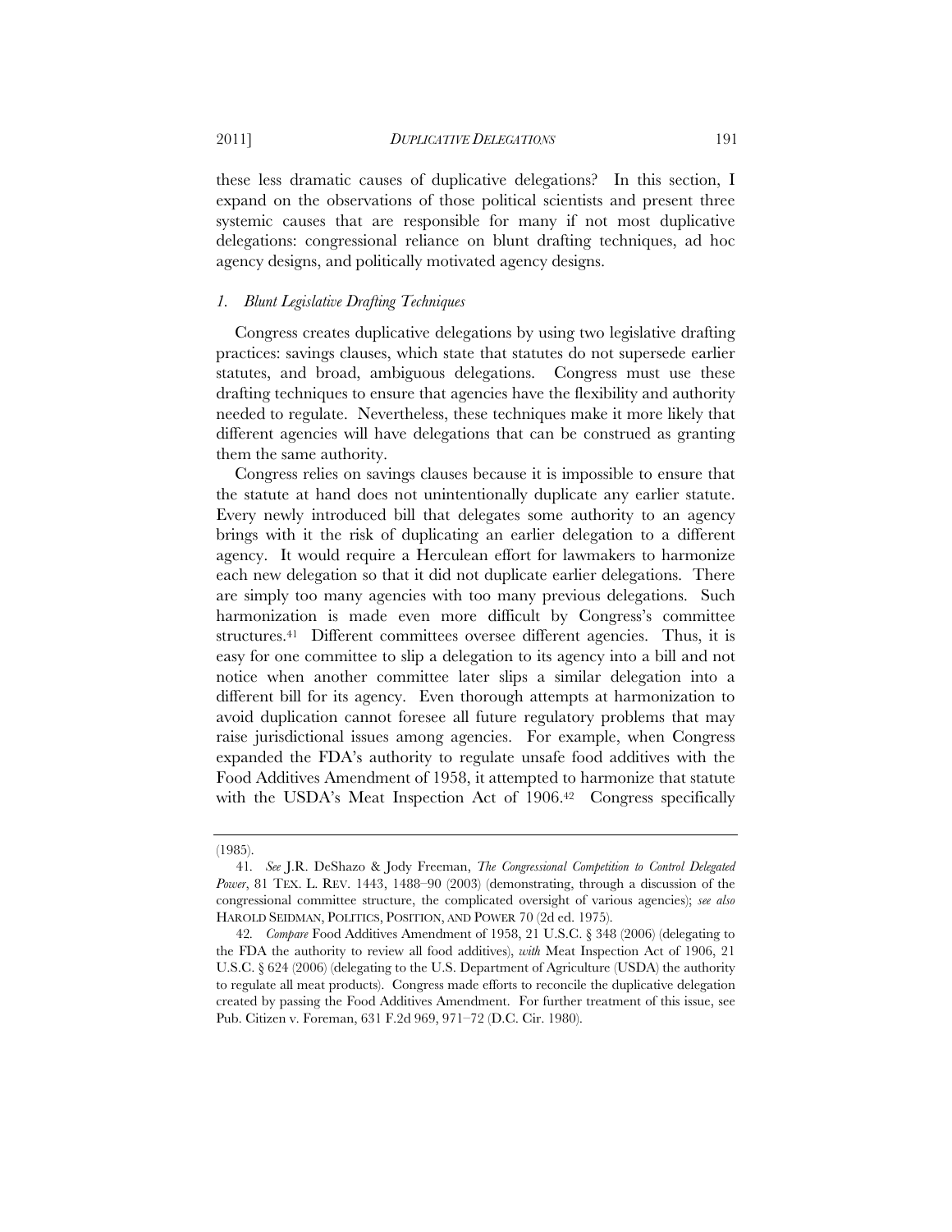these less dramatic causes of duplicative delegations? In this section, I expand on the observations of those political scientists and present three systemic causes that are responsible for many if not most duplicative delegations: congressional reliance on blunt drafting techniques, ad hoc agency designs, and politically motivated agency designs.

### *1. Blunt Legislative Drafting Techniques*

Congress creates duplicative delegations by using two legislative drafting practices: savings clauses, which state that statutes do not supersede earlier statutes, and broad, ambiguous delegations. Congress must use these drafting techniques to ensure that agencies have the flexibility and authority needed to regulate. Nevertheless, these techniques make it more likely that different agencies will have delegations that can be construed as granting them the same authority.

Congress relies on savings clauses because it is impossible to ensure that the statute at hand does not unintentionally duplicate any earlier statute. Every newly introduced bill that delegates some authority to an agency brings with it the risk of duplicating an earlier delegation to a different agency. It would require a Herculean effort for lawmakers to harmonize each new delegation so that it did not duplicate earlier delegations. There are simply too many agencies with too many previous delegations. Such harmonization is made even more difficult by Congress's committee structures.[41] Different committees oversee different agencies. Thus, it is easy for one committee to slip a delegation to its agency into a bill and not notice when another committee later slips a similar delegation into a different bill for its agency. Even thorough attempts at harmonization to avoid duplication cannot foresee all future regulatory problems that may raise jurisdictional issues among agencies. For example, when Congress expanded the FDA's authority to regulate unsafe food additives with the Food Additives Amendment of 1958, it attempted to harmonize that statute with the USDA's Meat Inspection Act of 1906.[42] Congress specifically

---

(1985).

41. *See* J.R. DeShazo & Jody Freeman, *The Congressional Competition to Control Delegated Power*, 81 TEX. L. REV. 1443, 1488–90 (2003) (demonstrating, through a discussion of the congressional committee structure, the complicated oversight of various agencies); *see also* HAROLD SEIDMAN, POLITICS, POSITION, AND POWER 70 (2d ed. 1975).

42. *Compare* Food Additives Amendment of 1958, 21 U.S.C. § 348 (2006) (delegating to the FDA the authority to review all food additives), *with* Meat Inspection Act of 1906, 21 U.S.C. § 624 (2006) (delegating to the U.S. Department of Agriculture (USDA) the authority to regulate all meat products). Congress made efforts to reconcile the duplicative delegation created by passing the Food Additives Amendment. For further treatment of this issue, see Pub. Citizen v. Foreman, 631 F.2d 969, 971–72 (D.C. Cir. 1980).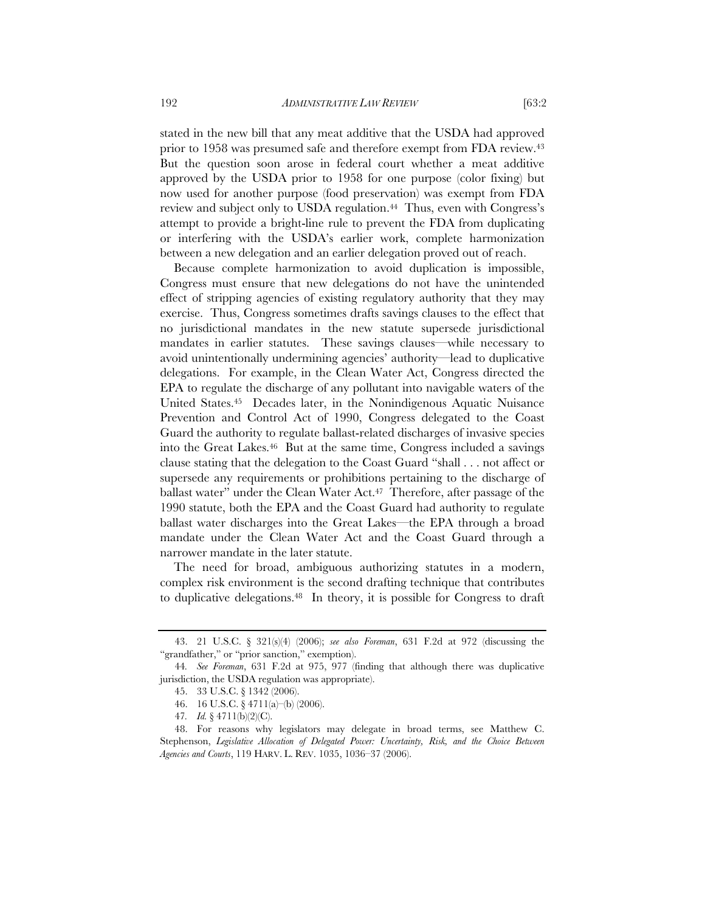stated in the new bill that any meat additive that the USDA had approved prior to 1958 was presumed safe and therefore exempt from FDA review.[43] But the question soon arose in federal court whether a meat additive approved by the USDA prior to 1958 for one purpose (color fixing) but now used for another purpose (food preservation) was exempt from FDA review and subject only to USDA regulation.[44] Thus, even with Congress's attempt to provide a bright-line rule to prevent the FDA from duplicating or interfering with the USDA's earlier work, complete harmonization between a new delegation and an earlier delegation proved out of reach.

Because complete harmonization to avoid duplication is impossible, Congress must ensure that new delegations do not have the unintended effect of stripping agencies of existing regulatory authority that they may exercise. Thus, Congress sometimes drafts savings clauses to the effect that no jurisdictional mandates in the new statute supersede jurisdictional mandates in earlier statutes. These savings clauses—while necessary to avoid unintentionally undermining agencies' authority—lead to duplicative delegations. For example, in the Clean Water Act, Congress directed the EPA to regulate the discharge of any pollutant into navigable waters of the United States.[45] Decades later, in the Nonindigenous Aquatic Nuisance Prevention and Control Act of 1990, Congress delegated to the Coast Guard the authority to regulate ballast-related discharges of invasive species into the Great Lakes.[46] But at the same time, Congress included a savings clause stating that the delegation to the Coast Guard "shall . . . not affect or supersede any requirements or prohibitions pertaining to the discharge of ballast water" under the Clean Water Act.[47] Therefore, after passage of the 1990 statute, both the EPA and the Coast Guard had authority to regulate ballast water discharges into the Great Lakes—the EPA through a broad mandate under the Clean Water Act and the Coast Guard through a narrower mandate in the later statute.

The need for broad, ambiguous authorizing statutes in a modern, complex risk environment is the second drafting technique that contributes to duplicative delegations.[48] In theory, it is possible for Congress to draft

---

43. 21 U.S.C. § 321(s)(4) (2006); *see also Foreman*, 631 F.2d at 972 (discussing the "grandfather," or "prior sanction," exemption).

44. *See Foreman*, 631 F.2d at 975, 977 (finding that although there was duplicative jurisdiction, the USDA regulation was appropriate).

45. 33 U.S.C. § 1342 (2006).

46. 16 U.S.C. § 4711(a)–(b) (2006).

47. *Id.* § 4711(b)(2)(C).

48. For reasons why legislators may delegate in broad terms, see Matthew C. Stephenson, *Legislative Allocation of Delegated Power: Uncertainty, Risk, and the Choice Between Agencies and Courts*, 119 HARV. L. REV. 1035, 1036–37 (2006).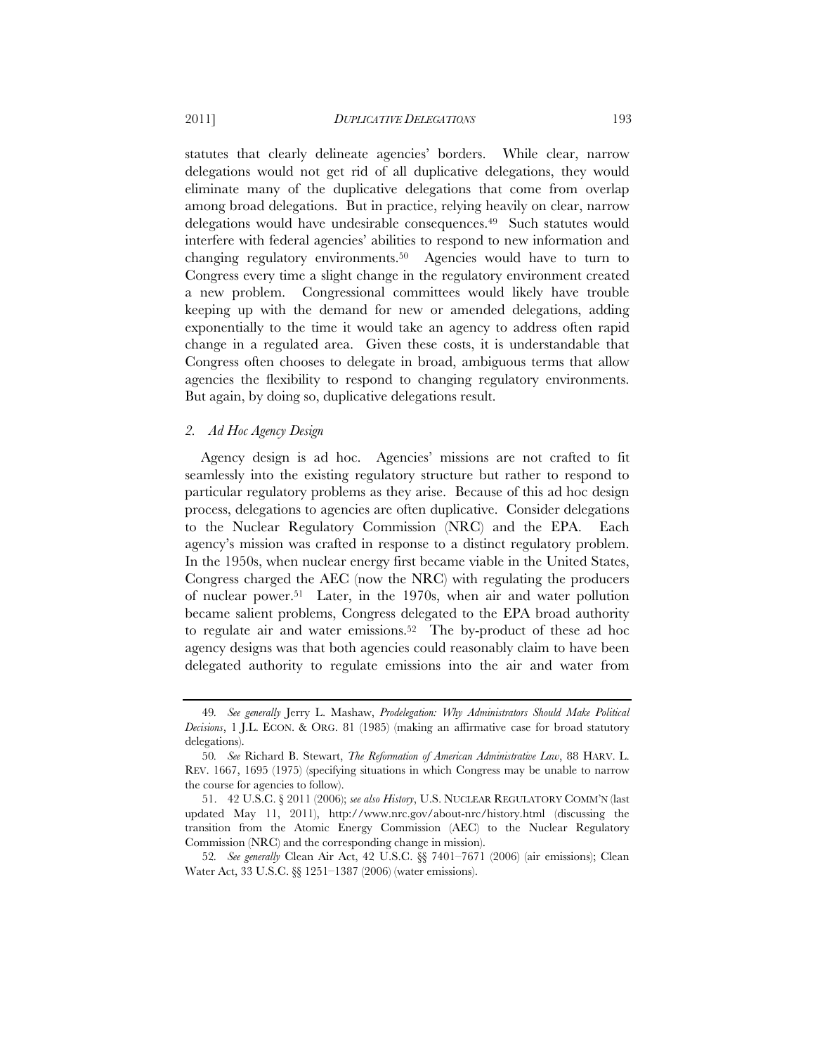statutes that clearly delineate agencies' borders. While clear, narrow delegations would not get rid of all duplicative delegations, they would eliminate many of the duplicative delegations that come from overlap among broad delegations. But in practice, relying heavily on clear, narrow delegations would have undesirable consequences.[49] Such statutes would interfere with federal agencies' abilities to respond to new information and changing regulatory environments.[50] Agencies would have to turn to Congress every time a slight change in the regulatory environment created a new problem. Congressional committees would likely have trouble keeping up with the demand for new or amended delegations, adding exponentially to the time it would take an agency to address often rapid change in a regulated area. Given these costs, it is understandable that Congress often chooses to delegate in broad, ambiguous terms that allow agencies the flexibility to respond to changing regulatory environments. But again, by doing so, duplicative delegations result.

### *2. Ad Hoc Agency Design*

Agency design is ad hoc. Agencies' missions are not crafted to fit seamlessly into the existing regulatory structure but rather to respond to particular regulatory problems as they arise. Because of this ad hoc design process, delegations to agencies are often duplicative. Consider delegations to the Nuclear Regulatory Commission (NRC) and the EPA. Each agency's mission was crafted in response to a distinct regulatory problem. In the 1950s, when nuclear energy first became viable in the United States, Congress charged the AEC (now the NRC) with regulating the producers of nuclear power.[51] Later, in the 1970s, when air and water pollution became salient problems, Congress delegated to the EPA broad authority to regulate air and water emissions.[52] The by-product of these ad hoc agency designs was that both agencies could reasonably claim to have been delegated authority to regulate emissions into the air and water from

---

49. *See generally* Jerry L. Mashaw, *Prodelegation: Why Administrators Should Make Political Decisions*, 1 J.L. ECON. & ORG. 81 (1985) (making an affirmative case for broad statutory delegations).

50. *See* Richard B. Stewart, *The Reformation of American Administrative Law*, 88 HARV. L. REV. 1667, 1695 (1975) (specifying situations in which Congress may be unable to narrow the course for agencies to follow).

51. 42 U.S.C. § 2011 (2006); *see also History*, U.S. NUCLEAR REGULATORY COMM'N (last updated May 11, 2011), http://www.nrc.gov/about-nrc/history.html (discussing the transition from the Atomic Energy Commission (AEC) to the Nuclear Regulatory Commission (NRC) and the corresponding change in mission).

52. *See generally* Clean Air Act, 42 U.S.C. §§ 7401–7671 (2006) (air emissions); Clean Water Act, 33 U.S.C. §§ 1251–1387 (2006) (water emissions).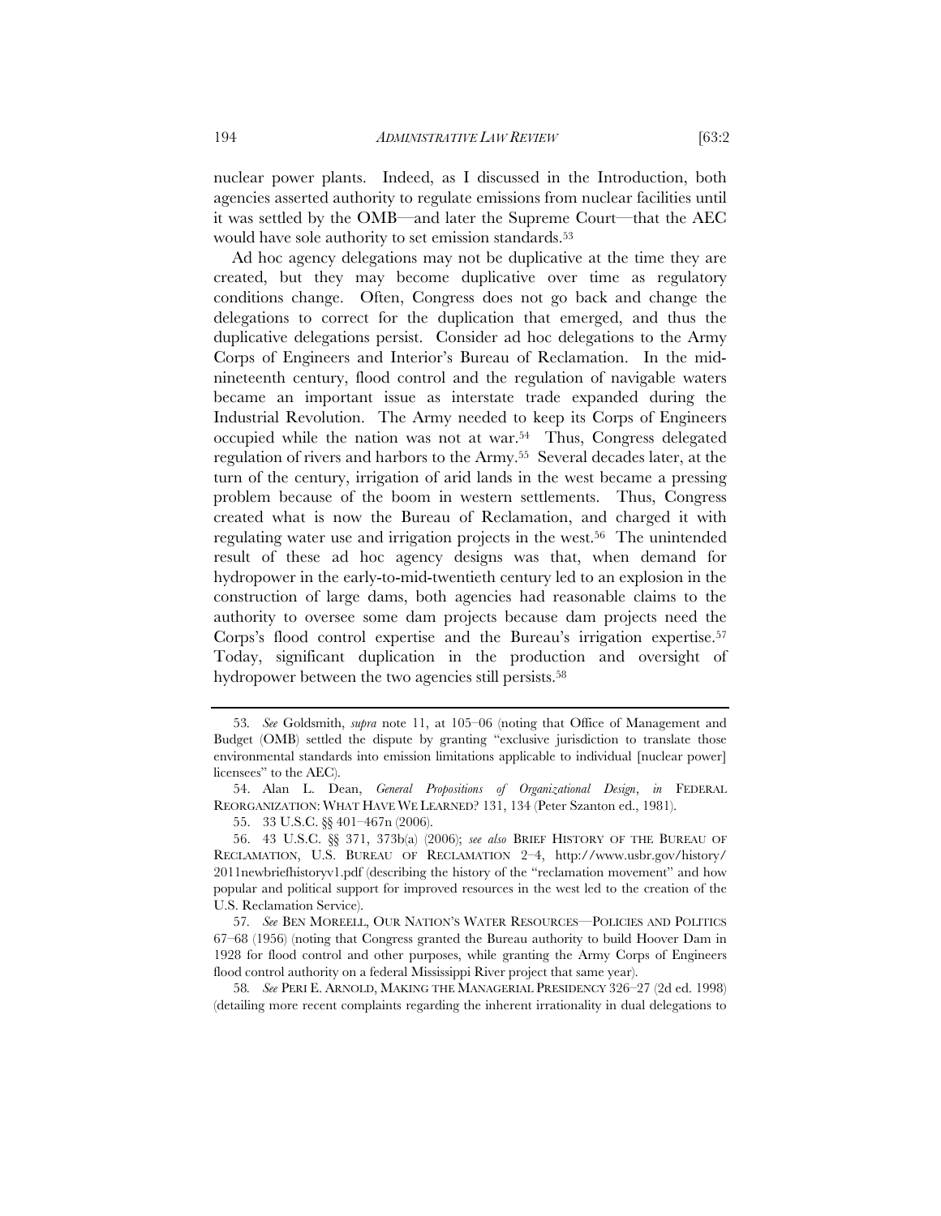nuclear power plants. Indeed, as I discussed in the Introduction, both agencies asserted authority to regulate emissions from nuclear facilities until it was settled by the OMB—and later the Supreme Court—that the AEC would have sole authority to set emission standards.[53]

Ad hoc agency delegations may not be duplicative at the time they are created, but they may become duplicative over time as regulatory conditions change. Often, Congress does not go back and change the delegations to correct for the duplication that emerged, and thus the duplicative delegations persist. Consider ad hoc delegations to the Army Corps of Engineers and Interior's Bureau of Reclamation. In the mid-nineteenth century, flood control and the regulation of navigable waters became an important issue as interstate trade expanded during the Industrial Revolution. The Army needed to keep its Corps of Engineers occupied while the nation was not at war.[54] Thus, Congress delegated regulation of rivers and harbors to the Army.[55] Several decades later, at the turn of the century, irrigation of arid lands in the west became a pressing problem because of the boom in western settlements. Thus, Congress created what is now the Bureau of Reclamation, and charged it with regulating water use and irrigation projects in the west.[56] The unintended result of these ad hoc agency designs was that, when demand for hydropower in the early-to-mid-twentieth century led to an explosion in the construction of large dams, both agencies had reasonable claims to the authority to oversee some dam projects because dam projects need the Corps's flood control expertise and the Bureau's irrigation expertise.[57] Today, significant duplication in the production and oversight of hydropower between the two agencies still persists.[58]

---

53. *See* Goldsmith, *supra* note 11, at 105–06 (noting that Office of Management and Budget (OMB) settled the dispute by granting "exclusive jurisdiction to translate those environmental standards into emission limitations applicable to individual [nuclear power] licensees" to the AEC).

54. Alan L. Dean, *General Propositions of Organizational Design*, *in* FEDERAL REORGANIZATION: WHAT HAVE WE LEARNED? 131, 134 (Peter Szanton ed., 1981).

55. 33 U.S.C. §§ 401–467n (2006).

56. 43 U.S.C. §§ 371, 373b(a) (2006); *see also* BRIEF HISTORY OF THE BUREAU OF RECLAMATION, U.S. BUREAU OF RECLAMATION 2–4, http://www.usbr.gov/history/2011newbriefhistoryv1.pdf (describing the history of the "reclamation movement" and how popular and political support for improved resources in the west led to the creation of the U.S. Reclamation Service).

57. *See* BEN MOREELL, OUR NATION'S WATER RESOURCES—POLICIES AND POLITICS 67–68 (1956) (noting that Congress granted the Bureau authority to build Hoover Dam in 1928 for flood control and other purposes, while granting the Army Corps of Engineers flood control authority on a federal Mississippi River project that same year).

58. *See* PERI E. ARNOLD, MAKING THE MANAGERIAL PRESIDENCY 326–27 (2d ed. 1998) (detailing more recent complaints regarding the inherent irrationality in dual delegations to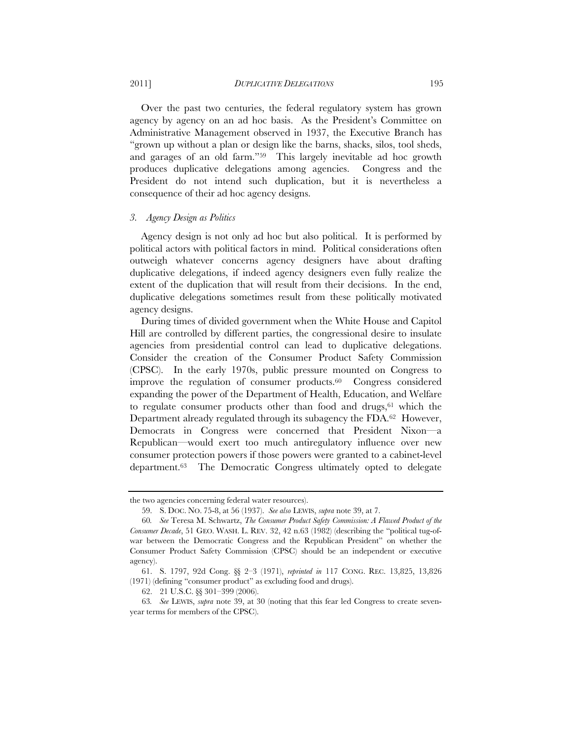Over the past two centuries, the federal regulatory system has grown agency by agency on an ad hoc basis. As the President's Committee on Administrative Management observed in 1937, the Executive Branch has "grown up without a plan or design like the barns, shacks, silos, tool sheds, and garages of an old farm."[59] This largely inevitable ad hoc growth produces duplicative delegations among agencies. Congress and the President do not intend such duplication, but it is nevertheless a consequence of their ad hoc agency designs.

### *3. Agency Design as Politics*

Agency design is not only ad hoc but also political. It is performed by political actors with political factors in mind. Political considerations often outweigh whatever concerns agency designers have about drafting duplicative delegations, if indeed agency designers even fully realize the extent of the duplication that will result from their decisions. In the end, duplicative delegations sometimes result from these politically motivated agency designs.

During times of divided government when the White House and Capitol Hill are controlled by different parties, the congressional desire to insulate agencies from presidential control can lead to duplicative delegations. Consider the creation of the Consumer Product Safety Commission (CPSC). In the early 1970s, public pressure mounted on Congress to improve the regulation of consumer products.[60] Congress considered expanding the power of the Department of Health, Education, and Welfare to regulate consumer products other than food and drugs,[61] which the Department already regulated through its subagency the FDA.[62] However, Democrats in Congress were concerned that President Nixon—a Republican—would exert too much antiregulatory influence over new consumer protection powers if those powers were granted to a cabinet-level department.[63] The Democratic Congress ultimately opted to delegate

---

the two agencies concerning federal water resources).

59. S. DOC. NO. 75-8, at 56 (1937). *See also* LEWIS, *supra* note 39, at 7.

60. *See* Teresa M. Schwartz, *The Consumer Product Safety Commission: A Flawed Product of the Consumer Decade*, 51 GEO. WASH. L. REV. 32, 42 n.63 (1982) (describing the "political tug-of-war between the Democratic Congress and the Republican President" on whether the Consumer Product Safety Commission (CPSC) should be an independent or executive agency).

61. S. 1797, 92d Cong. §§ 2–3 (1971), *reprinted in* 117 CONG. REC. 13,825, 13,826 (1971) (defining "consumer product" as excluding food and drugs).

62. 21 U.S.C. §§ 301–399 (2006).

63. *See* LEWIS, *supra* note 39, at 30 (noting that this fear led Congress to create seven-year terms for members of the CPSC).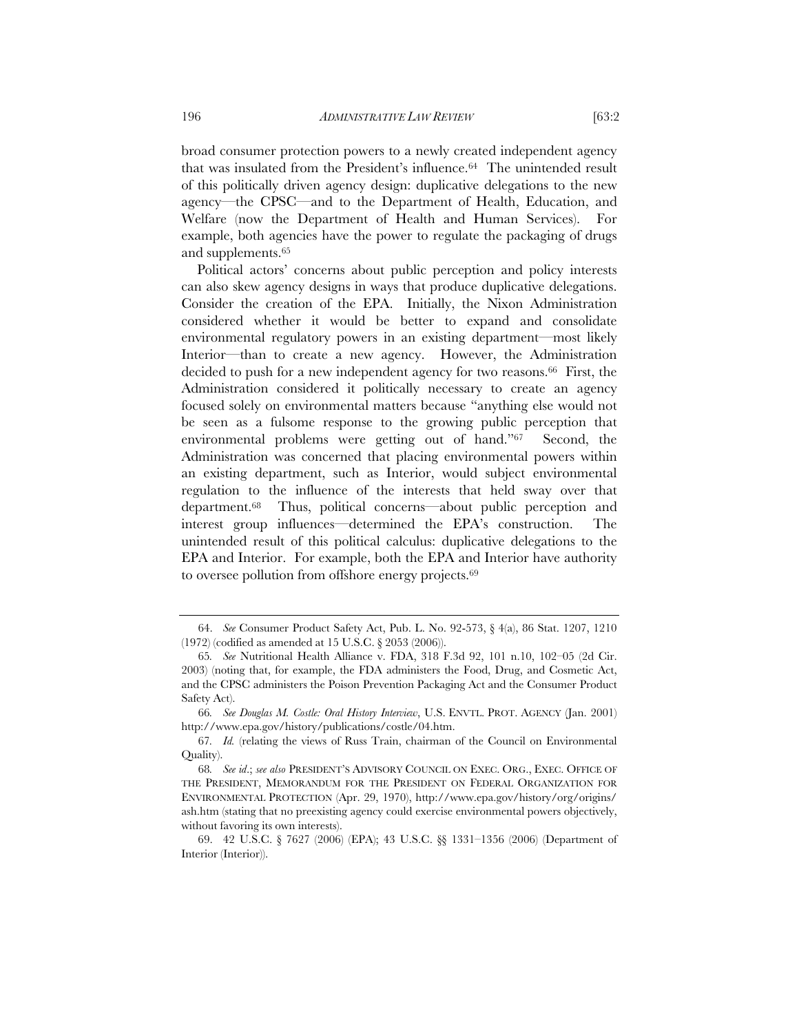broad consumer protection powers to a newly created independent agency that was insulated from the President's influence.[64] The unintended result of this politically driven agency design: duplicative delegations to the new agency—the CPSC—and to the Department of Health, Education, and Welfare (now the Department of Health and Human Services). For example, both agencies have the power to regulate the packaging of drugs and supplements.[65]

Political actors' concerns about public perception and policy interests can also skew agency designs in ways that produce duplicative delegations. Consider the creation of the EPA. Initially, the Nixon Administration considered whether it would be better to expand and consolidate environmental regulatory powers in an existing department—most likely Interior—than to create a new agency. However, the Administration decided to push for a new independent agency for two reasons.[66] First, the Administration considered it politically necessary to create an agency focused solely on environmental matters because "anything else would not be seen as a fulsome response to the growing public perception that environmental problems were getting out of hand."[67] Second, the Administration was concerned that placing environmental powers within an existing department, such as Interior, would subject environmental regulation to the influence of the interests that held sway over that department.[68] Thus, political concerns—about public perception and interest group influences—determined the EPA's construction. The unintended result of this political calculus: duplicative delegations to the EPA and Interior. For example, both the EPA and Interior have authority to oversee pollution from offshore energy projects.[69]

---

64. *See* Consumer Product Safety Act, Pub. L. No. 92-573, § 4(a), 86 Stat. 1207, 1210 (1972) (codified as amended at 15 U.S.C. § 2053 (2006)).

65. *See* Nutritional Health Alliance v. FDA, 318 F.3d 92, 101 n.10, 102–05 (2d Cir. 2003) (noting that, for example, the FDA administers the Food, Drug, and Cosmetic Act, and the CPSC administers the Poison Prevention Packaging Act and the Consumer Product Safety Act).

66. *See Douglas M. Costle: Oral History Interview*, U.S. ENVTL. PROT. AGENCY (Jan. 2001) http://www.epa.gov/history/publications/costle/04.htm.

67. *Id.* (relating the views of Russ Train, chairman of the Council on Environmental Quality).

68. *See id.*; *see also* PRESIDENT'S ADVISORY COUNCIL ON EXEC. ORG., EXEC. OFFICE OF THE PRESIDENT, MEMORANDUM FOR THE PRESIDENT ON FEDERAL ORGANIZATION FOR ENVIRONMENTAL PROTECTION (Apr. 29, 1970), http://www.epa.gov/history/org/origins/ash.htm (stating that no preexisting agency could exercise environmental powers objectively, without favoring its own interests).

69. 42 U.S.C. § 7627 (2006) (EPA); 43 U.S.C. §§ 1331–1356 (2006) (Department of Interior (Interior)).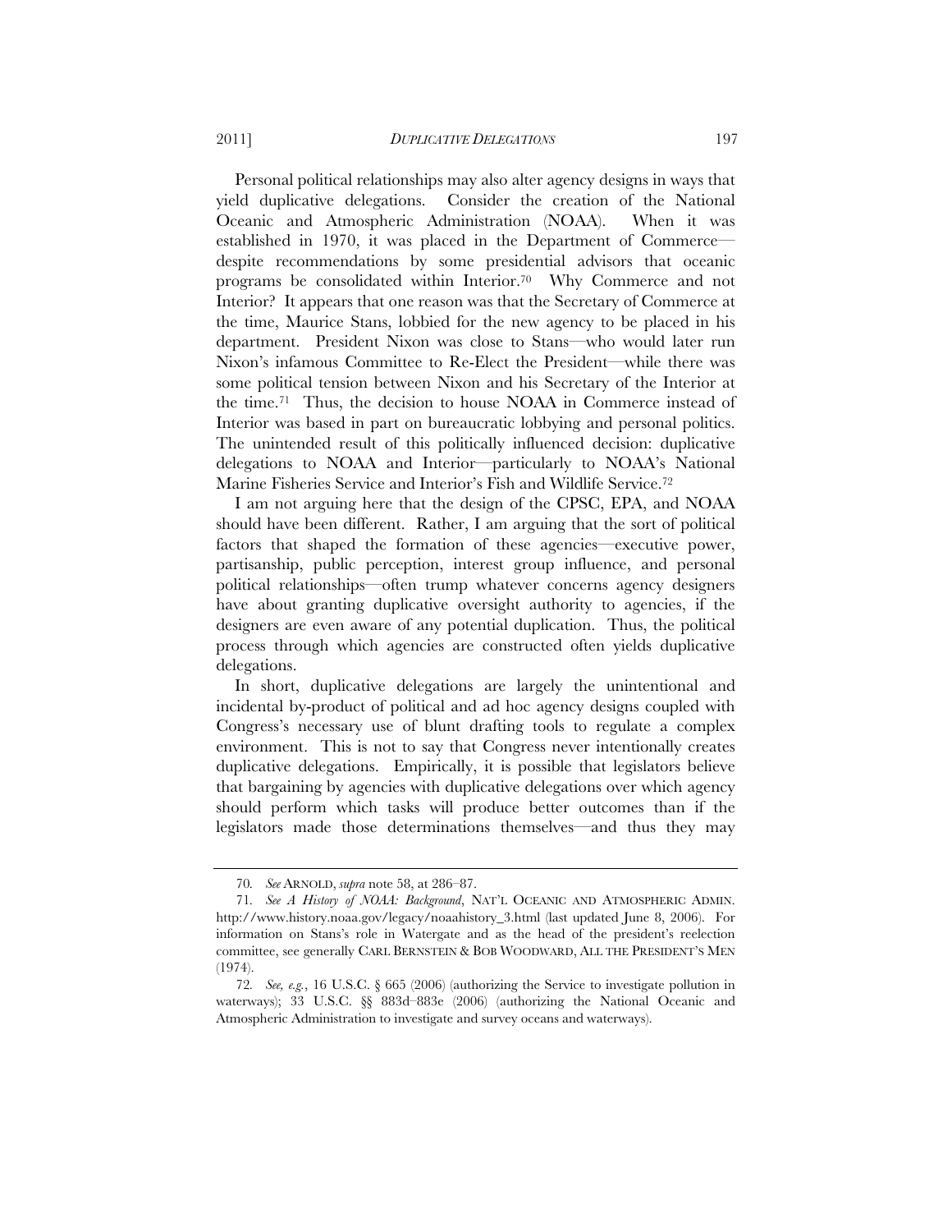Personal political relationships may also alter agency designs in ways that yield duplicative delegations. Consider the creation of the National Oceanic and Atmospheric Administration (NOAA). When it was established in 1970, it was placed in the Department of Commerce—despite recommendations by some presidential advisors that oceanic programs be consolidated within Interior.[70] Why Commerce and not Interior? It appears that one reason was that the Secretary of Commerce at the time, Maurice Stans, lobbied for the new agency to be placed in his department. President Nixon was close to Stans—who would later run Nixon's infamous Committee to Re-Elect the President—while there was some political tension between Nixon and his Secretary of the Interior at the time.[71] Thus, the decision to house NOAA in Commerce instead of Interior was based in part on bureaucratic lobbying and personal politics. The unintended result of this politically influenced decision: duplicative delegations to NOAA and Interior—particularly to NOAA's National Marine Fisheries Service and Interior's Fish and Wildlife Service.[72]

I am not arguing here that the design of the CPSC, EPA, and NOAA should have been different. Rather, I am arguing that the sort of political factors that shaped the formation of these agencies—executive power, partisanship, public perception, interest group influence, and personal political relationships—often trump whatever concerns agency designers have about granting duplicative oversight authority to agencies, if the designers are even aware of any potential duplication. Thus, the political process through which agencies are constructed often yields duplicative delegations.

In short, duplicative delegations are largely the unintentional and incidental by-product of political and ad hoc agency designs coupled with Congress's necessary use of blunt drafting tools to regulate a complex environment. This is not to say that Congress never intentionally creates duplicative delegations. Empirically, it is possible that legislators believe that bargaining by agencies with duplicative delegations over which agency should perform which tasks will produce better outcomes than if the legislators made those determinations themselves—and thus they may

---

70. *See* ARNOLD, *supra* note 58, at 286–87.

71. *See A History of NOAA: Background*, NAT'L OCEANIC AND ATMOSPHERIC ADMIN. http://www.history.noaa.gov/legacy/noaahistory_3.html (last updated June 8, 2006). For information on Stans's role in Watergate and as the head of the president's reelection committee, see generally CARL BERNSTEIN & BOB WOODWARD, ALL THE PRESIDENT'S MEN (1974).

72. *See, e.g.*, 16 U.S.C. § 665 (2006) (authorizing the Service to investigate pollution in waterways); 33 U.S.C. §§ 883d–883e (2006) (authorizing the National Oceanic and Atmospheric Administration to investigate and survey oceans and waterways).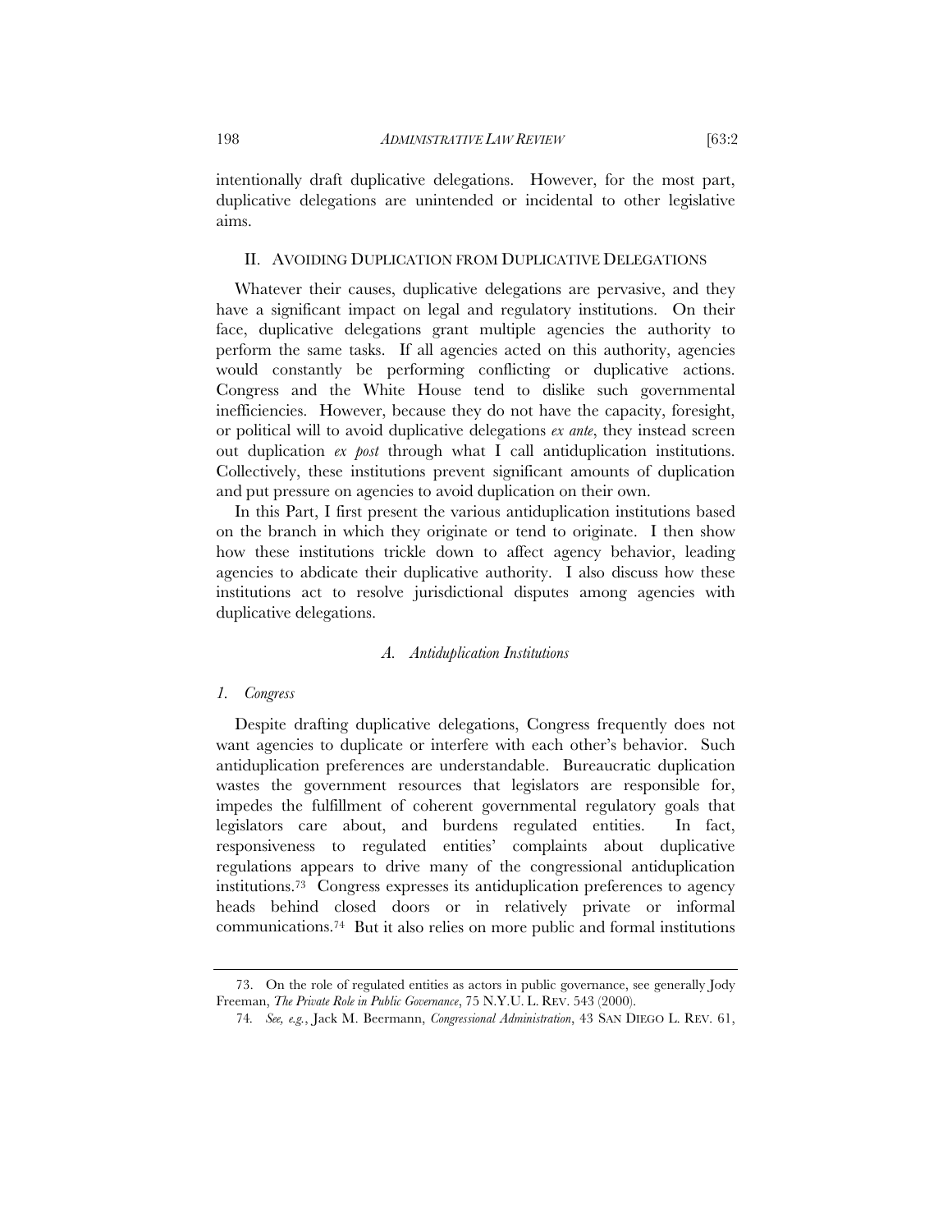intentionally draft duplicative delegations. However, for the most part, duplicative delegations are unintended or incidental to other legislative aims.

## II. AVOIDING DUPLICATION FROM DUPLICATIVE DELEGATIONS

Whatever their causes, duplicative delegations are pervasive, and they have a significant impact on legal and regulatory institutions. On their face, duplicative delegations grant multiple agencies the authority to perform the same tasks. If all agencies acted on this authority, agencies would constantly be performing conflicting or duplicative actions. Congress and the White House tend to dislike such governmental inefficiencies. However, because they do not have the capacity, foresight, or political will to avoid duplicative delegations *ex ante*, they instead screen out duplication *ex post* through what I call antiduplication institutions. Collectively, these institutions prevent significant amounts of duplication and put pressure on agencies to avoid duplication on their own.

In this Part, I first present the various antiduplication institutions based on the branch in which they originate or tend to originate. I then show how these institutions trickle down to affect agency behavior, leading agencies to abdicate their duplicative authority. I also discuss how these institutions act to resolve jurisdictional disputes among agencies with duplicative delegations.

### *A. Antiduplication Institutions*

#### *1. Congress*

Despite drafting duplicative delegations, Congress frequently does not want agencies to duplicate or interfere with each other's behavior. Such antiduplication preferences are understandable. Bureaucratic duplication wastes the government resources that legislators are responsible for, impedes the fulfillment of coherent governmental regulatory goals that legislators care about, and burdens regulated entities. In fact, responsiveness to regulated entities' complaints about duplicative regulations appears to drive many of the congressional antiduplication institutions.[73] Congress expresses its antiduplication preferences to agency heads behind closed doors or in relatively private or informal communications.[74] But it also relies on more public and formal institutions

---

73. On the role of regulated entities as actors in public governance, see generally Jody Freeman, *The Private Role in Public Governance*, 75 N.Y.U. L. REV. 543 (2000).

74. *See, e.g.*, Jack M. Beermann, *Congressional Administration*, 43 SAN DIEGO L. REV. 61,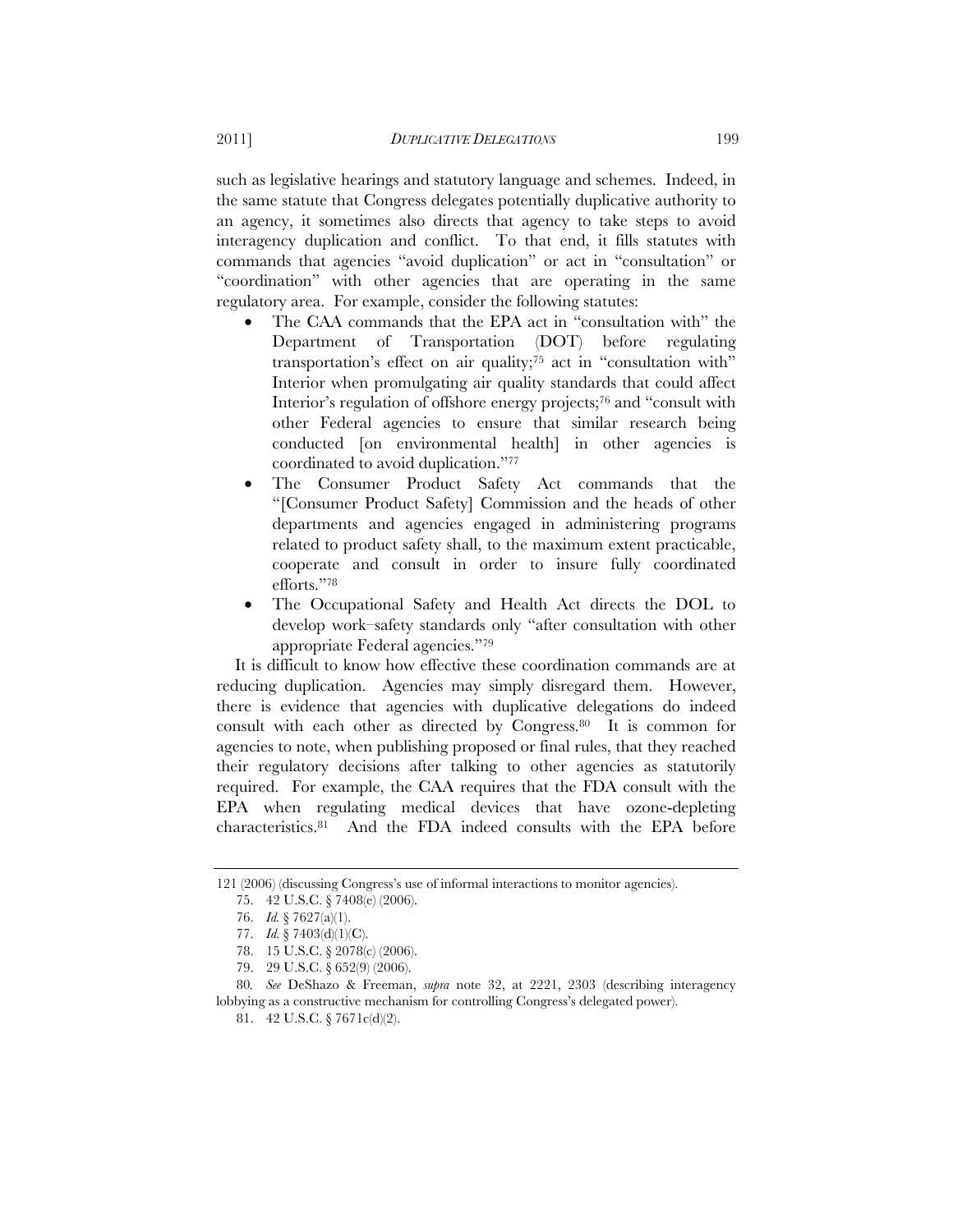such as legislative hearings and statutory language and schemes. Indeed, in the same statute that Congress delegates potentially duplicative authority to an agency, it sometimes also directs that agency to take steps to avoid interagency duplication and conflict. To that end, it fills statutes with commands that agencies "avoid duplication" or act in "consultation" or "coordination" with other agencies that are operating in the same regulatory area. For example, consider the following statutes:

- The CAA commands that the EPA act in "consultation with" the Department of Transportation (DOT) before regulating transportation's effect on air quality;[75] act in "consultation with" Interior when promulgating air quality standards that could affect Interior's regulation of offshore energy projects;[76] and "consult with other Federal agencies to ensure that similar research being conducted [on environmental health] in other agencies is coordinated to avoid duplication."[77]
- The Consumer Product Safety Act commands that the "[Consumer Product Safety] Commission and the heads of other departments and agencies engaged in administering programs related to product safety shall, to the maximum extent practicable, cooperate and consult in order to insure fully coordinated efforts."[78]
- The Occupational Safety and Health Act directs the DOL to develop work–safety standards only "after consultation with other appropriate Federal agencies."[79]

It is difficult to know how effective these coordination commands are at reducing duplication. Agencies may simply disregard them. However, there is evidence that agencies with duplicative delegations do indeed consult with each other as directed by Congress.[80] It is common for agencies to note, when publishing proposed or final rules, that they reached their regulatory decisions after talking to other agencies as statutorily required. For example, the CAA requires that the FDA consult with the EPA when regulating medical devices that have ozone-depleting characteristics.[81] And the FDA indeed consults with the EPA before

---

121 (2006) (discussing Congress's use of informal interactions to monitor agencies).

75. 42 U.S.C. § 7408(e) (2006).

76. *Id.* § 7627(a)(1).

77. *Id.* § 7403(d)(1)(C).

78. 15 U.S.C. § 2078(c) (2006).

79. 29 U.S.C. § 652(9) (2006).

80. *See* DeShazo & Freeman, *supra* note 32, at 2221, 2303 (describing interagency lobbying as a constructive mechanism for controlling Congress's delegated power).

81. 42 U.S.C. § 7671c(d)(2).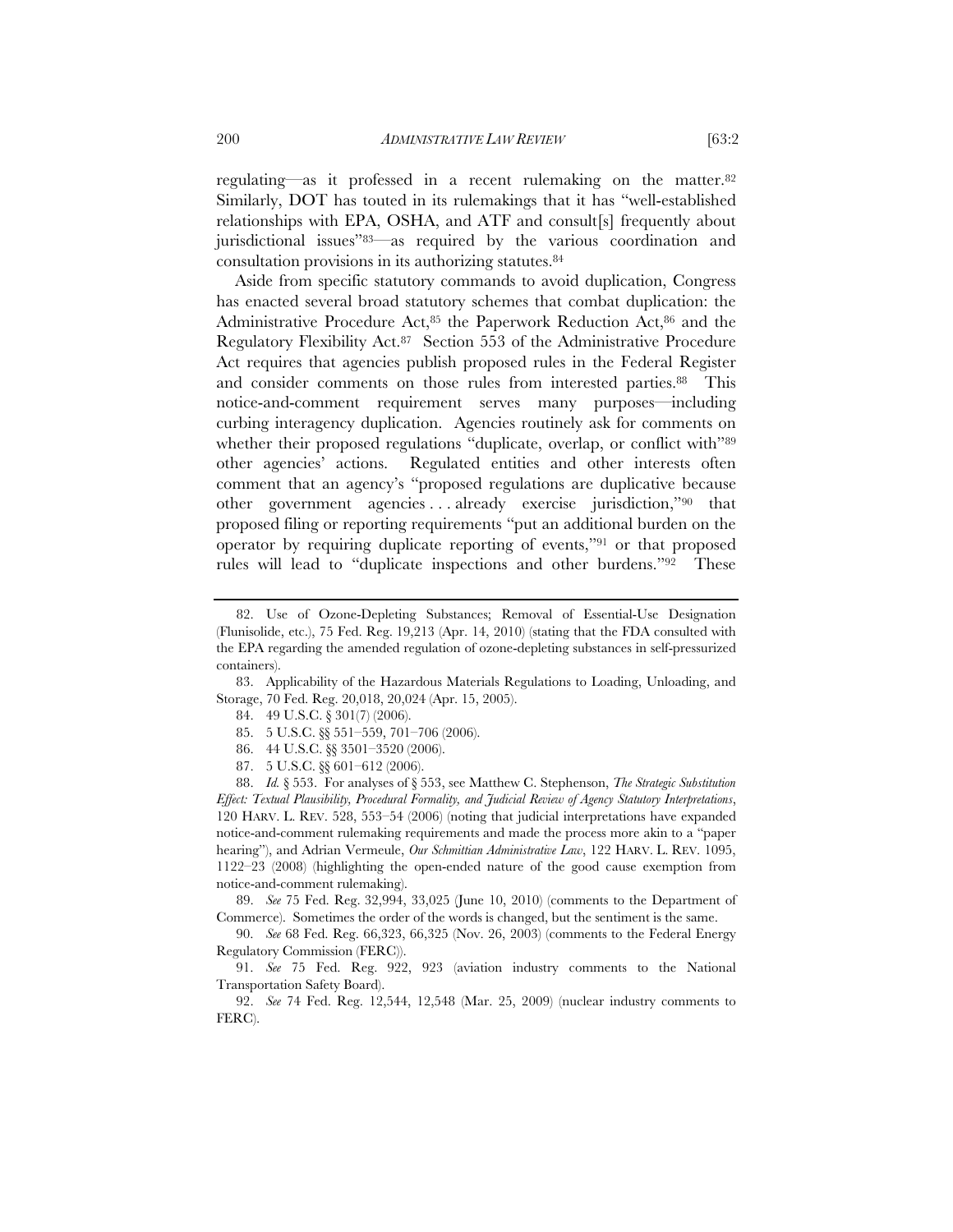regulating—as it professed in a recent rulemaking on the matter.[82] Similarly, DOT has touted in its rulemakings that it has "well-established relationships with EPA, OSHA, and ATF and consult[s] frequently about jurisdictional issues"[83]—as required by the various coordination and consultation provisions in its authorizing statutes.[84]

Aside from specific statutory commands to avoid duplication, Congress has enacted several broad statutory schemes that combat duplication: the Administrative Procedure Act,[85] the Paperwork Reduction Act,[86] and the Regulatory Flexibility Act.[87] Section 553 of the Administrative Procedure Act requires that agencies publish proposed rules in the Federal Register and consider comments on those rules from interested parties.[88] This notice-and-comment requirement serves many purposes—including curbing interagency duplication. Agencies routinely ask for comments on whether their proposed regulations "duplicate, overlap, or conflict with"[89] other agencies' actions. Regulated entities and other interests often comment that an agency's "proposed regulations are duplicative because other government agencies . . . already exercise jurisdiction,"[90] that proposed filing or reporting requirements "put an additional burden on the operator by requiring duplicate reporting of events,"[91] or that proposed rules will lead to "duplicate inspections and other burdens."[92] These

---

82. Use of Ozone-Depleting Substances; Removal of Essential-Use Designation (Flunisolide, etc.), 75 Fed. Reg. 19,213 (Apr. 14, 2010) (stating that the FDA consulted with the EPA regarding the amended regulation of ozone-depleting substances in self-pressurized containers).

83. Applicability of the Hazardous Materials Regulations to Loading, Unloading, and Storage, 70 Fed. Reg. 20,018, 20,024 (Apr. 15, 2005).

84. 49 U.S.C. § 301(7) (2006).

85. 5 U.S.C. §§ 551–559, 701–706 (2006).

86. 44 U.S.C. §§ 3501–3520 (2006).

87. 5 U.S.C. §§ 601–612 (2006).

88. *Id.* § 553. For analyses of § 553, see Matthew C. Stephenson, *The Strategic Substitution Effect: Textual Plausibility, Procedural Formality, and Judicial Review of Agency Statutory Interpretations*, 120 HARV. L. REV. 528, 553–54 (2006) (noting that judicial interpretations have expanded notice-and-comment rulemaking requirements and made the process more akin to a "paper hearing"), and Adrian Vermeule, *Our Schmittian Administrative Law*, 122 HARV. L. REV. 1095, 1122–23 (2008) (highlighting the open-ended nature of the good cause exemption from notice-and-comment rulemaking).

89. *See* 75 Fed. Reg. 32,994, 33,025 (June 10, 2010) (comments to the Department of Commerce). Sometimes the order of the words is changed, but the sentiment is the same.

90. *See* 68 Fed. Reg. 66,323, 66,325 (Nov. 26, 2003) (comments to the Federal Energy Regulatory Commission (FERC)).

91. *See* 75 Fed. Reg. 922, 923 (aviation industry comments to the National Transportation Safety Board).

92. *See* 74 Fed. Reg. 12,544, 12,548 (Mar. 25, 2009) (nuclear industry comments to FERC).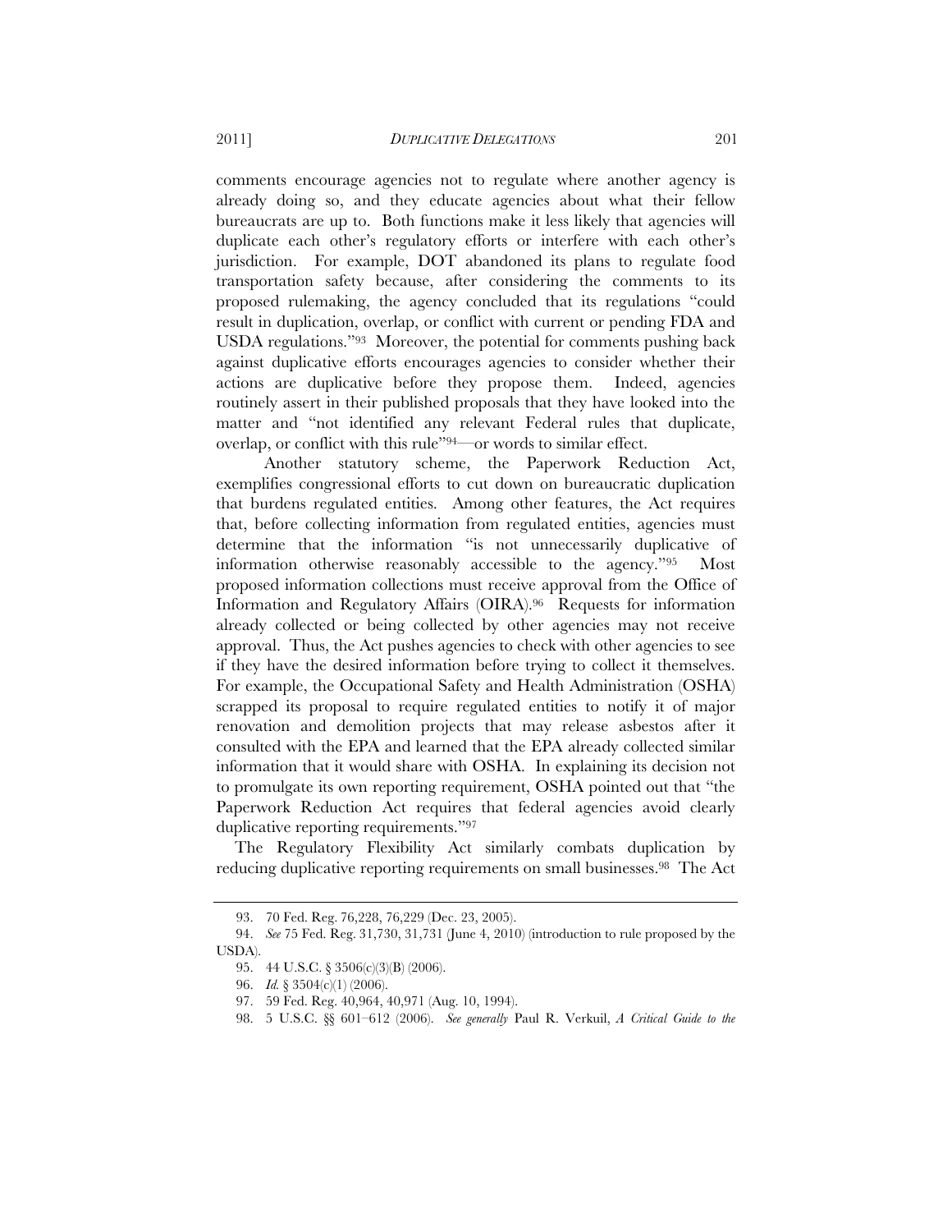comments encourage agencies not to regulate where another agency is already doing so, and they educate agencies about what their fellow bureaucrats are up to. Both functions make it less likely that agencies will duplicate each other's regulatory efforts or interfere with each other's jurisdiction. For example, DOT abandoned its plans to regulate food transportation safety because, after considering the comments to its proposed rulemaking, the agency concluded that its regulations "could result in duplication, overlap, or conflict with current or pending FDA and USDA regulations."[93] Moreover, the potential for comments pushing back against duplicative efforts encourages agencies to consider whether their actions are duplicative before they propose them. Indeed, agencies routinely assert in their published proposals that they have looked into the matter and "not identified any relevant Federal rules that duplicate, overlap, or conflict with this rule"[94]—or words to similar effect.

Another statutory scheme, the Paperwork Reduction Act, exemplifies congressional efforts to cut down on bureaucratic duplication that burdens regulated entities. Among other features, the Act requires that, before collecting information from regulated entities, agencies must determine that the information "is not unnecessarily duplicative of information otherwise reasonably accessible to the agency."[95] Most proposed information collections must receive approval from the Office of Information and Regulatory Affairs (OIRA).[96] Requests for information already collected or being collected by other agencies may not receive approval. Thus, the Act pushes agencies to check with other agencies to see if they have the desired information before trying to collect it themselves. For example, the Occupational Safety and Health Administration (OSHA) scrapped its proposal to require regulated entities to notify it of major renovation and demolition projects that may release asbestos after it consulted with the EPA and learned that the EPA already collected similar information that it would share with OSHA. In explaining its decision not to promulgate its own reporting requirement, OSHA pointed out that "the Paperwork Reduction Act requires that federal agencies avoid clearly duplicative reporting requirements."[97]

The Regulatory Flexibility Act similarly combats duplication by reducing duplicative reporting requirements on small businesses.[98] The Act

---

93. 70 Fed. Reg. 76,228, 76,229 (Dec. 23, 2005).

94. *See* 75 Fed. Reg. 31,730, 31,731 (June 4, 2010) (introduction to rule proposed by the USDA).

95. 44 U.S.C. § 3506(c)(3)(B) (2006).

96. *Id.* § 3504(c)(1) (2006).

97. 59 Fed. Reg. 40,964, 40,971 (Aug. 10, 1994).

98. 5 U.S.C. §§ 601–612 (2006). *See generally* Paul R. Verkuil, *A Critical Guide to the*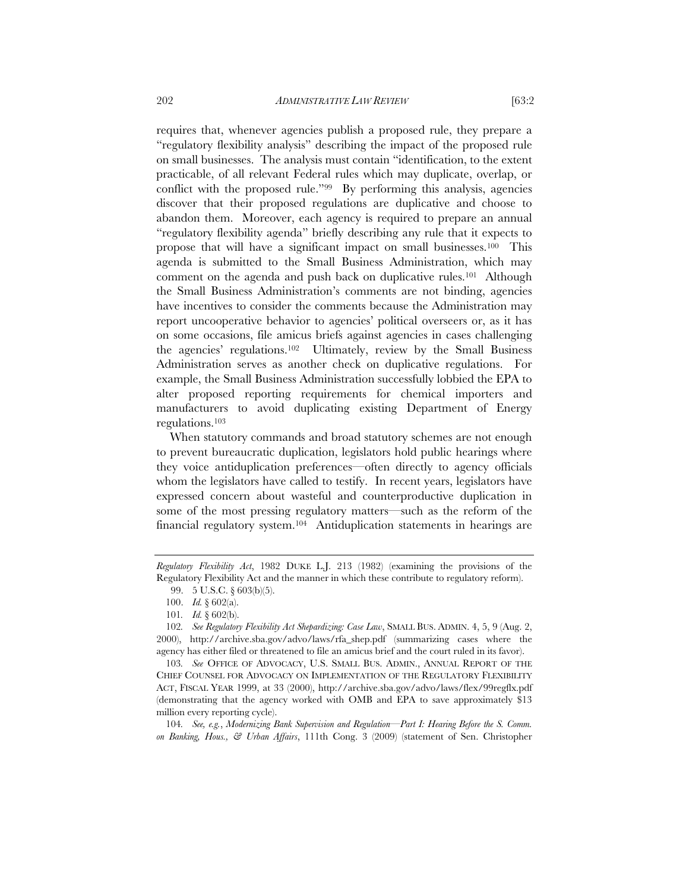requires that, whenever agencies publish a proposed rule, they prepare a "regulatory flexibility analysis" describing the impact of the proposed rule on small businesses. The analysis must contain "identification, to the extent practicable, of all relevant Federal rules which may duplicate, overlap, or conflict with the proposed rule."[99] By performing this analysis, agencies discover that their proposed regulations are duplicative and choose to abandon them. Moreover, each agency is required to prepare an annual "regulatory flexibility agenda" briefly describing any rule that it expects to propose that will have a significant impact on small businesses.[100] This agenda is submitted to the Small Business Administration, which may comment on the agenda and push back on duplicative rules.[101] Although the Small Business Administration's comments are not binding, agencies have incentives to consider the comments because the Administration may report uncooperative behavior to agencies' political overseers or, as it has on some occasions, file amicus briefs against agencies in cases challenging the agencies' regulations.[102] Ultimately, review by the Small Business Administration serves as another check on duplicative regulations. For example, the Small Business Administration successfully lobbied the EPA to alter proposed reporting requirements for chemical importers and manufacturers to avoid duplicating existing Department of Energy regulations.[103]

When statutory commands and broad statutory schemes are not enough to prevent bureaucratic duplication, legislators hold public hearings where they voice antiduplication preferences—often directly to agency officials whom the legislators have called to testify. In recent years, legislators have expressed concern about wasteful and counterproductive duplication in some of the most pressing regulatory matters—such as the reform of the financial regulatory system.[104] Antiduplication statements in hearings are

---

*Regulatory Flexibility Act*, 1982 DUKE L.J. 213 (1982) (examining the provisions of the Regulatory Flexibility Act and the manner in which these contribute to regulatory reform).

99. 5 U.S.C. § 603(b)(5).

100. *Id.* § 602(a).

101. *Id.* § 602(b).

102. *See Regulatory Flexibility Act Shepardizing: Case Law*, SMALL BUS. ADMIN. 4, 5, 9 (Aug. 2, 2000), http://archive.sba.gov/advo/laws/rfa_shep.pdf (summarizing cases where the agency has either filed or threatened to file an amicus brief and the court ruled in its favor).

103. *See* OFFICE OF ADVOCACY, U.S. SMALL BUS. ADMIN., ANNUAL REPORT OF THE CHIEF COUNSEL FOR ADVOCACY ON IMPLEMENTATION OF THE REGULATORY FLEXIBILITY ACT, FISCAL YEAR 1999, at 33 (2000), http://archive.sba.gov/advo/laws/flex/99regflx.pdf (demonstrating that the agency worked with OMB and EPA to save approximately $13 million every reporting cycle).

104. *See, e.g.*, *Modernizing Bank Supervision and Regulation—Part I: Hearing Before the S. Comm. on Banking, Hous., & Urban Affairs*, 111th Cong. 3 (2009) (statement of Sen. Christopher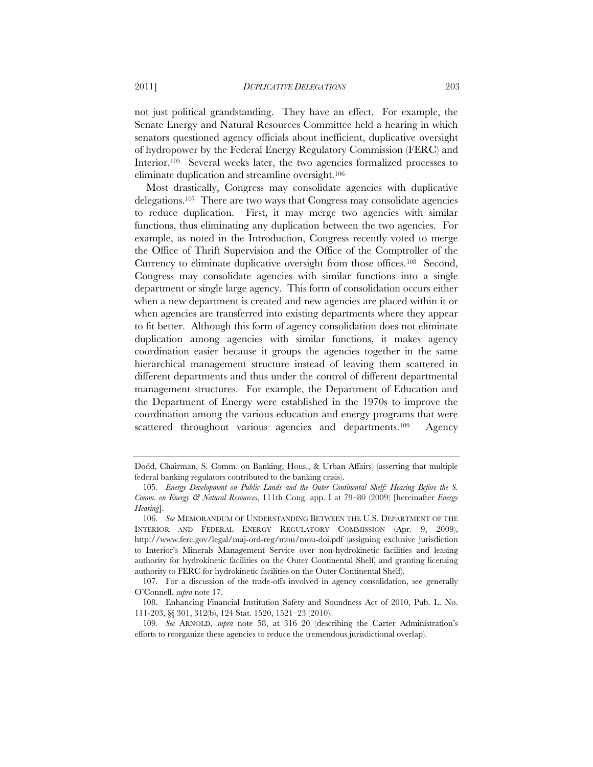not just political grandstanding. They have an effect. For example, the Senate Energy and Natural Resources Committee held a hearing in which senators questioned agency officials about inefficient, duplicative oversight of hydropower by the Federal Energy Regulatory Commission (FERC) and Interior.[105] Several weeks later, the two agencies formalized processes to eliminate duplication and streamline oversight.[106]

Most drastically, Congress may consolidate agencies with duplicative delegations.[107] There are two ways that Congress may consolidate agencies to reduce duplication. First, it may merge two agencies with similar functions, thus eliminating any duplication between the two agencies. For example, as noted in the Introduction, Congress recently voted to merge the Office of Thrift Supervision and the Office of the Comptroller of the Currency to eliminate duplicative oversight from those offices.[108] Second, Congress may consolidate agencies with similar functions into a single department or single large agency. This form of consolidation occurs either when a new department is created and new agencies are placed within it or when agencies are transferred into existing departments where they appear to fit better. Although this form of agency consolidation does not eliminate duplication among agencies with similar functions, it makes agency coordination easier because it groups the agencies together in the same hierarchical management structure instead of leaving them scattered in different departments and thus under the control of different departmental management structures. For example, the Department of Education and the Department of Energy were established in the 1970s to improve the coordination among the various education and energy programs that were scattered throughout various agencies and departments.[109] Agency

---

Dodd, Chairman, S. Comm. on Banking, Hous., & Urban Affairs) (asserting that multiple federal banking regulators contributed to the banking crisis).

105. *Energy Development on Public Lands and the Outer Continental Shelf: Hearing Before the S. Comm. on Energy & Natural Resources*, 111th Cong. app. I at 79–80 (2009) [hereinafter *Energy Hearing*].

106. *See* MEMORANDUM OF UNDERSTANDING BETWEEN THE U.S. DEPARTMENT OF THE INTERIOR AND FEDERAL ENERGY REGULATORY COMMISSION (Apr. 9, 2009), http://www.ferc.gov/legal/maj-ord-reg/mou/mou-doi.pdf (assigning exclusive jurisdiction to Interior's Minerals Management Service over non-hydrokinetic facilities and leasing authority for hydrokinetic facilities on the Outer Continental Shelf, and granting licensing authority to FERC for hydrokinetic facilities on the Outer Continental Shelf).

107. For a discussion of the trade-offs involved in agency consolidation, see generally O'Connell, *supra* note 17.

108. Enhancing Financial Institution Safety and Soundness Act of 2010, Pub. L. No. 111-203, §§ 301, 312(b), 124 Stat. 1520, 1521–23 (2010).

109. *See* ARNOLD, *supra* note 58, at 316–20 (describing the Carter Administration's efforts to reorganize these agencies to reduce the tremendous jurisdictional overlap).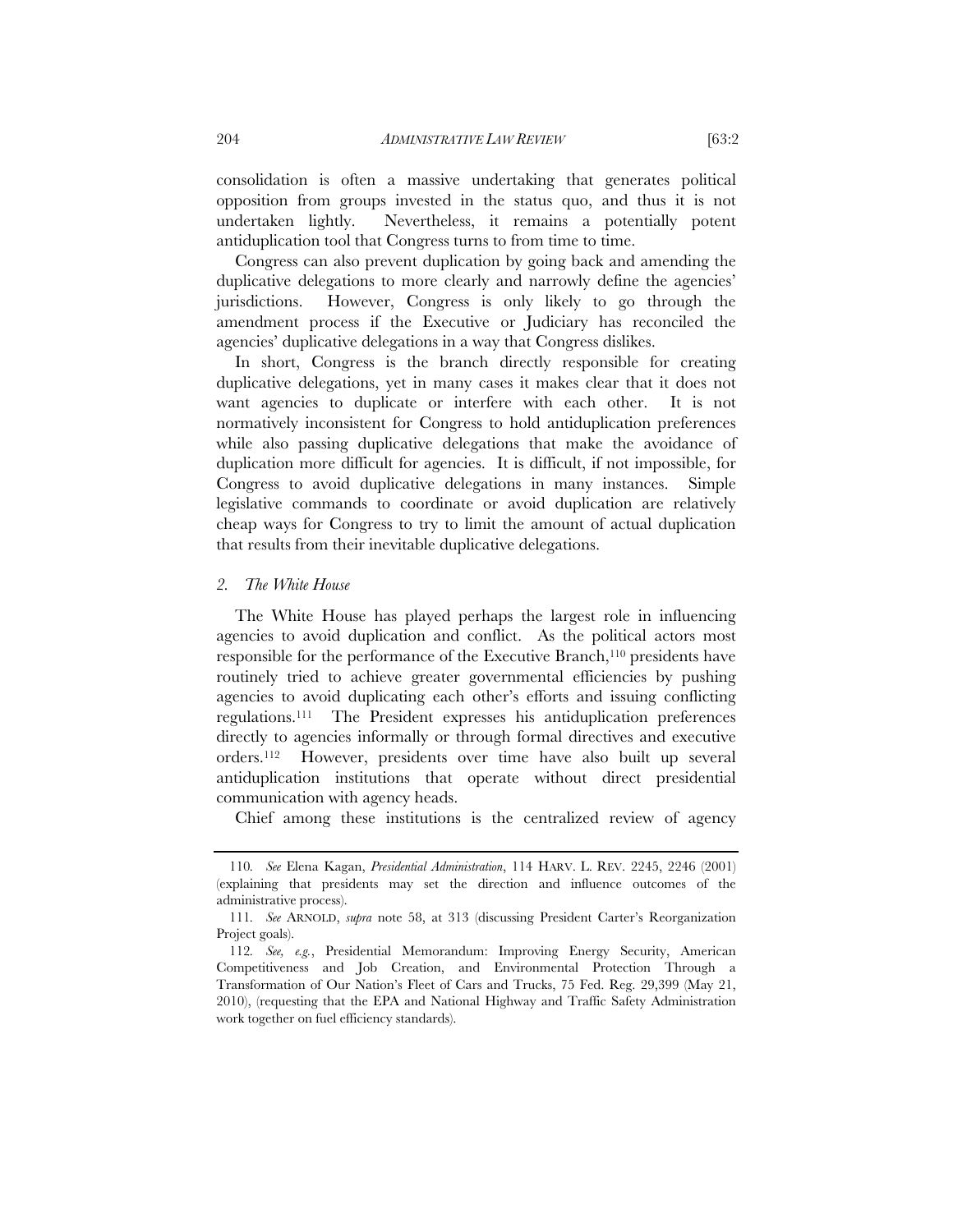consolidation is often a massive undertaking that generates political opposition from groups invested in the status quo, and thus it is not undertaken lightly. Nevertheless, it remains a potentially potent antiduplication tool that Congress turns to from time to time.

Congress can also prevent duplication by going back and amending the duplicative delegations to more clearly and narrowly define the agencies' jurisdictions. However, Congress is only likely to go through the amendment process if the Executive or Judiciary has reconciled the agencies' duplicative delegations in a way that Congress dislikes.

In short, Congress is the branch directly responsible for creating duplicative delegations, yet in many cases it makes clear that it does not want agencies to duplicate or interfere with each other. It is not normatively inconsistent for Congress to hold antiduplication preferences while also passing duplicative delegations that make the avoidance of duplication more difficult for agencies. It is difficult, if not impossible, for Congress to avoid duplicative delegations in many instances. Simple legislative commands to coordinate or avoid duplication are relatively cheap ways for Congress to try to limit the amount of actual duplication that results from their inevitable duplicative delegations.

### *2. The White House*

The White House has played perhaps the largest role in influencing agencies to avoid duplication and conflict. As the political actors most responsible for the performance of the Executive Branch,[110] presidents have routinely tried to achieve greater governmental efficiencies by pushing agencies to avoid duplicating each other's efforts and issuing conflicting regulations.[111] The President expresses his antiduplication preferences directly to agencies informally or through formal directives and executive orders.[112] However, presidents over time have also built up several antiduplication institutions that operate without direct presidential communication with agency heads.

Chief among these institutions is the centralized review of agency

---

110. *See* Elena Kagan, *Presidential Administration*, 114 HARV. L. REV. 2245, 2246 (2001) (explaining that presidents may set the direction and influence outcomes of the administrative process).

111. *See* ARNOLD, *supra* note 58, at 313 (discussing President Carter's Reorganization Project goals).

112. *See, e.g.*, Presidential Memorandum: Improving Energy Security, American Competitiveness and Job Creation, and Environmental Protection Through a Transformation of Our Nation's Fleet of Cars and Trucks, 75 Fed. Reg. 29,399 (May 21, 2010), (requesting that the EPA and National Highway and Traffic Safety Administration work together on fuel efficiency standards).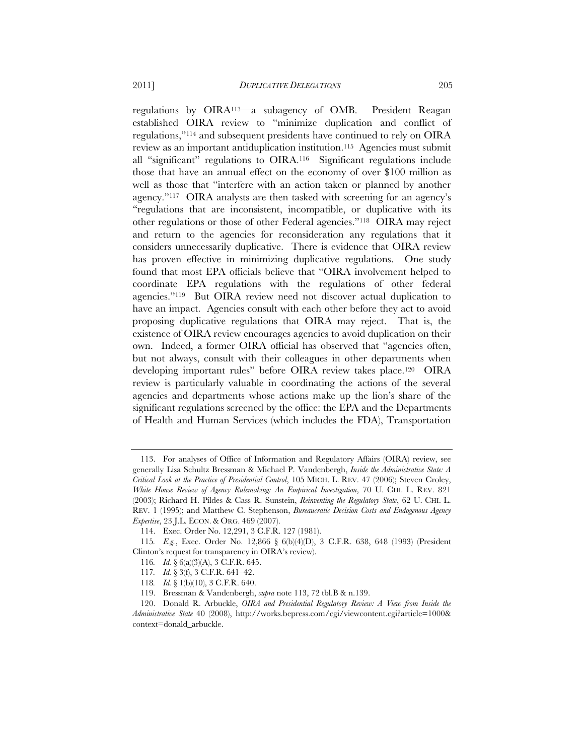regulations by OIRA[113]—a subagency of OMB. President Reagan established OIRA review to "minimize duplication and conflict of regulations,"[114] and subsequent presidents have continued to rely on OIRA review as an important antiduplication institution.[115] Agencies must submit all "significant" regulations to OIRA.[116] Significant regulations include those that have an annual effect on the economy of over $100 million as well as those that "interfere with an action taken or planned by another agency."[117] OIRA analysts are then tasked with screening for an agency's "regulations that are inconsistent, incompatible, or duplicative with its other regulations or those of other Federal agencies."[118] OIRA may reject and return to the agencies for reconsideration any regulations that it considers unnecessarily duplicative. There is evidence that OIRA review has proven effective in minimizing duplicative regulations. One study found that most EPA officials believe that "OIRA involvement helped to coordinate EPA regulations with the regulations of other federal agencies."[119] But OIRA review need not discover actual duplication to have an impact. Agencies consult with each other before they act to avoid proposing duplicative regulations that OIRA may reject. That is, the existence of OIRA review encourages agencies to avoid duplication on their own. Indeed, a former OIRA official has observed that "agencies often, but not always, consult with their colleagues in other departments when developing important rules" before OIRA review takes place.[120] OIRA review is particularly valuable in coordinating the actions of the several agencies and departments whose actions make up the lion's share of the significant regulations screened by the office: the EPA and the Departments of Health and Human Services (which includes the FDA), Transportation

---

113. For analyses of Office of Information and Regulatory Affairs (OIRA) review, see generally Lisa Schultz Bressman & Michael P. Vandenbergh, *Inside the Administrative State: A Critical Look at the Practice of Presidential Control*, 105 MICH. L. REV. 47 (2006); Steven Croley, *White House Review of Agency Rulemaking: An Empirical Investigation*, 70 U. CHI. L. REV. 821 (2003); Richard H. Pildes & Cass R. Sunstein, *Reinventing the Regulatory State*, 62 U. CHI. L. REV. 1 (1995); and Matthew C. Stephenson, *Bureaucratic Decision Costs and Endogenous Agency Expertise*, 23 J.L. ECON. & ORG. 469 (2007).

114. Exec. Order No. 12,291, 3 C.F.R. 127 (1981).

115. *E.g.*, Exec. Order No. 12,866 § 6(b)(4)(D), 3 C.F.R. 638, 648 (1993) (President Clinton's request for transparency in OIRA's review).

116. *Id.* § 6(a)(3)(A), 3 C.F.R. 645.

117. *Id.* § 3(f), 3 C.F.R. 641–42.

118. *Id.* § 1(b)(10), 3 C.F.R. 640.

119. Bressman & Vandenbergh, *supra* note 113, 72 tbl.B & n.139.

120. Donald R. Arbuckle, *OIRA and Presidential Regulatory Review: A View from Inside the Administrative State* 40 (2008), http://works.bepress.com/cgi/viewcontent.cgi?article=1000&context=donald_arbuckle.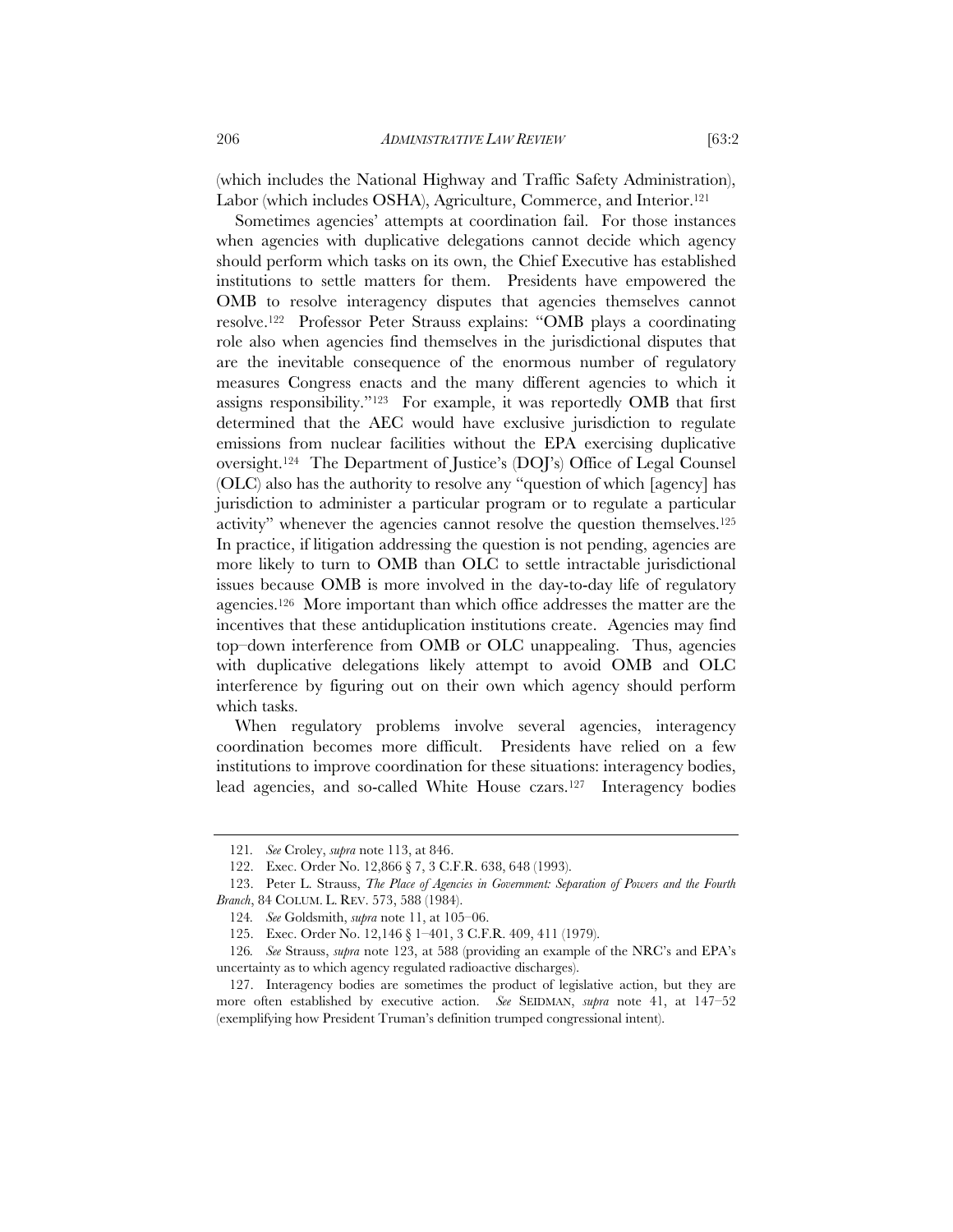(which includes the National Highway and Traffic Safety Administration), Labor (which includes OSHA), Agriculture, Commerce, and Interior.[121]

Sometimes agencies' attempts at coordination fail. For those instances when agencies with duplicative delegations cannot decide which agency should perform which tasks on its own, the Chief Executive has established institutions to settle matters for them. Presidents have empowered the OMB to resolve interagency disputes that agencies themselves cannot resolve.[122] Professor Peter Strauss explains: "OMB plays a coordinating role also when agencies find themselves in the jurisdictional disputes that are the inevitable consequence of the enormous number of regulatory measures Congress enacts and the many different agencies to which it assigns responsibility."[123] For example, it was reportedly OMB that first determined that the AEC would have exclusive jurisdiction to regulate emissions from nuclear facilities without the EPA exercising duplicative oversight.[124] The Department of Justice's (DOJ's) Office of Legal Counsel (OLC) also has the authority to resolve any "question of which [agency] has jurisdiction to administer a particular program or to regulate a particular activity" whenever the agencies cannot resolve the question themselves.[125] In practice, if litigation addressing the question is not pending, agencies are more likely to turn to OMB than OLC to settle intractable jurisdictional issues because OMB is more involved in the day-to-day life of regulatory agencies.[126] More important than which office addresses the matter are the incentives that these antiduplication institutions create. Agencies may find top–down interference from OMB or OLC unappealing. Thus, agencies with duplicative delegations likely attempt to avoid OMB and OLC interference by figuring out on their own which agency should perform which tasks.

When regulatory problems involve several agencies, interagency coordination becomes more difficult. Presidents have relied on a few institutions to improve coordination for these situations: interagency bodies, lead agencies, and so-called White House czars.[127] Interagency bodies

---

121. *See* Croley, *supra* note 113, at 846.

122. Exec. Order No. 12,866 § 7, 3 C.F.R. 638, 648 (1993).

123. Peter L. Strauss, *The Place of Agencies in Government: Separation of Powers and the Fourth Branch*, 84 COLUM. L. REV. 573, 588 (1984).

124. *See* Goldsmith, *supra* note 11, at 105–06.

125. Exec. Order No. 12,146 § 1–401, 3 C.F.R. 409, 411 (1979).

126. *See* Strauss, *supra* note 123, at 588 (providing an example of the NRC's and EPA's uncertainty as to which agency regulated radioactive discharges).

127. Interagency bodies are sometimes the product of legislative action, but they are more often established by executive action. *See* SEIDMAN, *supra* note 41, at 147–52 (exemplifying how President Truman's definition trumped congressional intent).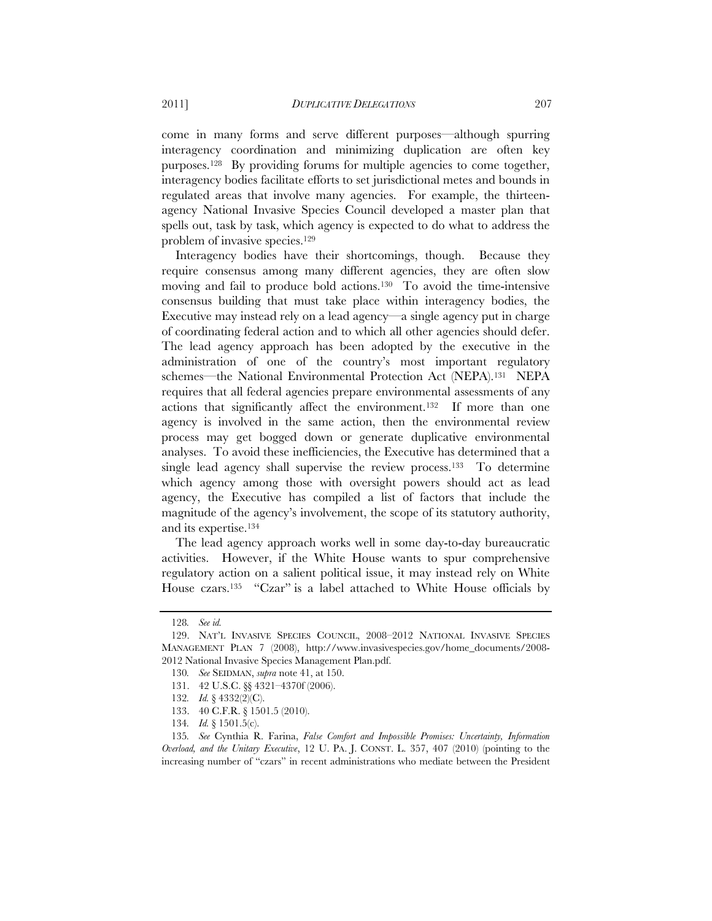come in many forms and serve different purposes—although spurring interagency coordination and minimizing duplication are often key purposes.[128] By providing forums for multiple agencies to come together, interagency bodies facilitate efforts to set jurisdictional metes and bounds in regulated areas that involve many agencies. For example, the thirteen-agency National Invasive Species Council developed a master plan that spells out, task by task, which agency is expected to do what to address the problem of invasive species.[129]

Interagency bodies have their shortcomings, though. Because they require consensus among many different agencies, they are often slow moving and fail to produce bold actions.[130] To avoid the time-intensive consensus building that must take place within interagency bodies, the Executive may instead rely on a lead agency—a single agency put in charge of coordinating federal action and to which all other agencies should defer. The lead agency approach has been adopted by the executive in the administration of one of the country's most important regulatory schemes—the National Environmental Protection Act (NEPA).[131] NEPA requires that all federal agencies prepare environmental assessments of any actions that significantly affect the environment.[132] If more than one agency is involved in the same action, then the environmental review process may get bogged down or generate duplicative environmental analyses. To avoid these inefficiencies, the Executive has determined that a single lead agency shall supervise the review process.[133] To determine which agency among those with oversight powers should act as lead agency, the Executive has compiled a list of factors that include the magnitude of the agency's involvement, the scope of its statutory authority, and its expertise.[134]

The lead agency approach works well in some day-to-day bureaucratic activities. However, if the White House wants to spur comprehensive regulatory action on a salient political issue, it may instead rely on White House czars.[135] "Czar" is a label attached to White House officials by

---

128. *See id.*

129. NAT'L INVASIVE SPECIES COUNCIL, 2008–2012 NATIONAL INVASIVE SPECIES MANAGEMENT PLAN 7 (2008), http://www.invasivespecies.gov/home_documents/2008-2012 National Invasive Species Management Plan.pdf.

130. *See* SEIDMAN, *supra* note 41, at 150.

131. 42 U.S.C. §§ 4321–4370f (2006).

132. *Id.* § 4332(2)(C).

133. 40 C.F.R. § 1501.5 (2010).

134. *Id.* § 1501.5(c).

135. *See* Cynthia R. Farina, *False Comfort and Impossible Promises: Uncertainty, Information Overload, and the Unitary Executive*, 12 U. PA. J. CONST. L. 357, 407 (2010) (pointing to the increasing number of "czars" in recent administrations who mediate between the President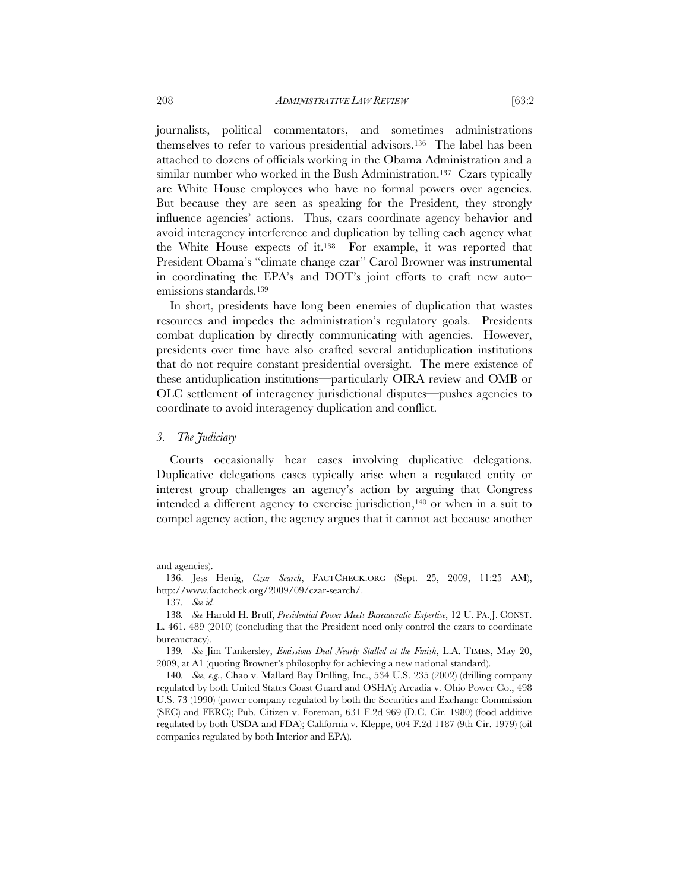journalists, political commentators, and sometimes administrations themselves to refer to various presidential advisors.[136] The label has been attached to dozens of officials working in the Obama Administration and a similar number who worked in the Bush Administration.[137] Czars typically are White House employees who have no formal powers over agencies. But because they are seen as speaking for the President, they strongly influence agencies' actions. Thus, czars coordinate agency behavior and avoid interagency interference and duplication by telling each agency what the White House expects of it.[138] For example, it was reported that President Obama's "climate change czar" Carol Browner was instrumental in coordinating the EPA's and DOT's joint efforts to craft new auto–emissions standards.[139]

In short, presidents have long been enemies of duplication that wastes resources and impedes the administration's regulatory goals. Presidents combat duplication by directly communicating with agencies. However, presidents over time have also crafted several antiduplication institutions that do not require constant presidential oversight. The mere existence of these antiduplication institutions—particularly OIRA review and OMB or OLC settlement of interagency jurisdictional disputes—pushes agencies to coordinate to avoid interagency duplication and conflict.

### *3. The Judiciary*

Courts occasionally hear cases involving duplicative delegations. Duplicative delegations cases typically arise when a regulated entity or interest group challenges an agency's action by arguing that Congress intended a different agency to exercise jurisdiction,[140] or when in a suit to compel agency action, the agency argues that it cannot act because another

---

and agencies).

136. Jess Henig, *Czar Search*, FACTCHECK.ORG (Sept. 25, 2009, 11:25 AM), http://www.factcheck.org/2009/09/czar-search/.

137. *See id.*

138. *See* Harold H. Bruff, *Presidential Power Meets Bureaucratic Expertise*, 12 U. PA. J. CONST. L. 461, 489 (2010) (concluding that the President need only control the czars to coordinate bureaucracy).

139. *See* Jim Tankersley, *Emissions Deal Nearly Stalled at the Finish*, L.A. TIMES, May 20, 2009, at A1 (quoting Browner's philosophy for achieving a new national standard).

140. *See, e.g.*, Chao v. Mallard Bay Drilling, Inc., 534 U.S. 235 (2002) (drilling company regulated by both United States Coast Guard and OSHA); Arcadia v. Ohio Power Co., 498 U.S. 73 (1990) (power company regulated by both the Securities and Exchange Commission (SEC) and FERC); Pub. Citizen v. Foreman, 631 F.2d 969 (D.C. Cir. 1980) (food additive regulated by both USDA and FDA); California v. Kleppe, 604 F.2d 1187 (9th Cir. 1979) (oil companies regulated by both Interior and EPA).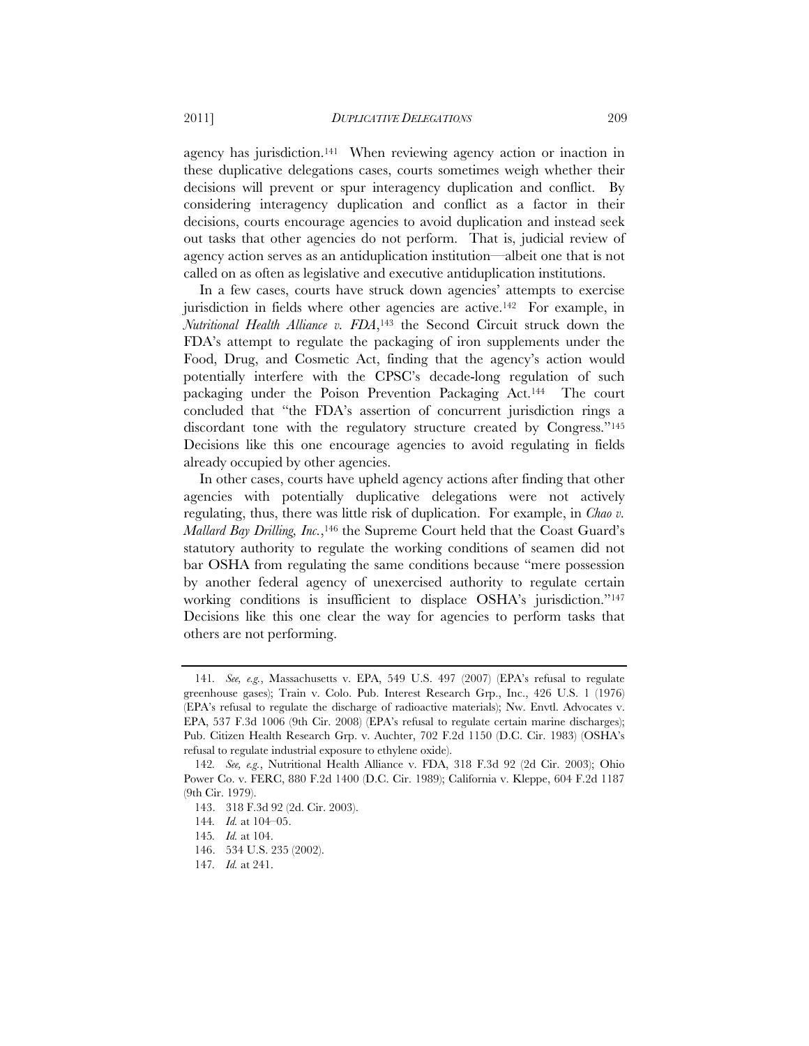agency has jurisdiction.[141] When reviewing agency action or inaction in these duplicative delegations cases, courts sometimes weigh whether their decisions will prevent or spur interagency duplication and conflict. By considering interagency duplication and conflict as a factor in their decisions, courts encourage agencies to avoid duplication and instead seek out tasks that other agencies do not perform. That is, judicial review of agency action serves as an antiduplication institution—albeit one that is not called on as often as legislative and executive antiduplication institutions.

In a few cases, courts have struck down agencies' attempts to exercise jurisdiction in fields where other agencies are active.[142] For example, in *Nutritional Health Alliance v. FDA*,[143] the Second Circuit struck down the FDA's attempt to regulate the packaging of iron supplements under the Food, Drug, and Cosmetic Act, finding that the agency's action would potentially interfere with the CPSC's decade-long regulation of such packaging under the Poison Prevention Packaging Act.[144] The court concluded that "the FDA's assertion of concurrent jurisdiction rings a discordant tone with the regulatory structure created by Congress."[145] Decisions like this one encourage agencies to avoid regulating in fields already occupied by other agencies.

In other cases, courts have upheld agency actions after finding that other agencies with potentially duplicative delegations were not actively regulating, thus, there was little risk of duplication. For example, in *Chao v. Mallard Bay Drilling, Inc.*,[146] the Supreme Court held that the Coast Guard's statutory authority to regulate the working conditions of seamen did not bar OSHA from regulating the same conditions because "mere possession by another federal agency of unexercised authority to regulate certain working conditions is insufficient to displace OSHA's jurisdiction."[147] Decisions like this one clear the way for agencies to perform tasks that others are not performing.

---

141. *See, e.g.*, Massachusetts v. EPA, 549 U.S. 497 (2007) (EPA's refusal to regulate greenhouse gases); Train v. Colo. Pub. Interest Research Grp., Inc., 426 U.S. 1 (1976) (EPA's refusal to regulate the discharge of radioactive materials); Nw. Envtl. Advocates v. EPA, 537 F.3d 1006 (9th Cir. 2008) (EPA's refusal to regulate certain marine discharges); Pub. Citizen Health Research Grp. v. Auchter, 702 F.2d 1150 (D.C. Cir. 1983) (OSHA's refusal to regulate industrial exposure to ethylene oxide).

142. *See, e.g.*, Nutritional Health Alliance v. FDA, 318 F.3d 92 (2d Cir. 2003); Ohio Power Co. v. FERC, 880 F.2d 1400 (D.C. Cir. 1989); California v. Kleppe, 604 F.2d 1187 (9th Cir. 1979).

143. 318 F.3d 92 (2d. Cir. 2003).

144. *Id.* at 104–05.

145. *Id.* at 104.

146. 534 U.S. 235 (2002).

147. *Id.* at 241.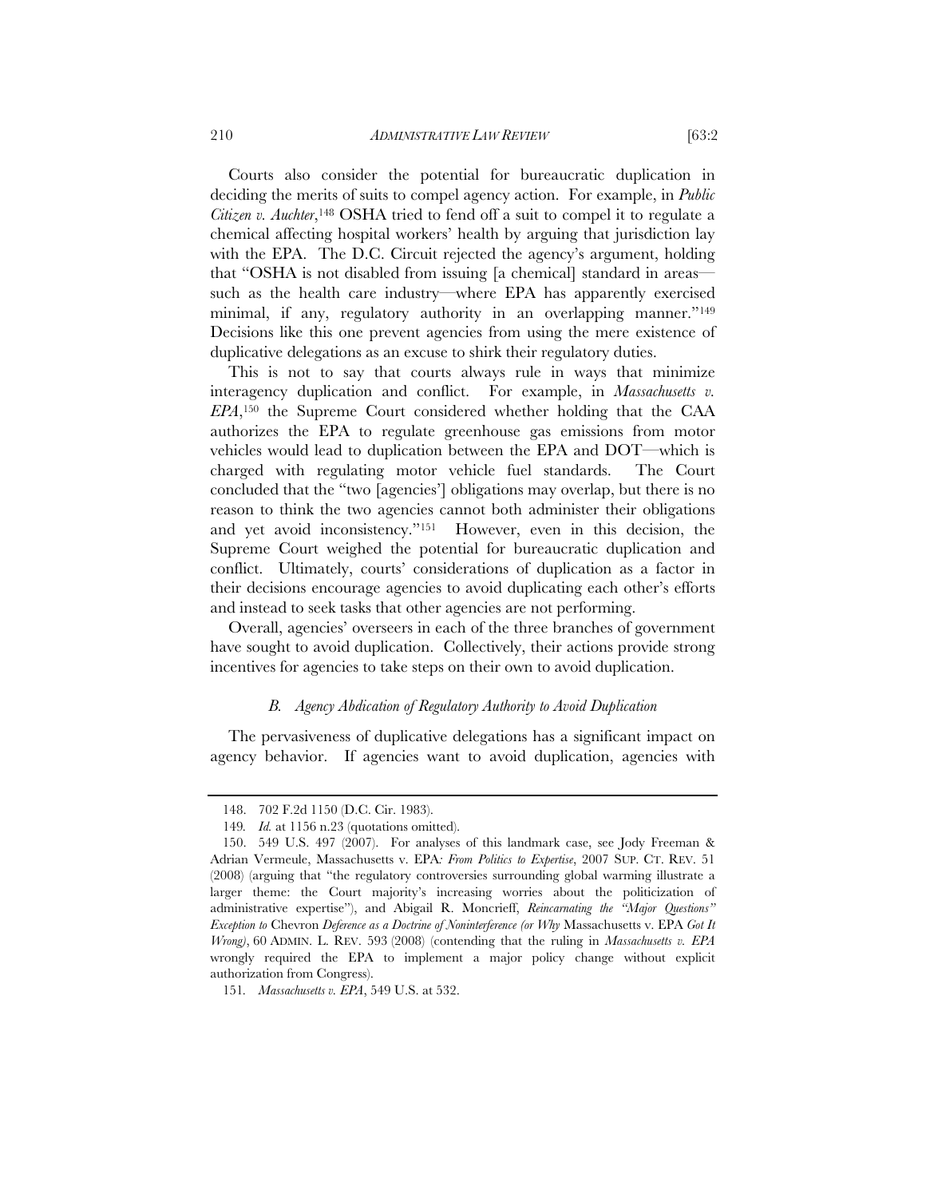Courts also consider the potential for bureaucratic duplication in deciding the merits of suits to compel agency action. For example, in *Public Citizen v. Auchter*,[148] OSHA tried to fend off a suit to compel it to regulate a chemical affecting hospital workers' health by arguing that jurisdiction lay with the EPA. The D.C. Circuit rejected the agency's argument, holding that "OSHA is not disabled from issuing [a chemical] standard in areas—such as the health care industry—where EPA has apparently exercised minimal, if any, regulatory authority in an overlapping manner."[149] Decisions like this one prevent agencies from using the mere existence of duplicative delegations as an excuse to shirk their regulatory duties.

This is not to say that courts always rule in ways that minimize interagency duplication and conflict. For example, in *Massachusetts v. EPA*,[150] the Supreme Court considered whether holding that the CAA authorizes the EPA to regulate greenhouse gas emissions from motor vehicles would lead to duplication between the EPA and DOT—which is charged with regulating motor vehicle fuel standards. The Court concluded that the "two [agencies'] obligations may overlap, but there is no reason to think the two agencies cannot both administer their obligations and yet avoid inconsistency."[151] However, even in this decision, the Supreme Court weighed the potential for bureaucratic duplication and conflict. Ultimately, courts' considerations of duplication as a factor in their decisions encourage agencies to avoid duplicating each other's efforts and instead to seek tasks that other agencies are not performing.

Overall, agencies' overseers in each of the three branches of government have sought to avoid duplication. Collectively, their actions provide strong incentives for agencies to take steps on their own to avoid duplication.

### *B. Agency Abdication of Regulatory Authority to Avoid Duplication*

The pervasiveness of duplicative delegations has a significant impact on agency behavior. If agencies want to avoid duplication, agencies with

---

148. 702 F.2d 1150 (D.C. Cir. 1983).

149. *Id.* at 1156 n.23 (quotations omitted).

150. 549 U.S. 497 (2007). For analyses of this landmark case, see Jody Freeman & Adrian Vermeule, Massachusetts v. EPA*: From Politics to Expertise*, 2007 SUP. CT. REV. 51 (2008) (arguing that "the regulatory controversies surrounding global warming illustrate a larger theme: the Court majority's increasing worries about the politicization of administrative expertise"), and Abigail R. Moncrieff, *Reincarnating the "Major Questions" Exception to* Chevron *Deference as a Doctrine of Noninterference (or Why* Massachusetts v. EPA *Got It Wrong)*, 60 ADMIN. L. REV. 593 (2008) (contending that the ruling in *Massachusetts v. EPA* wrongly required the EPA to implement a major policy change without explicit authorization from Congress).

151. *Massachusetts v. EPA*, 549 U.S. at 532.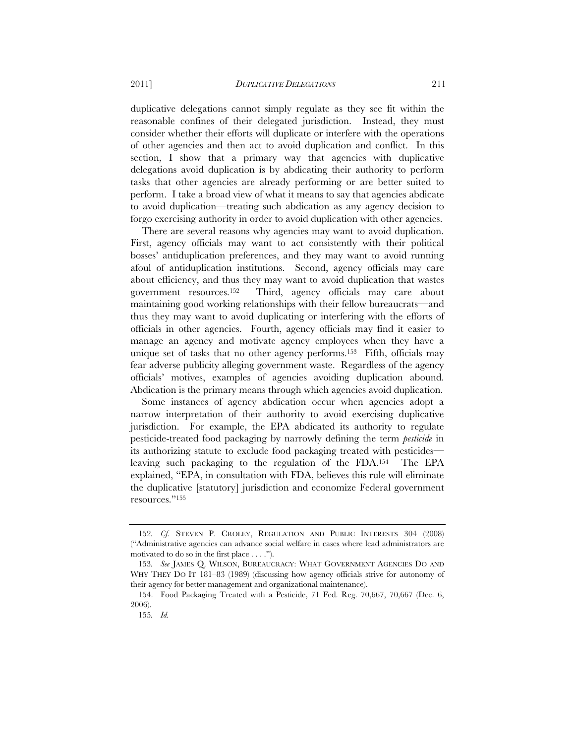duplicative delegations cannot simply regulate as they see fit within the reasonable confines of their delegated jurisdiction. Instead, they must consider whether their efforts will duplicate or interfere with the operations of other agencies and then act to avoid duplication and conflict. In this section, I show that a primary way that agencies with duplicative delegations avoid duplication is by abdicating their authority to perform tasks that other agencies are already performing or are better suited to perform. I take a broad view of what it means to say that agencies abdicate to avoid duplication—treating such abdication as any agency decision to forgo exercising authority in order to avoid duplication with other agencies.

There are several reasons why agencies may want to avoid duplication. First, agency officials may want to act consistently with their political bosses' antiduplication preferences, and they may want to avoid running afoul of antiduplication institutions. Second, agency officials may care about efficiency, and thus they may want to avoid duplication that wastes government resources.[152] Third, agency officials may care about maintaining good working relationships with their fellow bureaucrats—and thus they may want to avoid duplicating or interfering with the efforts of officials in other agencies. Fourth, agency officials may find it easier to manage an agency and motivate agency employees when they have a unique set of tasks that no other agency performs.[153] Fifth, officials may fear adverse publicity alleging government waste. Regardless of the agency officials' motives, examples of agencies avoiding duplication abound. Abdication is the primary means through which agencies avoid duplication.

Some instances of agency abdication occur when agencies adopt a narrow interpretation of their authority to avoid exercising duplicative jurisdiction. For example, the EPA abdicated its authority to regulate pesticide-treated food packaging by narrowly defining the term *pesticide* in its authorizing statute to exclude food packaging treated with pesticides—leaving such packaging to the regulation of the FDA.[154] The EPA explained, "EPA, in consultation with FDA, believes this rule will eliminate the duplicative [statutory] jurisdiction and economize Federal government resources."[155]

---

152. *Cf.* STEVEN P. CROLEY, REGULATION AND PUBLIC INTERESTS 304 (2008) ("Administrative agencies can advance social welfare in cases where lead administrators are motivated to do so in the first place . . . .").

153. *See* JAMES Q. WILSON, BUREAUCRACY: WHAT GOVERNMENT AGENCIES DO AND WHY THEY DO IT 181–83 (1989) (discussing how agency officials strive for autonomy of their agency for better management and organizational maintenance).

154. Food Packaging Treated with a Pesticide, 71 Fed. Reg. 70,667, 70,667 (Dec. 6, 2006).

155. *Id.*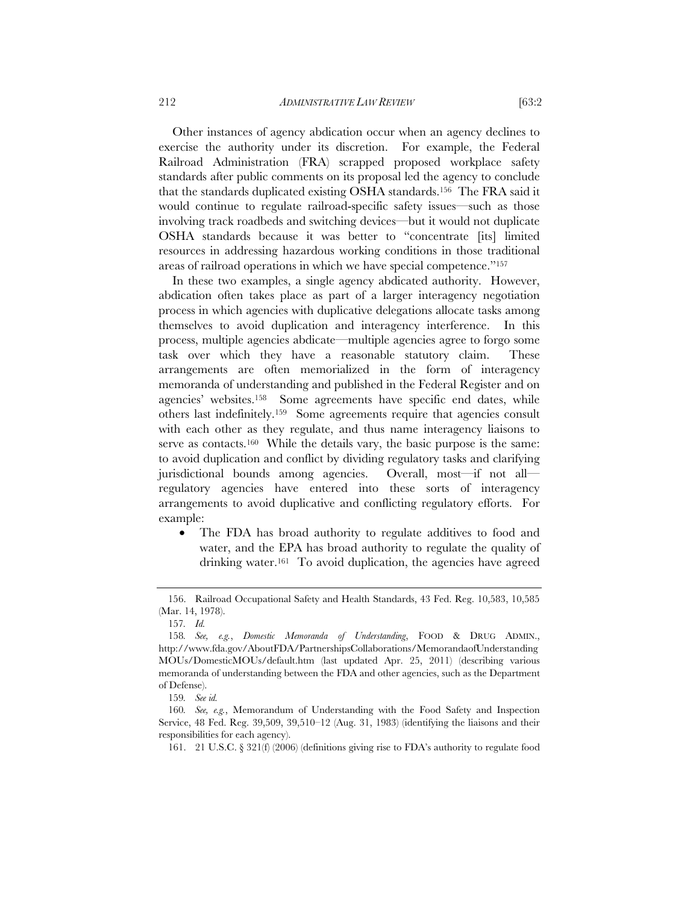Other instances of agency abdication occur when an agency declines to exercise the authority under its discretion. For example, the Federal Railroad Administration (FRA) scrapped proposed workplace safety standards after public comments on its proposal led the agency to conclude that the standards duplicated existing OSHA standards.[156] The FRA said it would continue to regulate railroad-specific safety issues—such as those involving track roadbeds and switching devices—but it would not duplicate OSHA standards because it was better to "concentrate [its] limited resources in addressing hazardous working conditions in those traditional areas of railroad operations in which we have special competence."[157]

In these two examples, a single agency abdicated authority. However, abdication often takes place as part of a larger interagency negotiation process in which agencies with duplicative delegations allocate tasks among themselves to avoid duplication and interagency interference. In this process, multiple agencies abdicate—multiple agencies agree to forgo some task over which they have a reasonable statutory claim. These arrangements are often memorialized in the form of interagency memoranda of understanding and published in the Federal Register and on agencies' websites.[158] Some agreements have specific end dates, while others last indefinitely.[159] Some agreements require that agencies consult with each other as they regulate, and thus name interagency liaisons to serve as contacts.[160] While the details vary, the basic purpose is the same: to avoid duplication and conflict by dividing regulatory tasks and clarifying jurisdictional bounds among agencies. Overall, most—if not all—regulatory agencies have entered into these sorts of interagency arrangements to avoid duplicative and conflicting regulatory efforts. For example:

- The FDA has broad authority to regulate additives to food and water, and the EPA has broad authority to regulate the quality of drinking water.[161] To avoid duplication, the agencies have agreed

---

156. Railroad Occupational Safety and Health Standards, 43 Fed. Reg. 10,583, 10,585 (Mar. 14, 1978).

157. *Id.*

158. *See, e.g.*, *Domestic Memoranda of Understanding*, FOOD & DRUG ADMIN., http://www.fda.gov/AboutFDA/PartnershipsCollaborations/MemorandaofUnderstanding MOUs/DomesticMOUs/default.htm (last updated Apr. 25, 2011) (describing various memoranda of understanding between the FDA and other agencies, such as the Department of Defense).

159. *See id.*

160. *See, e.g.*, Memorandum of Understanding with the Food Safety and Inspection Service, 48 Fed. Reg. 39,509, 39,510–12 (Aug. 31, 1983) (identifying the liaisons and their responsibilities for each agency).

161. 21 U.S.C. § 321(f) (2006) (definitions giving rise to FDA's authority to regulate food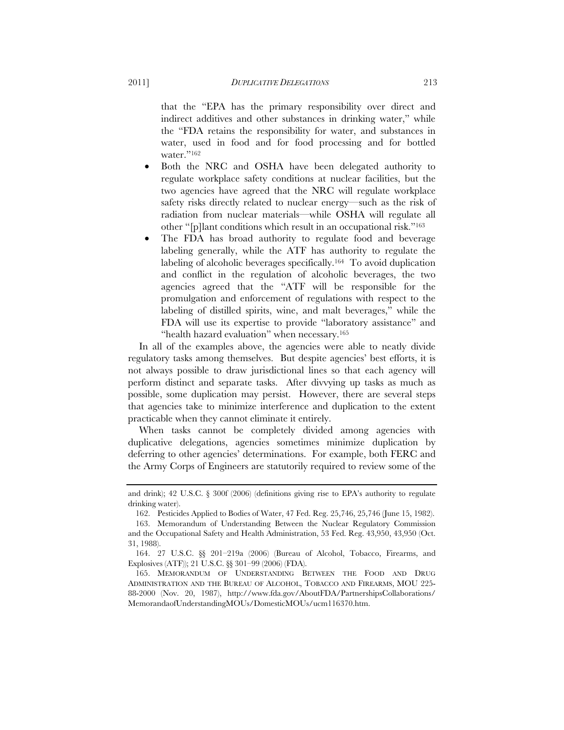that the "EPA has the primary responsibility over direct and indirect additives and other substances in drinking water," while the "FDA retains the responsibility for water, and substances in water, used in food and for food processing and for bottled water."[162]

- Both the NRC and OSHA have been delegated authority to regulate workplace safety conditions at nuclear facilities, but the two agencies have agreed that the NRC will regulate workplace safety risks directly related to nuclear energy—such as the risk of radiation from nuclear materials—while OSHA will regulate all other "[p]lant conditions which result in an occupational risk."[163]
- The FDA has broad authority to regulate food and beverage labeling generally, while the ATF has authority to regulate the labeling of alcoholic beverages specifically.[164] To avoid duplication and conflict in the regulation of alcoholic beverages, the two agencies agreed that the "ATF will be responsible for the promulgation and enforcement of regulations with respect to the labeling of distilled spirits, wine, and malt beverages," while the FDA will use its expertise to provide "laboratory assistance" and "health hazard evaluation" when necessary.[165]

In all of the examples above, the agencies were able to neatly divide regulatory tasks among themselves. But despite agencies' best efforts, it is not always possible to draw jurisdictional lines so that each agency will perform distinct and separate tasks. After divvying up tasks as much as possible, some duplication may persist. However, there are several steps that agencies take to minimize interference and duplication to the extent practicable when they cannot eliminate it entirely.

When tasks cannot be completely divided among agencies with duplicative delegations, agencies sometimes minimize duplication by deferring to other agencies' determinations. For example, both FERC and the Army Corps of Engineers are statutorily required to review some of the

---

and drink); 42 U.S.C. § 300f (2006) (definitions giving rise to EPA's authority to regulate drinking water).

162. Pesticides Applied to Bodies of Water, 47 Fed. Reg. 25,746, 25,746 (June 15, 1982).

163. Memorandum of Understanding Between the Nuclear Regulatory Commission and the Occupational Safety and Health Administration, 53 Fed. Reg. 43,950, 43,950 (Oct. 31, 1988).

164. 27 U.S.C. §§ 201–219a (2006) (Bureau of Alcohol, Tobacco, Firearms, and Explosives (ATF)); 21 U.S.C. §§ 301–99 (2006) (FDA).

165. MEMORANDUM OF UNDERSTANDING BETWEEN THE FOOD AND DRUG ADMINISTRATION AND THE BUREAU OF ALCOHOL, TOBACCO AND FIREARMS, MOU 225-88-2000 (Nov. 20, 1987), http://www.fda.gov/AboutFDA/PartnershipsCollaborations/MemorandaofUnderstandingMOUs/DomesticMOUs/ucm116370.htm.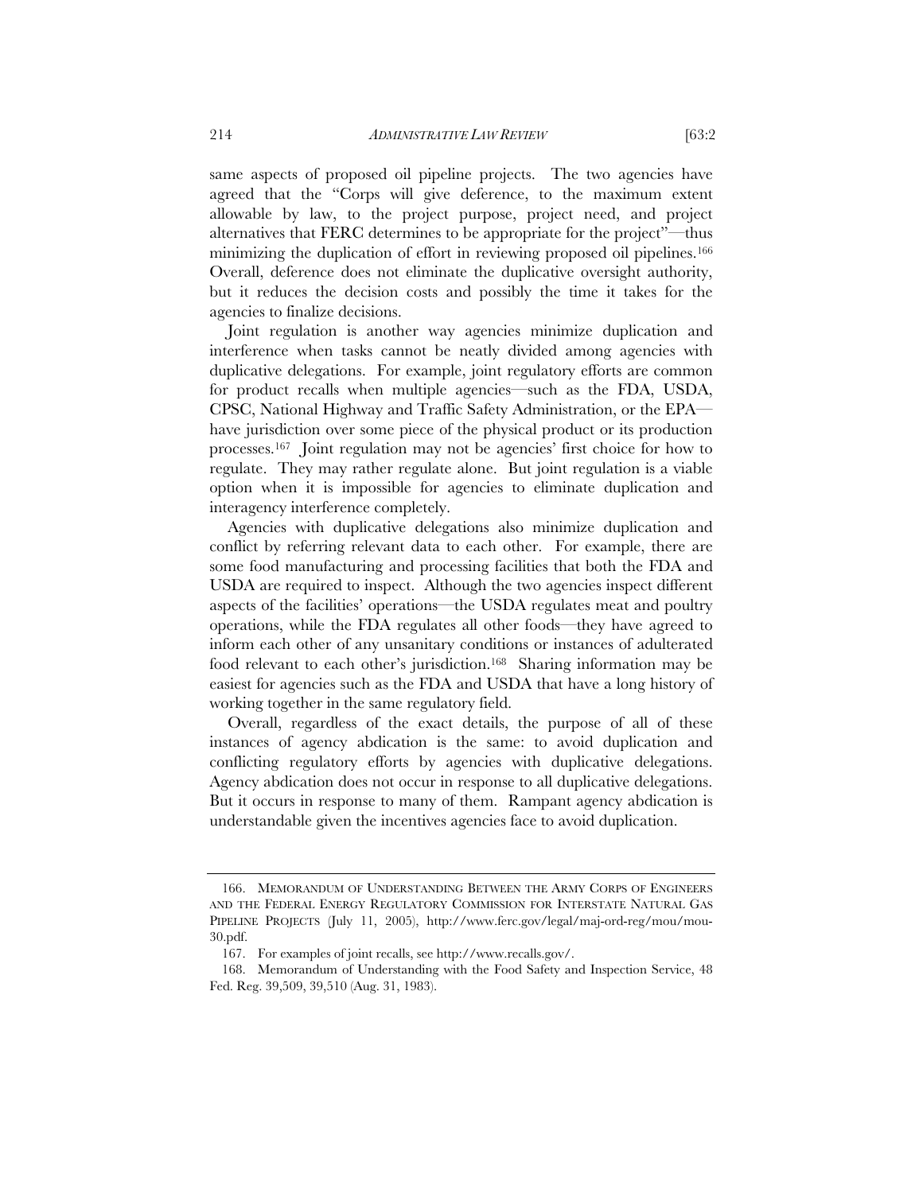same aspects of proposed oil pipeline projects. The two agencies have agreed that the "Corps will give deference, to the maximum extent allowable by law, to the project purpose, project need, and project alternatives that FERC determines to be appropriate for the project"—thus minimizing the duplication of effort in reviewing proposed oil pipelines.[166] Overall, deference does not eliminate the duplicative oversight authority, but it reduces the decision costs and possibly the time it takes for the agencies to finalize decisions.

Joint regulation is another way agencies minimize duplication and interference when tasks cannot be neatly divided among agencies with duplicative delegations. For example, joint regulatory efforts are common for product recalls when multiple agencies—such as the FDA, USDA, CPSC, National Highway and Traffic Safety Administration, or the EPA—have jurisdiction over some piece of the physical product or its production processes.[167] Joint regulation may not be agencies' first choice for how to regulate. They may rather regulate alone. But joint regulation is a viable option when it is impossible for agencies to eliminate duplication and interagency interference completely.

Agencies with duplicative delegations also minimize duplication and conflict by referring relevant data to each other. For example, there are some food manufacturing and processing facilities that both the FDA and USDA are required to inspect. Although the two agencies inspect different aspects of the facilities' operations—the USDA regulates meat and poultry operations, while the FDA regulates all other foods—they have agreed to inform each other of any unsanitary conditions or instances of adulterated food relevant to each other's jurisdiction.[168] Sharing information may be easiest for agencies such as the FDA and USDA that have a long history of working together in the same regulatory field.

Overall, regardless of the exact details, the purpose of all of these instances of agency abdication is the same: to avoid duplication and conflicting regulatory efforts by agencies with duplicative delegations. Agency abdication does not occur in response to all duplicative delegations. But it occurs in response to many of them. Rampant agency abdication is understandable given the incentives agencies face to avoid duplication.

---

166. MEMORANDUM OF UNDERSTANDING BETWEEN THE ARMY CORPS OF ENGINEERS AND THE FEDERAL ENERGY REGULATORY COMMISSION FOR INTERSTATE NATURAL GAS PIPELINE PROJECTS (July 11, 2005), http://www.ferc.gov/legal/maj-ord-reg/mou/mou-30.pdf.

167. For examples of joint recalls, see http://www.recalls.gov/.

168. Memorandum of Understanding with the Food Safety and Inspection Service, 48 Fed. Reg. 39,509, 39,510 (Aug. 31, 1983).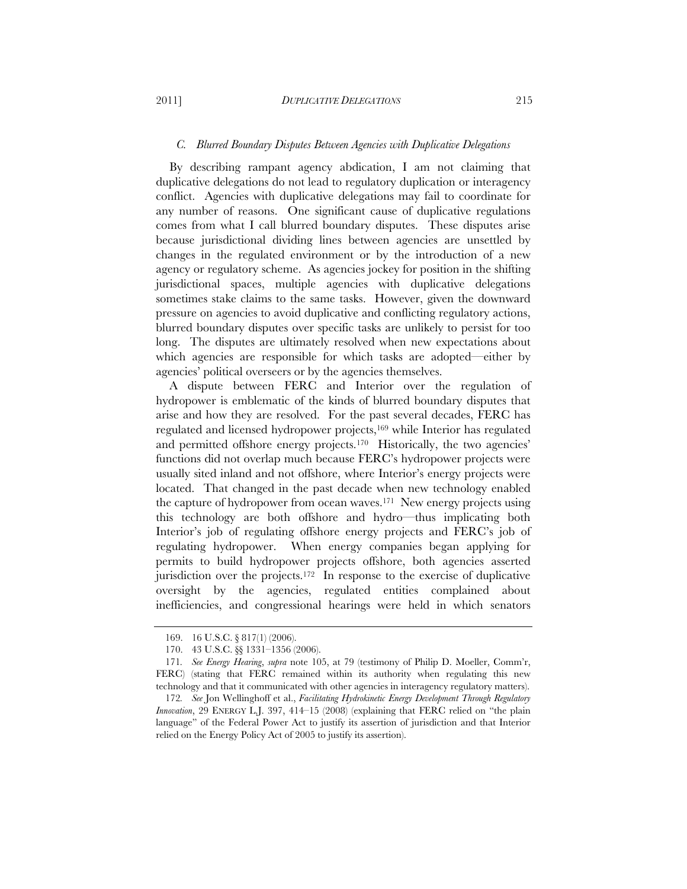### *C. Blurred Boundary Disputes Between Agencies with Duplicative Delegations*

By describing rampant agency abdication, I am not claiming that duplicative delegations do not lead to regulatory duplication or interagency conflict. Agencies with duplicative delegations may fail to coordinate for any number of reasons. One significant cause of duplicative regulations comes from what I call blurred boundary disputes. These disputes arise because jurisdictional dividing lines between agencies are unsettled by changes in the regulated environment or by the introduction of a new agency or regulatory scheme. As agencies jockey for position in the shifting jurisdictional spaces, multiple agencies with duplicative delegations sometimes stake claims to the same tasks. However, given the downward pressure on agencies to avoid duplicative and conflicting regulatory actions, blurred boundary disputes over specific tasks are unlikely to persist for too long. The disputes are ultimately resolved when new expectations about which agencies are responsible for which tasks are adopted—either by agencies' political overseers or by the agencies themselves.

A dispute between FERC and Interior over the regulation of hydropower is emblematic of the kinds of blurred boundary disputes that arise and how they are resolved. For the past several decades, FERC has regulated and licensed hydropower projects,[169] while Interior has regulated and permitted offshore energy projects.[170] Historically, the two agencies' functions did not overlap much because FERC's hydropower projects were usually sited inland and not offshore, where Interior's energy projects were located. That changed in the past decade when new technology enabled the capture of hydropower from ocean waves.[171] New energy projects using this technology are both offshore and hydro—thus implicating both Interior's job of regulating offshore energy projects and FERC's job of regulating hydropower. When energy companies began applying for permits to build hydropower projects offshore, both agencies asserted jurisdiction over the projects.[172] In response to the exercise of duplicative oversight by the agencies, regulated entities complained about inefficiencies, and congressional hearings were held in which senators

---

169. 16 U.S.C. § 817(1) (2006).

170. 43 U.S.C. §§ 1331–1356 (2006).

171. *See Energy Hearing*, *supra* note 105, at 79 (testimony of Philip D. Moeller, Comm'r, FERC) (stating that FERC remained within its authority when regulating this new technology and that it communicated with other agencies in interagency regulatory matters).

172. *See* Jon Wellinghoff et al., *Facilitating Hydrokinetic Energy Development Through Regulatory Innovation*, 29 ENERGY L.J. 397, 414–15 (2008) (explaining that FERC relied on "the plain language" of the Federal Power Act to justify its assertion of jurisdiction and that Interior relied on the Energy Policy Act of 2005 to justify its assertion).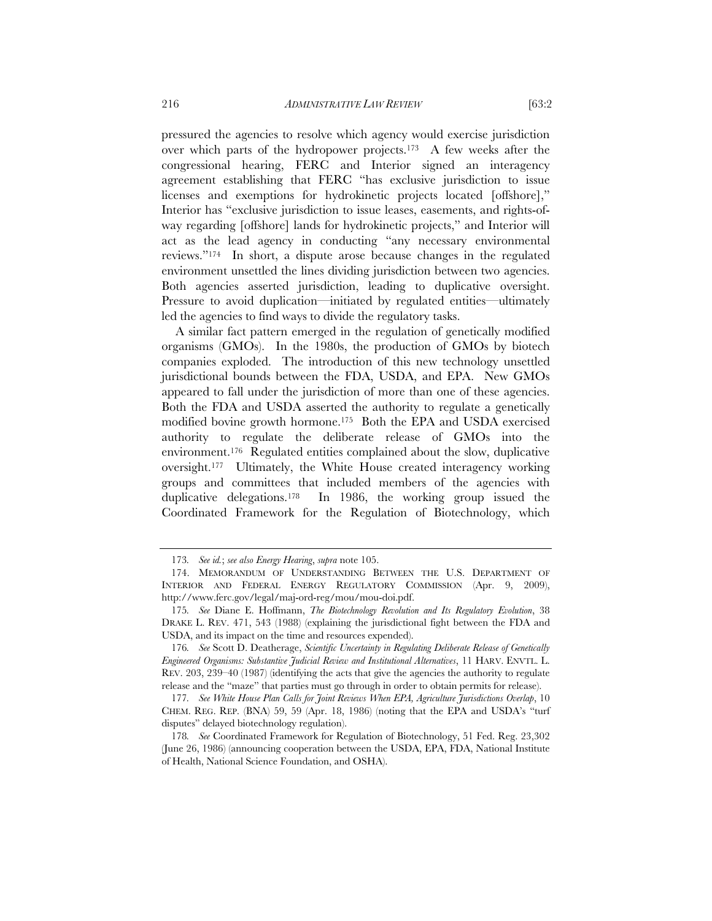pressured the agencies to resolve which agency would exercise jurisdiction over which parts of the hydropower projects.[173] A few weeks after the congressional hearing, FERC and Interior signed an interagency agreement establishing that FERC "has exclusive jurisdiction to issue licenses and exemptions for hydrokinetic projects located [offshore]," Interior has "exclusive jurisdiction to issue leases, easements, and rights-of-way regarding [offshore] lands for hydrokinetic projects," and Interior will act as the lead agency in conducting "any necessary environmental reviews."[174] In short, a dispute arose because changes in the regulated environment unsettled the lines dividing jurisdiction between two agencies. Both agencies asserted jurisdiction, leading to duplicative oversight. Pressure to avoid duplication—initiated by regulated entities—ultimately led the agencies to find ways to divide the regulatory tasks.

A similar fact pattern emerged in the regulation of genetically modified organisms (GMOs). In the 1980s, the production of GMOs by biotech companies exploded. The introduction of this new technology unsettled jurisdictional bounds between the FDA, USDA, and EPA. New GMOs appeared to fall under the jurisdiction of more than one of these agencies. Both the FDA and USDA asserted the authority to regulate a genetically modified bovine growth hormone.[175] Both the EPA and USDA exercised authority to regulate the deliberate release of GMOs into the environment.[176] Regulated entities complained about the slow, duplicative oversight.[177] Ultimately, the White House created interagency working groups and committees that included members of the agencies with duplicative delegations.[178] In 1986, the working group issued the Coordinated Framework for the Regulation of Biotechnology, which

---

173. *See id.*; *see also Energy Hearing*, *supra* note 105.

174. MEMORANDUM OF UNDERSTANDING BETWEEN THE U.S. DEPARTMENT OF INTERIOR AND FEDERAL ENERGY REGULATORY COMMISSION (Apr. 9, 2009), http://www.ferc.gov/legal/maj-ord-reg/mou/mou-doi.pdf.

175. *See* Diane E. Hoffmann, *The Biotechnology Revolution and Its Regulatory Evolution*, 38 DRAKE L. REV. 471, 543 (1988) (explaining the jurisdictional fight between the FDA and USDA, and its impact on the time and resources expended).

176. *See* Scott D. Deatherage, *Scientific Uncertainty in Regulating Deliberate Release of Genetically Engineered Organisms: Substantive Judicial Review and Institutional Alternatives*, 11 HARV. ENVTL. L. REV. 203, 239–40 (1987) (identifying the acts that give the agencies the authority to regulate release and the "maze" that parties must go through in order to obtain permits for release).

177. *See White House Plan Calls for Joint Reviews When EPA, Agriculture Jurisdictions Overlap*, 10 CHEM. REG. REP. (BNA) 59, 59 (Apr. 18, 1986) (noting that the EPA and USDA's "turf disputes" delayed biotechnology regulation).

178. *See* Coordinated Framework for Regulation of Biotechnology, 51 Fed. Reg. 23,302 (June 26, 1986) (announcing cooperation between the USDA, EPA, FDA, National Institute of Health, National Science Foundation, and OSHA).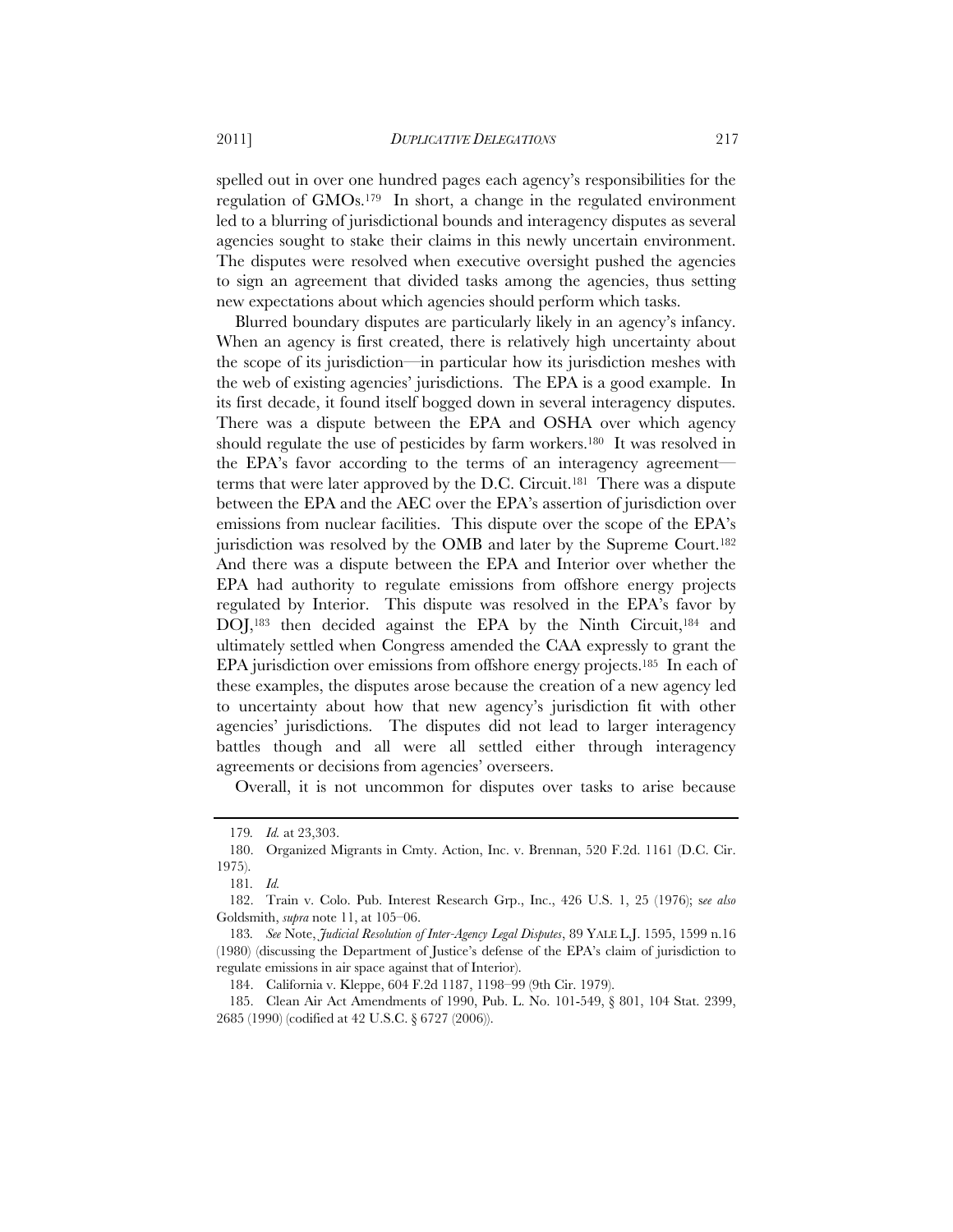spelled out in over one hundred pages each agency's responsibilities for the regulation of GMOs.[179] In short, a change in the regulated environment led to a blurring of jurisdictional bounds and interagency disputes as several agencies sought to stake their claims in this newly uncertain environment. The disputes were resolved when executive oversight pushed the agencies to sign an agreement that divided tasks among the agencies, thus setting new expectations about which agencies should perform which tasks.

Blurred boundary disputes are particularly likely in an agency's infancy. When an agency is first created, there is relatively high uncertainty about the scope of its jurisdiction—in particular how its jurisdiction meshes with the web of existing agencies' jurisdictions. The EPA is a good example. In its first decade, it found itself bogged down in several interagency disputes. There was a dispute between the EPA and OSHA over which agency should regulate the use of pesticides by farm workers.[180] It was resolved in the EPA's favor according to the terms of an interagency agreement—terms that were later approved by the D.C. Circuit.[181] There was a dispute between the EPA and the AEC over the EPA's assertion of jurisdiction over emissions from nuclear facilities. This dispute over the scope of the EPA's jurisdiction was resolved by the OMB and later by the Supreme Court.[182] And there was a dispute between the EPA and Interior over whether the EPA had authority to regulate emissions from offshore energy projects regulated by Interior. This dispute was resolved in the EPA's favor by DOJ,[183] then decided against the EPA by the Ninth Circuit,[184] and ultimately settled when Congress amended the CAA expressly to grant the EPA jurisdiction over emissions from offshore energy projects.[185] In each of these examples, the disputes arose because the creation of a new agency led to uncertainty about how that new agency's jurisdiction fit with other agencies' jurisdictions. The disputes did not lead to larger interagency battles though and all were all settled either through interagency agreements or decisions from agencies' overseers.

Overall, it is not uncommon for disputes over tasks to arise because

---

179. *Id.* at 23,303.

180. Organized Migrants in Cmty. Action, Inc. v. Brennan, 520 F.2d. 1161 (D.C. Cir. 1975).

181. *Id.*

182. Train v. Colo. Pub. Interest Research Grp., Inc., 426 U.S. 1, 25 (1976); *see also* Goldsmith, *supra* note 11, at 105–06.

183. *See* Note, *Judicial Resolution of Inter-Agency Legal Disputes*, 89 YALE L.J. 1595, 1599 n.16 (1980) (discussing the Department of Justice's defense of the EPA's claim of jurisdiction to regulate emissions in air space against that of Interior).

184. California v. Kleppe, 604 F.2d 1187, 1198–99 (9th Cir. 1979).

185. Clean Air Act Amendments of 1990, Pub. L. No. 101-549, § 801, 104 Stat. 2399, 2685 (1990) (codified at 42 U.S.C. § 6727 (2006)).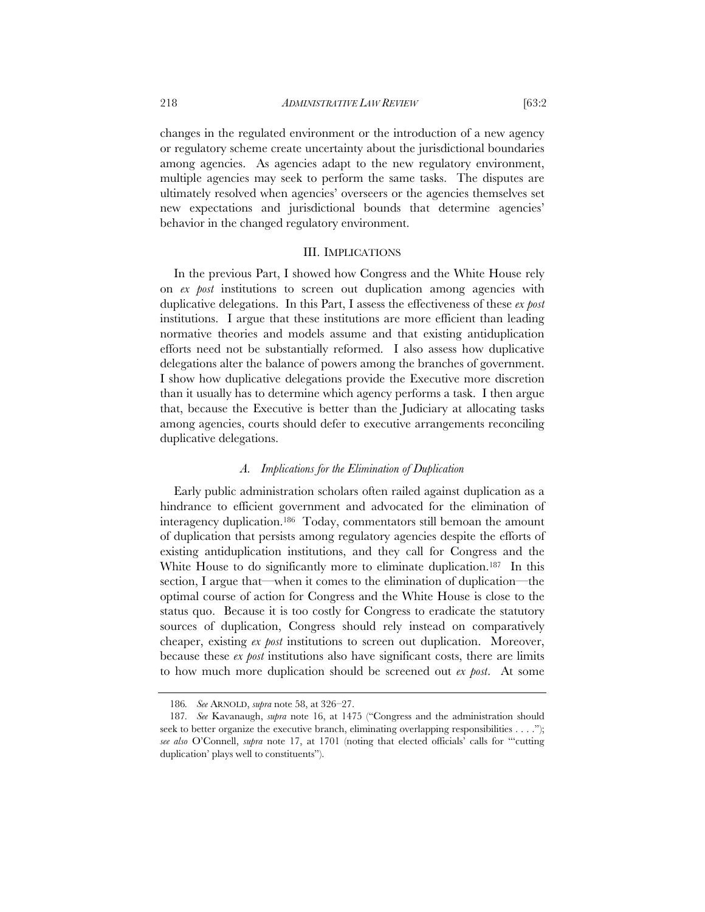changes in the regulated environment or the introduction of a new agency or regulatory scheme create uncertainty about the jurisdictional boundaries among agencies. As agencies adapt to the new regulatory environment, multiple agencies may seek to perform the same tasks. The disputes are ultimately resolved when agencies' overseers or the agencies themselves set new expectations and jurisdictional bounds that determine agencies' behavior in the changed regulatory environment.

## III. IMPLICATIONS

In the previous Part, I showed how Congress and the White House rely on *ex post* institutions to screen out duplication among agencies with duplicative delegations. In this Part, I assess the effectiveness of these *ex post* institutions. I argue that these institutions are more efficient than leading normative theories and models assume and that existing antiduplication efforts need not be substantially reformed. I also assess how duplicative delegations alter the balance of powers among the branches of government. I show how duplicative delegations provide the Executive more discretion than it usually has to determine which agency performs a task. I then argue that, because the Executive is better than the Judiciary at allocating tasks among agencies, courts should defer to executive arrangements reconciling duplicative delegations.

### *A. Implications for the Elimination of Duplication*

Early public administration scholars often railed against duplication as a hindrance to efficient government and advocated for the elimination of interagency duplication.[186] Today, commentators still bemoan the amount of duplication that persists among regulatory agencies despite the efforts of existing antiduplication institutions, and they call for Congress and the White House to do significantly more to eliminate duplication.[187] In this section, I argue that—when it comes to the elimination of duplication—the optimal course of action for Congress and the White House is close to the status quo. Because it is too costly for Congress to eradicate the statutory sources of duplication, Congress should rely instead on comparatively cheaper, existing *ex post* institutions to screen out duplication. Moreover, because these *ex post* institutions also have significant costs, there are limits to how much more duplication should be screened out *ex post*. At some

---

186. *See* ARNOLD, *supra* note 58, at 326–27.

187. *See* Kavanaugh, *supra* note 16, at 1475 ("Congress and the administration should seek to better organize the executive branch, eliminating overlapping responsibilities . . . ."); *see also* O'Connell, *supra* note 17, at 1701 (noting that elected officials' calls for "'cutting duplication' plays well to constituents").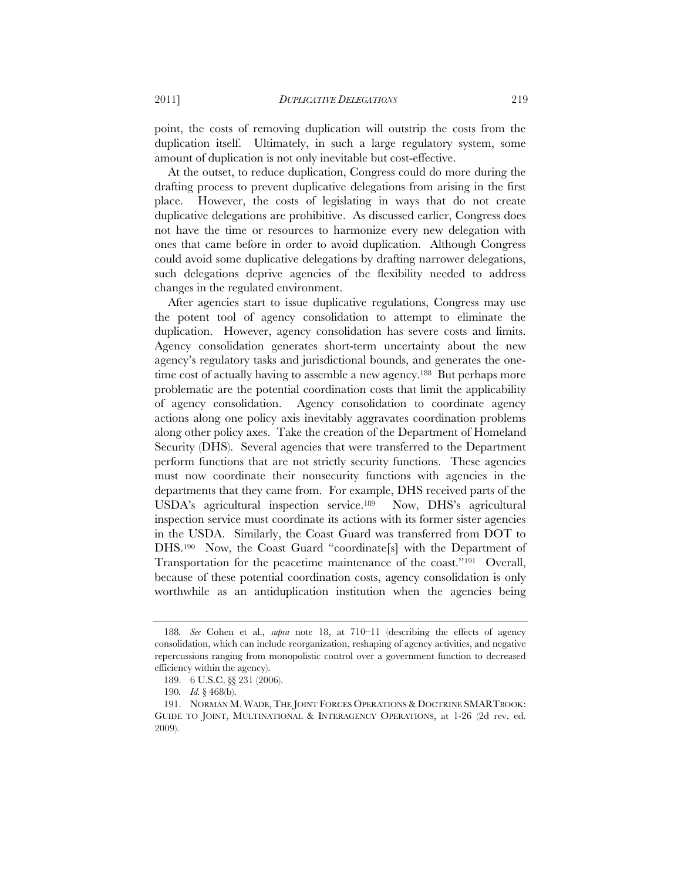point, the costs of removing duplication will outstrip the costs from the duplication itself. Ultimately, in such a large regulatory system, some amount of duplication is not only inevitable but cost-effective.

At the outset, to reduce duplication, Congress could do more during the drafting process to prevent duplicative delegations from arising in the first place. However, the costs of legislating in ways that do not create duplicative delegations are prohibitive. As discussed earlier, Congress does not have the time or resources to harmonize every new delegation with ones that came before in order to avoid duplication. Although Congress could avoid some duplicative delegations by drafting narrower delegations, such delegations deprive agencies of the flexibility needed to address changes in the regulated environment.

After agencies start to issue duplicative regulations, Congress may use the potent tool of agency consolidation to attempt to eliminate the duplication. However, agency consolidation has severe costs and limits. Agency consolidation generates short-term uncertainty about the new agency's regulatory tasks and jurisdictional bounds, and generates the one-time cost of actually having to assemble a new agency.[188] But perhaps more problematic are the potential coordination costs that limit the applicability of agency consolidation. Agency consolidation to coordinate agency actions along one policy axis inevitably aggravates coordination problems along other policy axes. Take the creation of the Department of Homeland Security (DHS). Several agencies that were transferred to the Department perform functions that are not strictly security functions. These agencies must now coordinate their nonsecurity functions with agencies in the departments that they came from. For example, DHS received parts of the USDA's agricultural inspection service.[189] Now, DHS's agricultural inspection service must coordinate its actions with its former sister agencies in the USDA. Similarly, the Coast Guard was transferred from DOT to DHS.[190] Now, the Coast Guard "coordinate[s] with the Department of Transportation for the peacetime maintenance of the coast."[191] Overall, because of these potential coordination costs, agency consolidation is only worthwhile as an antiduplication institution when the agencies being

---

188. *See* Cohen et al., *supra* note 18, at 710–11 (describing the effects of agency consolidation, which can include reorganization, reshaping of agency activities, and negative repercussions ranging from monopolistic control over a government function to decreased efficiency within the agency).

189. 6 U.S.C. §§ 231 (2006).

190. *Id.* § 468(b).

191. NORMAN M. WADE, THE JOINT FORCES OPERATIONS & DOCTRINE SMARTBOOK: GUIDE TO JOINT, MULTINATIONAL & INTERAGENCY OPERATIONS, at 1-26 (2d rev. ed. 2009).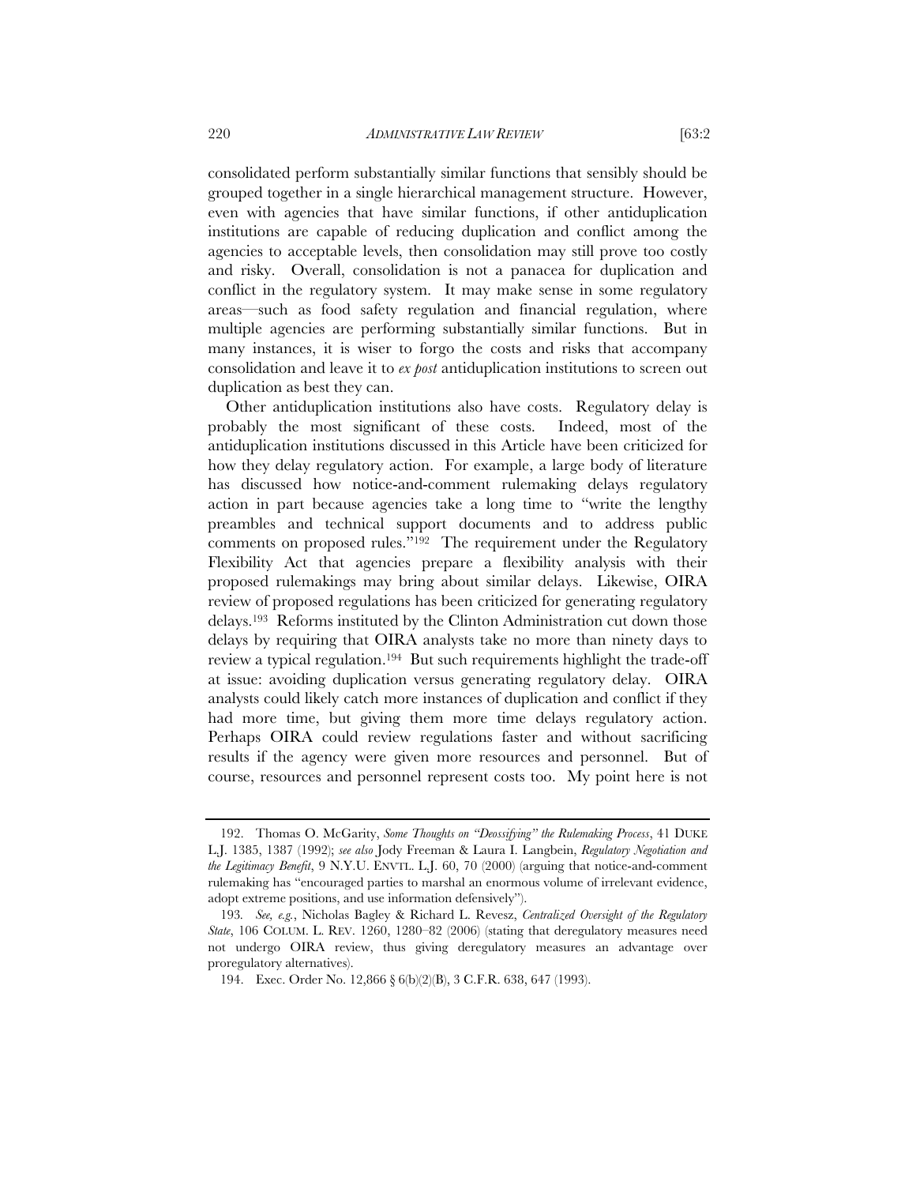consolidated perform substantially similar functions that sensibly should be grouped together in a single hierarchical management structure. However, even with agencies that have similar functions, if other antiduplication institutions are capable of reducing duplication and conflict among the agencies to acceptable levels, then consolidation may still prove too costly and risky. Overall, consolidation is not a panacea for duplication and conflict in the regulatory system. It may make sense in some regulatory areas—such as food safety regulation and financial regulation, where multiple agencies are performing substantially similar functions. But in many instances, it is wiser to forgo the costs and risks that accompany consolidation and leave it to *ex post* antiduplication institutions to screen out duplication as best they can.

Other antiduplication institutions also have costs. Regulatory delay is probably the most significant of these costs. Indeed, most of the antiduplication institutions discussed in this Article have been criticized for how they delay regulatory action. For example, a large body of literature has discussed how notice-and-comment rulemaking delays regulatory action in part because agencies take a long time to "write the lengthy preambles and technical support documents and to address public comments on proposed rules."[192] The requirement under the Regulatory Flexibility Act that agencies prepare a flexibility analysis with their proposed rulemakings may bring about similar delays. Likewise, OIRA review of proposed regulations has been criticized for generating regulatory delays.[193] Reforms instituted by the Clinton Administration cut down those delays by requiring that OIRA analysts take no more than ninety days to review a typical regulation.[194] But such requirements highlight the trade-off at issue: avoiding duplication versus generating regulatory delay. OIRA analysts could likely catch more instances of duplication and conflict if they had more time, but giving them more time delays regulatory action. Perhaps OIRA could review regulations faster and without sacrificing results if the agency were given more resources and personnel. But of course, resources and personnel represent costs too. My point here is not

---

192. Thomas O. McGarity, *Some Thoughts on "Deossifying" the Rulemaking Process*, 41 DUKE L.J. 1385, 1387 (1992); *see also* Jody Freeman & Laura I. Langbein, *Regulatory Negotiation and the Legitimacy Benefit*, 9 N.Y.U. ENVTL. L.J. 60, 70 (2000) (arguing that notice-and-comment rulemaking has "encouraged parties to marshal an enormous volume of irrelevant evidence, adopt extreme positions, and use information defensively").

193. *See, e.g.*, Nicholas Bagley & Richard L. Revesz, *Centralized Oversight of the Regulatory State*, 106 COLUM. L. REV. 1260, 1280–82 (2006) (stating that deregulatory measures need not undergo OIRA review, thus giving deregulatory measures an advantage over proregulatory alternatives).

194. Exec. Order No. 12,866 § 6(b)(2)(B), 3 C.F.R. 638, 647 (1993).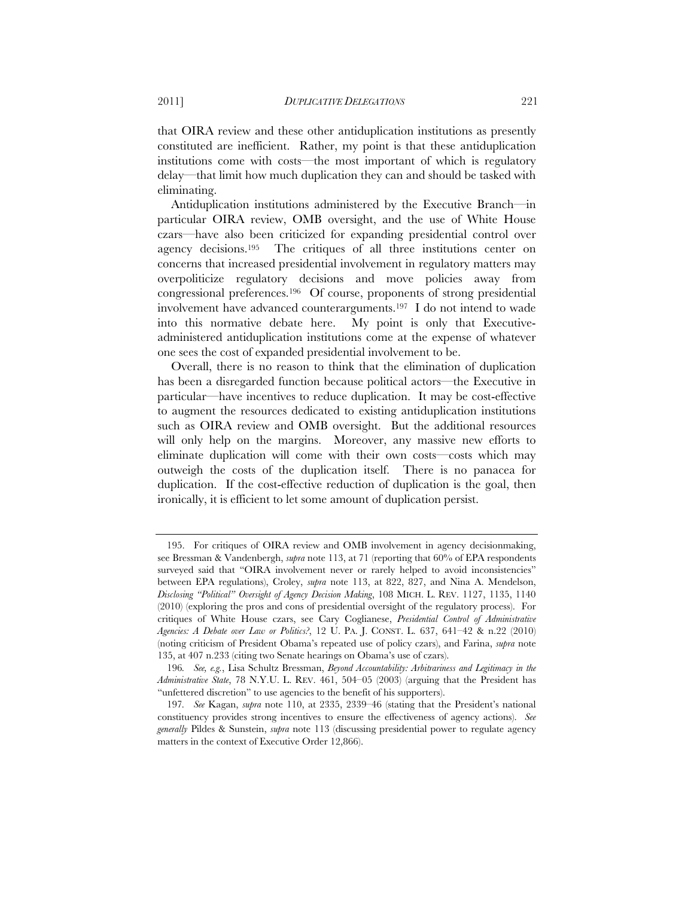that OIRA review and these other antiduplication institutions as presently constituted are inefficient. Rather, my point is that these antiduplication institutions come with costs—the most important of which is regulatory delay—that limit how much duplication they can and should be tasked with eliminating.

Antiduplication institutions administered by the Executive Branch—in particular OIRA review, OMB oversight, and the use of White House czars—have also been criticized for expanding presidential control over agency decisions.[195] The critiques of all three institutions center on concerns that increased presidential involvement in regulatory matters may overpoliticize regulatory decisions and move policies away from congressional preferences.[196] Of course, proponents of strong presidential involvement have advanced counterarguments.[197] I do not intend to wade into this normative debate here. My point is only that Executive-administered antiduplication institutions come at the expense of whatever one sees the cost of expanded presidential involvement to be.

Overall, there is no reason to think that the elimination of duplication has been a disregarded function because political actors—the Executive in particular—have incentives to reduce duplication. It may be cost-effective to augment the resources dedicated to existing antiduplication institutions such as OIRA review and OMB oversight. But the additional resources will only help on the margins. Moreover, any massive new efforts to eliminate duplication will come with their own costs—costs which may outweigh the costs of the duplication itself. There is no panacea for duplication. If the cost-effective reduction of duplication is the goal, then ironically, it is efficient to let some amount of duplication persist.

---

195. For critiques of OIRA review and OMB involvement in agency decisionmaking, see Bressman & Vandenbergh, *supra* note 113, at 71 (reporting that 60% of EPA respondents surveyed said that "OIRA involvement never or rarely helped to avoid inconsistencies" between EPA regulations), Croley, *supra* note 113, at 822, 827, and Nina A. Mendelson, *Disclosing "Political" Oversight of Agency Decision Making*, 108 MICH. L. REV. 1127, 1135, 1140 (2010) (exploring the pros and cons of presidential oversight of the regulatory process). For critiques of White House czars, see Cary Coglianese, *Presidential Control of Administrative Agencies: A Debate over Law or Politics?*, 12 U. PA. J. CONST. L. 637, 641–42 & n.22 (2010) (noting criticism of President Obama's repeated use of policy czars), and Farina, *supra* note 135, at 407 n.233 (citing two Senate hearings on Obama's use of czars).

196. *See, e.g.*, Lisa Schultz Bressman, *Beyond Accountability: Arbitrariness and Legitimacy in the Administrative State*, 78 N.Y.U. L. REV. 461, 504–05 (2003) (arguing that the President has "unfettered discretion" to use agencies to the benefit of his supporters).

197. *See* Kagan, *supra* note 110, at 2335, 2339–46 (stating that the President's national constituency provides strong incentives to ensure the effectiveness of agency actions). *See generally* Pildes & Sunstein, *supra* note 113 (discussing presidential power to regulate agency matters in the context of Executive Order 12,866).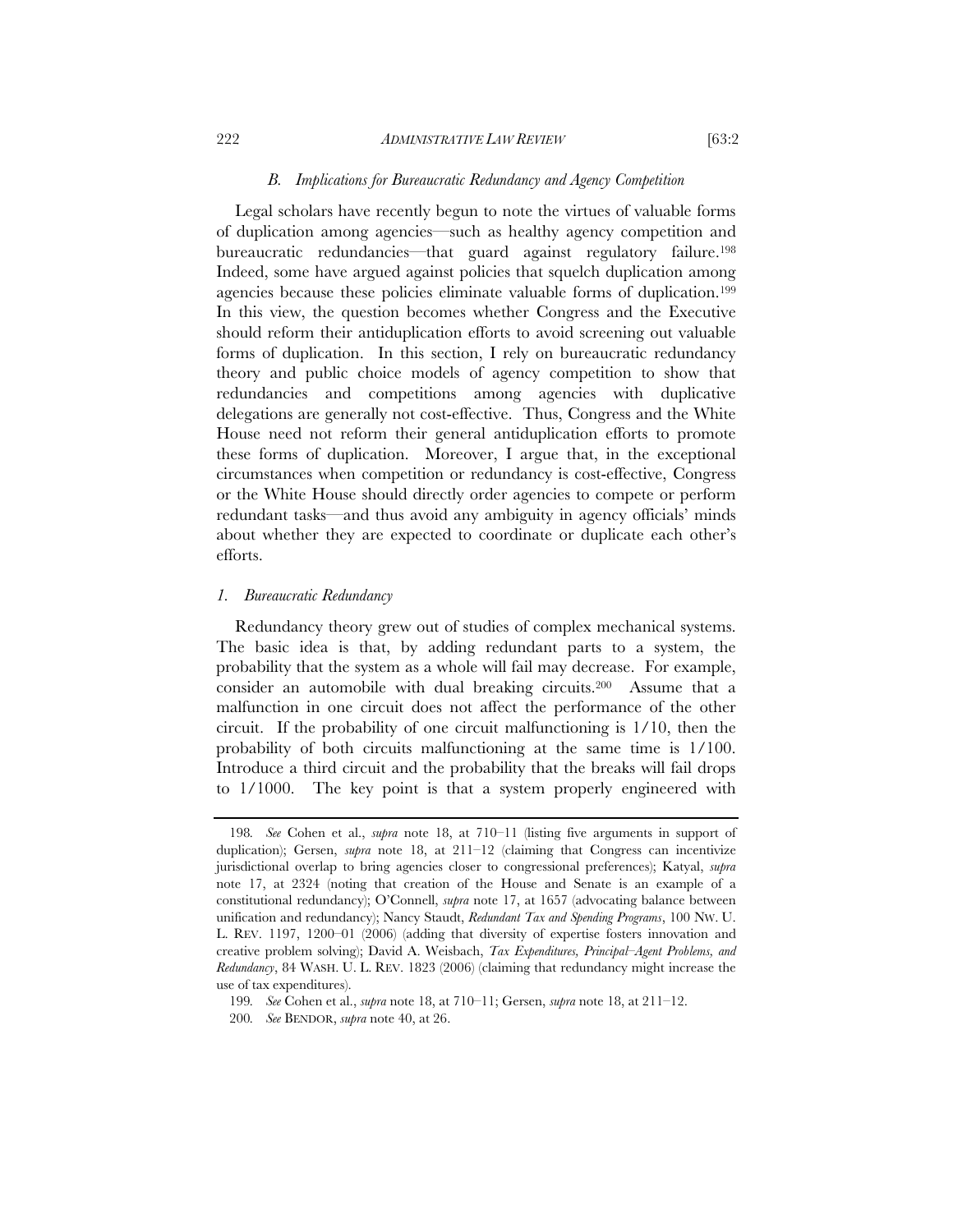### *B. Implications for Bureaucratic Redundancy and Agency Competition*

Legal scholars have recently begun to note the virtues of valuable forms of duplication among agencies—such as healthy agency competition and bureaucratic redundancies—that guard against regulatory failure.[198] Indeed, some have argued against policies that squelch duplication among agencies because these policies eliminate valuable forms of duplication.[199] In this view, the question becomes whether Congress and the Executive should reform their antiduplication efforts to avoid screening out valuable forms of duplication. In this section, I rely on bureaucratic redundancy theory and public choice models of agency competition to show that redundancies and competitions among agencies with duplicative delegations are generally not cost-effective. Thus, Congress and the White House need not reform their general antiduplication efforts to promote these forms of duplication. Moreover, I argue that, in the exceptional circumstances when competition or redundancy is cost-effective, Congress or the White House should directly order agencies to compete or perform redundant tasks—and thus avoid any ambiguity in agency officials' minds about whether they are expected to coordinate or duplicate each other's efforts.

#### *1. Bureaucratic Redundancy*

Redundancy theory grew out of studies of complex mechanical systems. The basic idea is that, by adding redundant parts to a system, the probability that the system as a whole will fail may decrease. For example, consider an automobile with dual breaking circuits.[200] Assume that a malfunction in one circuit does not affect the performance of the other circuit. If the probability of one circuit malfunctioning is 1/10, then the probability of both circuits malfunctioning at the same time is 1/100. Introduce a third circuit and the probability that the breaks will fail drops to 1/1000. The key point is that a system properly engineered with

---

198. *See* Cohen et al., *supra* note 18, at 710–11 (listing five arguments in support of duplication); Gersen, *supra* note 18, at 211–12 (claiming that Congress can incentivize jurisdictional overlap to bring agencies closer to congressional preferences); Katyal, *supra* note 17, at 2324 (noting that creation of the House and Senate is an example of a constitutional redundancy); O'Connell, *supra* note 17, at 1657 (advocating balance between unification and redundancy); Nancy Staudt, *Redundant Tax and Spending Programs*, 100 NW. U. L. REV. 1197, 1200–01 (2006) (adding that diversity of expertise fosters innovation and creative problem solving); David A. Weisbach, *Tax Expenditures, Principal–Agent Problems, and Redundancy*, 84 WASH. U. L. REV. 1823 (2006) (claiming that redundancy might increase the use of tax expenditures).

199. *See* Cohen et al., *supra* note 18, at 710–11; Gersen, *supra* note 18, at 211–12.

200. *See* BENDOR, *supra* note 40, at 26.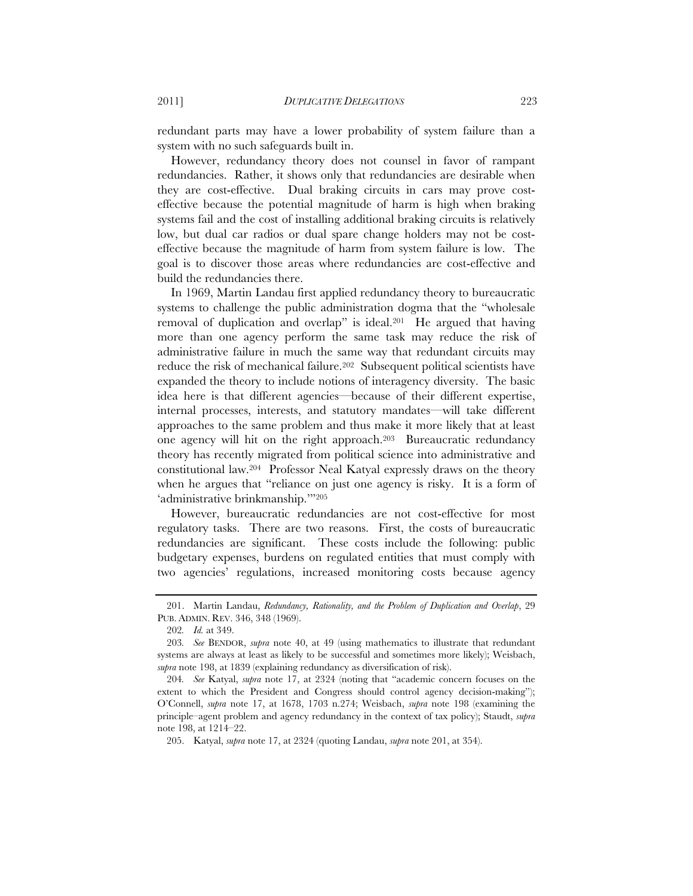redundant parts may have a lower probability of system failure than a system with no such safeguards built in.

However, redundancy theory does not counsel in favor of rampant redundancies. Rather, it shows only that redundancies are desirable when they are cost-effective. Dual braking circuits in cars may prove cost-effective because the potential magnitude of harm is high when braking systems fail and the cost of installing additional braking circuits is relatively low, but dual car radios or dual spare change holders may not be cost-effective because the magnitude of harm from system failure is low. The goal is to discover those areas where redundancies are cost-effective and build the redundancies there.

In 1969, Martin Landau first applied redundancy theory to bureaucratic systems to challenge the public administration dogma that the "wholesale removal of duplication and overlap" is ideal.[201] He argued that having more than one agency perform the same task may reduce the risk of administrative failure in much the same way that redundant circuits may reduce the risk of mechanical failure.[202] Subsequent political scientists have expanded the theory to include notions of interagency diversity. The basic idea here is that different agencies—because of their different expertise, internal processes, interests, and statutory mandates—will take different approaches to the same problem and thus make it more likely that at least one agency will hit on the right approach.[203] Bureaucratic redundancy theory has recently migrated from political science into administrative and constitutional law.[204] Professor Neal Katyal expressly draws on the theory when he argues that "reliance on just one agency is risky. It is a form of 'administrative brinkmanship.'"[205]

However, bureaucratic redundancies are not cost-effective for most regulatory tasks. There are two reasons. First, the costs of bureaucratic redundancies are significant. These costs include the following: public budgetary expenses, burdens on regulated entities that must comply with two agencies' regulations, increased monitoring costs because agency

---

201. Martin Landau, *Redundancy, Rationality, and the Problem of Duplication and Overlap*, 29 PUB. ADMIN. REV. 346, 348 (1969).

202. *Id.* at 349.

203. *See* BENDOR, *supra* note 40, at 49 (using mathematics to illustrate that redundant systems are always at least as likely to be successful and sometimes more likely); Weisbach, *supra* note 198, at 1839 (explaining redundancy as diversification of risk).

204. *See* Katyal, *supra* note 17, at 2324 (noting that "academic concern focuses on the extent to which the President and Congress should control agency decision-making"); O'Connell, *supra* note 17, at 1678, 1703 n.274; Weisbach, *supra* note 198 (examining the principle–agent problem and agency redundancy in the context of tax policy); Staudt, *supra* note 198, at 1214–22.

205. Katyal, *supra* note 17, at 2324 (quoting Landau, *supra* note 201, at 354).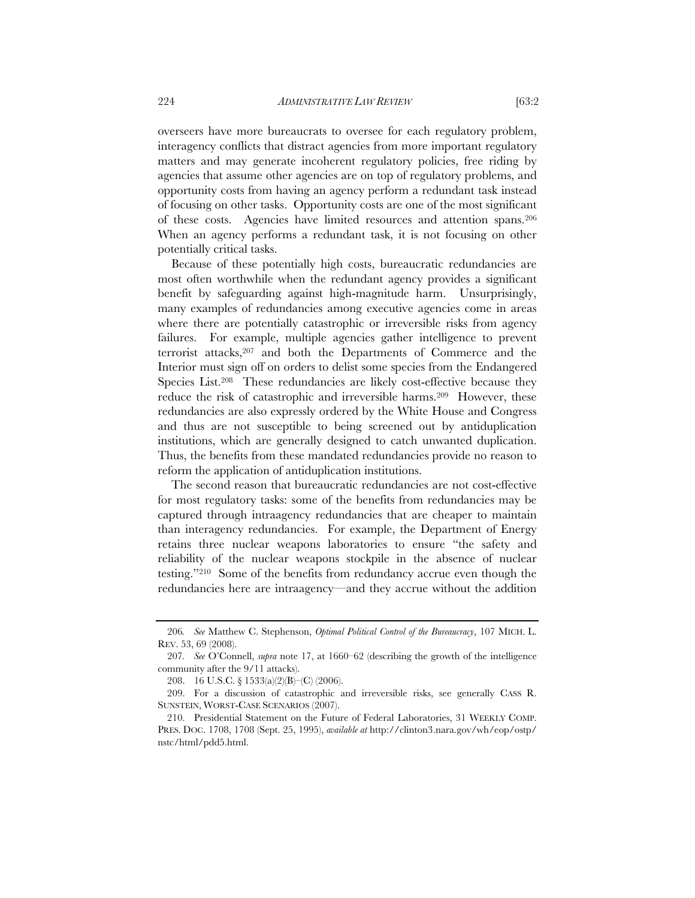overseers have more bureaucrats to oversee for each regulatory problem, interagency conflicts that distract agencies from more important regulatory matters and may generate incoherent regulatory policies, free riding by agencies that assume other agencies are on top of regulatory problems, and opportunity costs from having an agency perform a redundant task instead of focusing on other tasks. Opportunity costs are one of the most significant of these costs. Agencies have limited resources and attention spans.[206] When an agency performs a redundant task, it is not focusing on other potentially critical tasks.

Because of these potentially high costs, bureaucratic redundancies are most often worthwhile when the redundant agency provides a significant benefit by safeguarding against high-magnitude harm. Unsurprisingly, many examples of redundancies among executive agencies come in areas where there are potentially catastrophic or irreversible risks from agency failures. For example, multiple agencies gather intelligence to prevent terrorist attacks,[207] and both the Departments of Commerce and the Interior must sign off on orders to delist some species from the Endangered Species List.[208] These redundancies are likely cost-effective because they reduce the risk of catastrophic and irreversible harms.[209] However, these redundancies are also expressly ordered by the White House and Congress and thus are not susceptible to being screened out by antiduplication institutions, which are generally designed to catch unwanted duplication. Thus, the benefits from these mandated redundancies provide no reason to reform the application of antiduplication institutions.

The second reason that bureaucratic redundancies are not cost-effective for most regulatory tasks: some of the benefits from redundancies may be captured through intraagency redundancies that are cheaper to maintain than interagency redundancies. For example, the Department of Energy retains three nuclear weapons laboratories to ensure "the safety and reliability of the nuclear weapons stockpile in the absence of nuclear testing."[210] Some of the benefits from redundancy accrue even though the redundancies here are intraagency—and they accrue without the addition

---

206. *See* Matthew C. Stephenson, *Optimal Political Control of the Bureaucracy*, 107 MICH. L. REV. 53, 69 (2008).

207. *See* O'Connell, *supra* note 17, at 1660–62 (describing the growth of the intelligence community after the 9/11 attacks).

208. 16 U.S.C. § 1533(a)(2)(B)–(C) (2006).

209. For a discussion of catastrophic and irreversible risks, see generally CASS R. SUNSTEIN, WORST-CASE SCENARIOS (2007).

210. Presidential Statement on the Future of Federal Laboratories, 31 WEEKLY COMP. PRES. DOC. 1708, 1708 (Sept. 25, 1995), *available at* http://clinton3.nara.gov/wh/eop/ostp/nstc/html/pdd5.html.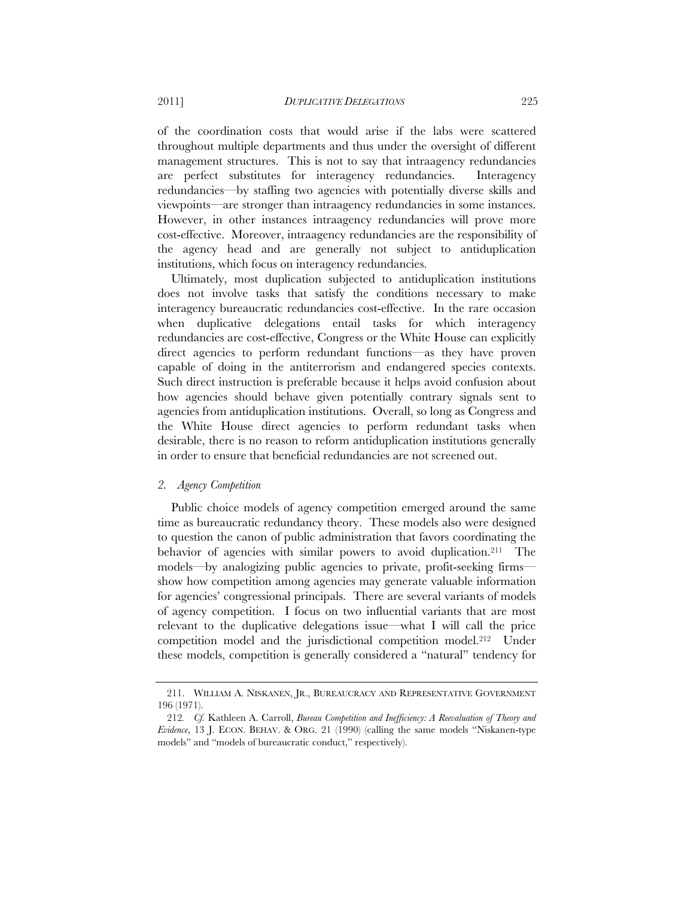of the coordination costs that would arise if the labs were scattered throughout multiple departments and thus under the oversight of different management structures. This is not to say that intraagency redundancies are perfect substitutes for interagency redundancies. Interagency redundancies—by staffing two agencies with potentially diverse skills and viewpoints—are stronger than intraagency redundancies in some instances. However, in other instances intraagency redundancies will prove more cost-effective. Moreover, intraagency redundancies are the responsibility of the agency head and are generally not subject to antiduplication institutions, which focus on interagency redundancies.

Ultimately, most duplication subjected to antiduplication institutions does not involve tasks that satisfy the conditions necessary to make interagency bureaucratic redundancies cost-effective. In the rare occasion when duplicative delegations entail tasks for which interagency redundancies are cost-effective, Congress or the White House can explicitly direct agencies to perform redundant functions—as they have proven capable of doing in the antiterrorism and endangered species contexts. Such direct instruction is preferable because it helps avoid confusion about how agencies should behave given potentially contrary signals sent to agencies from antiduplication institutions. Overall, so long as Congress and the White House direct agencies to perform redundant tasks when desirable, there is no reason to reform antiduplication institutions generally in order to ensure that beneficial redundancies are not screened out.

### *2. Agency Competition*

Public choice models of agency competition emerged around the same time as bureaucratic redundancy theory. These models also were designed to question the canon of public administration that favors coordinating the behavior of agencies with similar powers to avoid duplication.[211] The models—by analogizing public agencies to private, profit-seeking firms—show how competition among agencies may generate valuable information for agencies' congressional principals. There are several variants of models of agency competition. I focus on two influential variants that are most relevant to the duplicative delegations issue—what I will call the price competition model and the jurisdictional competition model.[212] Under these models, competition is generally considered a "natural" tendency for

---

211. WILLIAM A. NISKANEN, JR., BUREAUCRACY AND REPRESENTATIVE GOVERNMENT 196 (1971).

212. *Cf.* Kathleen A. Carroll, *Bureau Competition and Inefficiency: A Reevaluation of Theory and Evidence*, 13 J. ECON. BEHAV. & ORG. 21 (1990) (calling the same models "Niskanen-type models" and "models of bureaucratic conduct," respectively).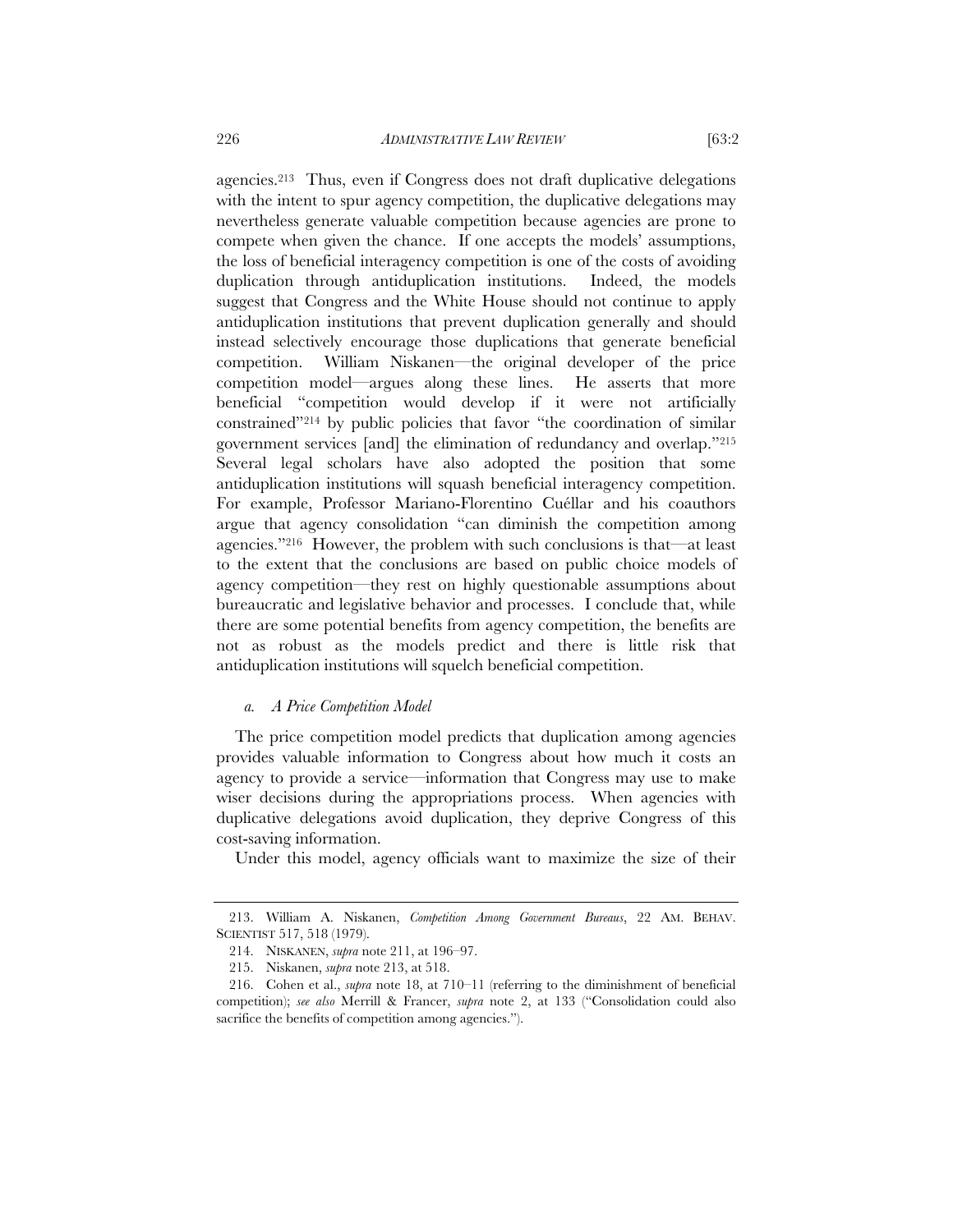agencies.[213] Thus, even if Congress does not draft duplicative delegations with the intent to spur agency competition, the duplicative delegations may nevertheless generate valuable competition because agencies are prone to compete when given the chance. If one accepts the models' assumptions, the loss of beneficial interagency competition is one of the costs of avoiding duplication through antiduplication institutions. Indeed, the models suggest that Congress and the White House should not continue to apply antiduplication institutions that prevent duplication generally and should instead selectively encourage those duplications that generate beneficial competition. William Niskanen—the original developer of the price competition model—argues along these lines. He asserts that more beneficial "competition would develop if it were not artificially constrained"[214] by public policies that favor "the coordination of similar government services [and] the elimination of redundancy and overlap."[215] Several legal scholars have also adopted the position that some antiduplication institutions will squash beneficial interagency competition. For example, Professor Mariano-Florentino Cuéllar and his coauthors argue that agency consolidation "can diminish the competition among agencies."[216] However, the problem with such conclusions is that—at least to the extent that the conclusions are based on public choice models of agency competition—they rest on highly questionable assumptions about bureaucratic and legislative behavior and processes. I conclude that, while there are some potential benefits from agency competition, the benefits are not as robust as the models predict and there is little risk that antiduplication institutions will squelch beneficial competition.

#### *a. A Price Competition Model*

The price competition model predicts that duplication among agencies provides valuable information to Congress about how much it costs an agency to provide a service—information that Congress may use to make wiser decisions during the appropriations process. When agencies with duplicative delegations avoid duplication, they deprive Congress of this cost-saving information.

Under this model, agency officials want to maximize the size of their

---

213. William A. Niskanen, *Competition Among Government Bureaus*, 22 AM. BEHAV. SCIENTIST 517, 518 (1979).

214. NISKANEN, *supra* note 211, at 196–97.

215. Niskanen, *supra* note 213, at 518.

216. Cohen et al., *supra* note 18, at 710–11 (referring to the diminishment of beneficial competition); *see also* Merrill & Francer, *supra* note 2, at 133 ("Consolidation could also sacrifice the benefits of competition among agencies.").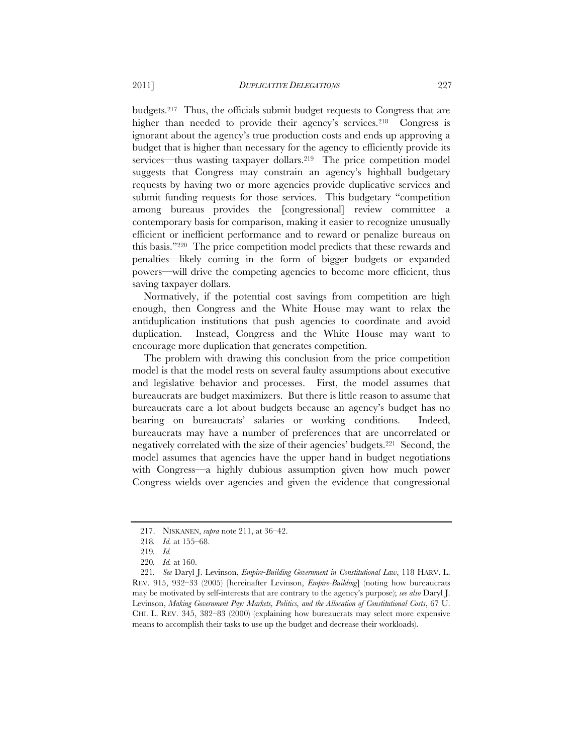budgets.[217] Thus, the officials submit budget requests to Congress that are higher than needed to provide their agency's services.[218] Congress is ignorant about the agency's true production costs and ends up approving a budget that is higher than necessary for the agency to efficiently provide its services—thus wasting taxpayer dollars.[219] The price competition model suggests that Congress may constrain an agency's highball budgetary requests by having two or more agencies provide duplicative services and submit funding requests for those services. This budgetary "competition among bureaus provides the [congressional] review committee a contemporary basis for comparison, making it easier to recognize unusually efficient or inefficient performance and to reward or penalize bureaus on this basis."[220] The price competition model predicts that these rewards and penalties—likely coming in the form of bigger budgets or expanded powers—will drive the competing agencies to become more efficient, thus saving taxpayer dollars.

Normatively, if the potential cost savings from competition are high enough, then Congress and the White House may want to relax the antiduplication institutions that push agencies to coordinate and avoid duplication. Instead, Congress and the White House may want to encourage more duplication that generates competition.

The problem with drawing this conclusion from the price competition model is that the model rests on several faulty assumptions about executive and legislative behavior and processes. First, the model assumes that bureaucrats are budget maximizers. But there is little reason to assume that bureaucrats care a lot about budgets because an agency's budget has no bearing on bureaucrats' salaries or working conditions. Indeed, bureaucrats may have a number of preferences that are uncorrelated or negatively correlated with the size of their agencies' budgets.[221] Second, the model assumes that agencies have the upper hand in budget negotiations with Congress—a highly dubious assumption given how much power Congress wields over agencies and given the evidence that congressional

---

217. NISKANEN, *supra* note 211, at 36–42.

218. *Id.* at 155–68.

219. *Id.*

220. *Id.* at 160.

221. *See* Daryl J. Levinson, *Empire-Building Government in Constitutional Law*, 118 HARV. L. REV. 915, 932–33 (2005) [hereinafter Levinson, *Empire-Building*] (noting how bureaucrats may be motivated by self-interests that are contrary to the agency's purpose); *see also* Daryl J. Levinson, *Making Government Pay: Markets, Politics, and the Allocation of Constitutional Costs*, 67 U. CHI. L. REV. 345, 382–83 (2000) (explaining how bureaucrats may select more expensive means to accomplish their tasks to use up the budget and decrease their workloads).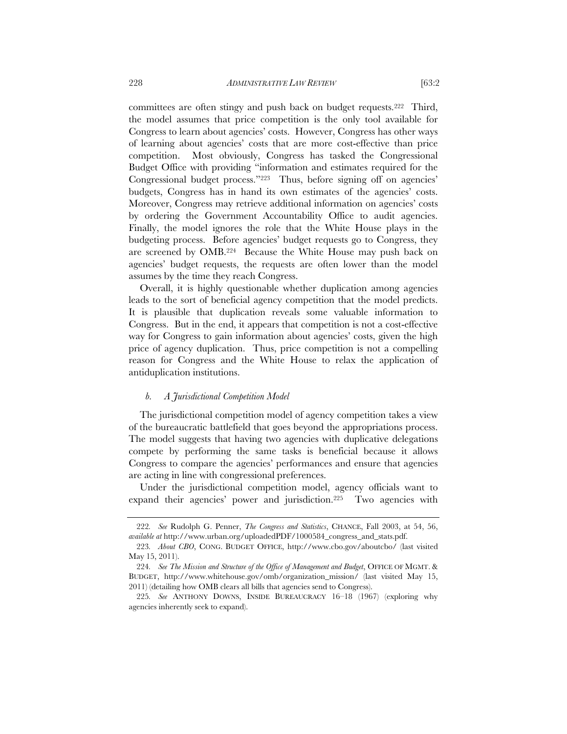committees are often stingy and push back on budget requests.[222] Third, the model assumes that price competition is the only tool available for Congress to learn about agencies' costs. However, Congress has other ways of learning about agencies' costs that are more cost-effective than price competition. Most obviously, Congress has tasked the Congressional Budget Office with providing "information and estimates required for the Congressional budget process."[223] Thus, before signing off on agencies' budgets, Congress has in hand its own estimates of the agencies' costs. Moreover, Congress may retrieve additional information on agencies' costs by ordering the Government Accountability Office to audit agencies. Finally, the model ignores the role that the White House plays in the budgeting process. Before agencies' budget requests go to Congress, they are screened by OMB.[224] Because the White House may push back on agencies' budget requests, the requests are often lower than the model assumes by the time they reach Congress.

Overall, it is highly questionable whether duplication among agencies leads to the sort of beneficial agency competition that the model predicts. It is plausible that duplication reveals some valuable information to Congress. But in the end, it appears that competition is not a cost-effective way for Congress to gain information about agencies' costs, given the high price of agency duplication. Thus, price competition is not a compelling reason for Congress and the White House to relax the application of antiduplication institutions.

#### *b. A Jurisdictional Competition Model*

The jurisdictional competition model of agency competition takes a view of the bureaucratic battlefield that goes beyond the appropriations process. The model suggests that having two agencies with duplicative delegations compete by performing the same tasks is beneficial because it allows Congress to compare the agencies' performances and ensure that agencies are acting in line with congressional preferences.

Under the jurisdictional competition model, agency officials want to expand their agencies' power and jurisdiction.[225] Two agencies with

---

222. *See* Rudolph G. Penner, *The Congress and Statistics*, CHANCE, Fall 2003, at 54, 56, *available at* http://www.urban.org/uploadedPDF/1000584_congress_and_stats.pdf.

223. *About CBO*, CONG. BUDGET OFFICE, http://www.cbo.gov/aboutcbo/ (last visited May 15, 2011).

224. *See The Mission and Structure of the Office of Management and Budget*, OFFICE OF MGMT. & BUDGET, http://www.whitehouse.gov/omb/organization_mission/ (last visited May 15, 2011) (detailing how OMB clears all bills that agencies send to Congress).

225. *See* ANTHONY DOWNS, INSIDE BUREAUCRACY 16–18 (1967) (exploring why agencies inherently seek to expand).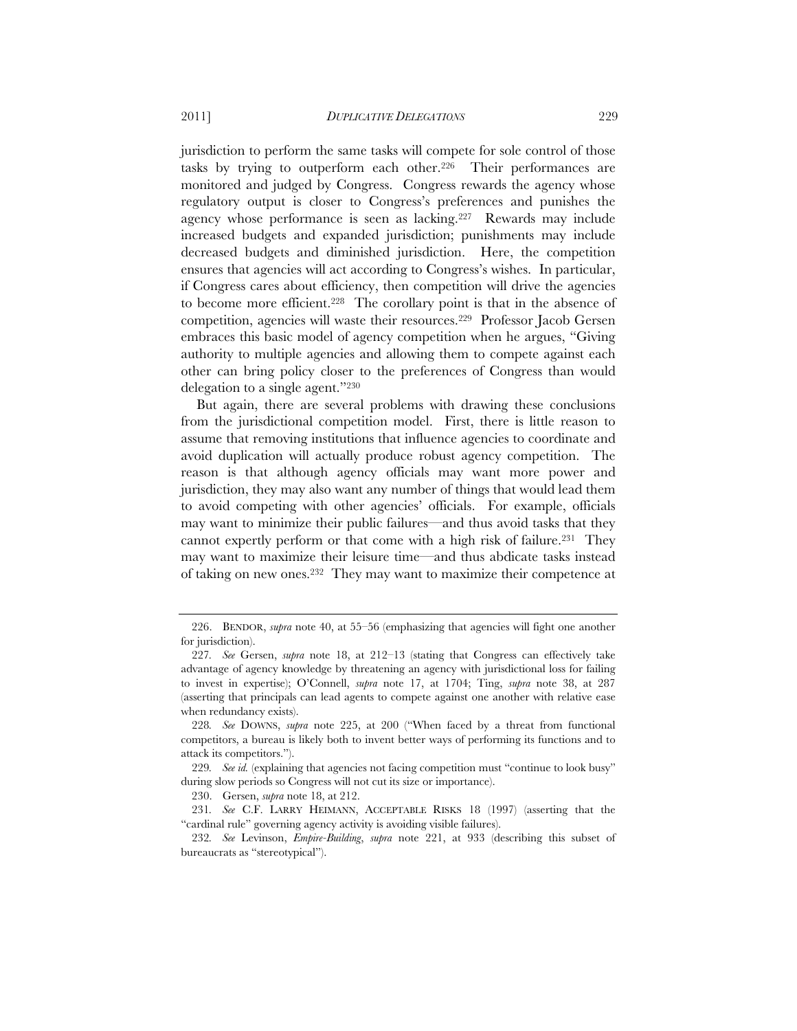jurisdiction to perform the same tasks will compete for sole control of those tasks by trying to outperform each other.[226] Their performances are monitored and judged by Congress. Congress rewards the agency whose regulatory output is closer to Congress's preferences and punishes the agency whose performance is seen as lacking.[227] Rewards may include increased budgets and expanded jurisdiction; punishments may include decreased budgets and diminished jurisdiction. Here, the competition ensures that agencies will act according to Congress's wishes. In particular, if Congress cares about efficiency, then competition will drive the agencies to become more efficient.[228] The corollary point is that in the absence of competition, agencies will waste their resources.[229] Professor Jacob Gersen embraces this basic model of agency competition when he argues, "Giving authority to multiple agencies and allowing them to compete against each other can bring policy closer to the preferences of Congress than would delegation to a single agent."[230]

But again, there are several problems with drawing these conclusions from the jurisdictional competition model. First, there is little reason to assume that removing institutions that influence agencies to coordinate and avoid duplication will actually produce robust agency competition. The reason is that although agency officials may want more power and jurisdiction, they may also want any number of things that would lead them to avoid competing with other agencies' officials. For example, officials may want to minimize their public failures—and thus avoid tasks that they cannot expertly perform or that come with a high risk of failure.[231] They may want to maximize their leisure time—and thus abdicate tasks instead of taking on new ones.[232] They may want to maximize their competence at

---

226. BENDOR, *supra* note 40, at 55–56 (emphasizing that agencies will fight one another for jurisdiction).

227. *See* Gersen, *supra* note 18, at 212–13 (stating that Congress can effectively take advantage of agency knowledge by threatening an agency with jurisdictional loss for failing to invest in expertise); O'Connell, *supra* note 17, at 1704; Ting, *supra* note 38, at 287 (asserting that principals can lead agents to compete against one another with relative ease when redundancy exists).

228. *See* DOWNS, *supra* note 225, at 200 ("When faced by a threat from functional competitors, a bureau is likely both to invent better ways of performing its functions and to attack its competitors.").

229. *See id.* (explaining that agencies not facing competition must "continue to look busy" during slow periods so Congress will not cut its size or importance).

230. Gersen, *supra* note 18, at 212.

231. *See* C.F. LARRY HEIMANN, ACCEPTABLE RISKS 18 (1997) (asserting that the "cardinal rule" governing agency activity is avoiding visible failures).

232. *See* Levinson, *Empire-Building*, *supra* note 221, at 933 (describing this subset of bureaucrats as "stereotypical").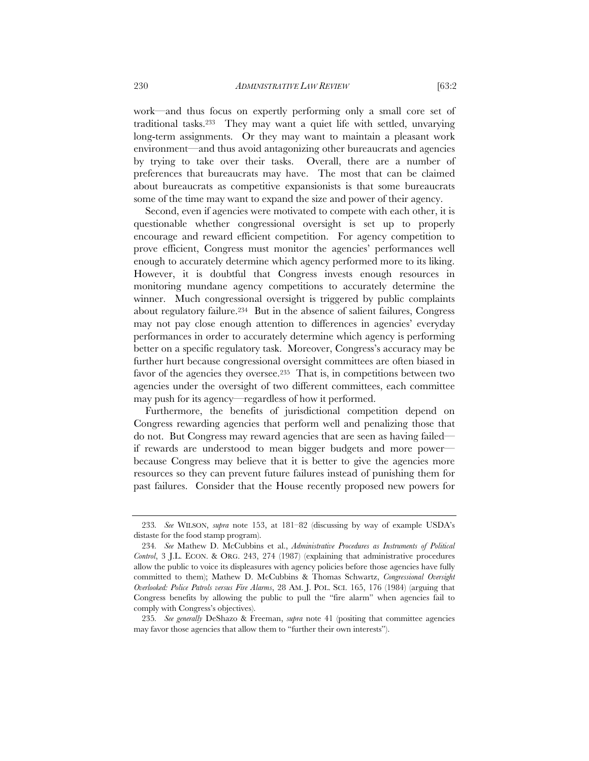work—and thus focus on expertly performing only a small core set of traditional tasks.[233] They may want a quiet life with settled, unvarying long-term assignments. Or they may want to maintain a pleasant work environment—and thus avoid antagonizing other bureaucrats and agencies by trying to take over their tasks. Overall, there are a number of preferences that bureaucrats may have. The most that can be claimed about bureaucrats as competitive expansionists is that some bureaucrats some of the time may want to expand the size and power of their agency.

Second, even if agencies were motivated to compete with each other, it is questionable whether congressional oversight is set up to properly encourage and reward efficient competition. For agency competition to prove efficient, Congress must monitor the agencies' performances well enough to accurately determine which agency performed more to its liking. However, it is doubtful that Congress invests enough resources in monitoring mundane agency competitions to accurately determine the winner. Much congressional oversight is triggered by public complaints about regulatory failure.[234] But in the absence of salient failures, Congress may not pay close enough attention to differences in agencies' everyday performances in order to accurately determine which agency is performing better on a specific regulatory task. Moreover, Congress's accuracy may be further hurt because congressional oversight committees are often biased in favor of the agencies they oversee.[235] That is, in competitions between two agencies under the oversight of two different committees, each committee may push for its agency—regardless of how it performed.

Furthermore, the benefits of jurisdictional competition depend on Congress rewarding agencies that perform well and penalizing those that do not. But Congress may reward agencies that are seen as having failed—if rewards are understood to mean bigger budgets and more power—because Congress may believe that it is better to give the agencies more resources so they can prevent future failures instead of punishing them for past failures. Consider that the House recently proposed new powers for

---

233. *See* WILSON, *supra* note 153, at 181–82 (discussing by way of example USDA's distaste for the food stamp program).

234. *See* Mathew D. McCubbins et al., *Administrative Procedures as Instruments of Political Control*, 3 J.L. ECON. & ORG. 243, 274 (1987) (explaining that administrative procedures allow the public to voice its displeasures with agency policies before those agencies have fully committed to them); Mathew D. McCubbins & Thomas Schwartz, *Congressional Oversight Overlooked: Police Patrols versus Fire Alarms*, 28 AM. J. POL. SCI. 165, 176 (1984) (arguing that Congress benefits by allowing the public to pull the "fire alarm" when agencies fail to comply with Congress's objectives).

235. *See generally* DeShazo & Freeman, *supra* note 41 (positing that committee agencies may favor those agencies that allow them to "further their own interests").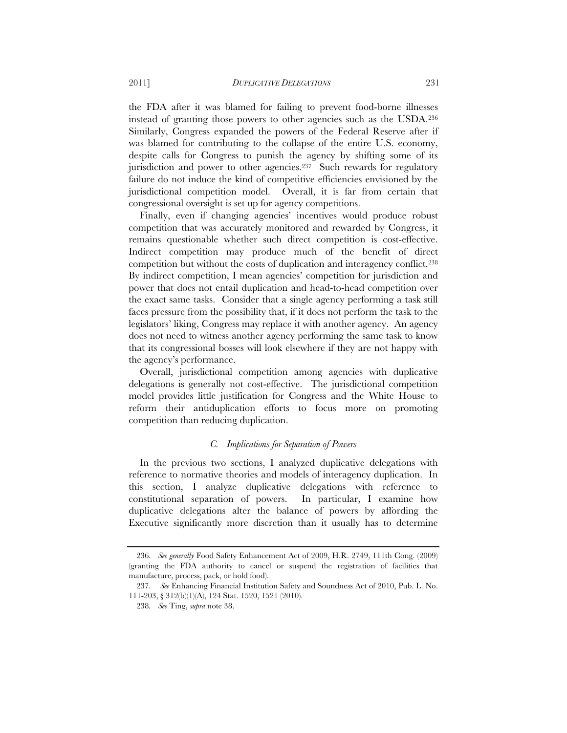the FDA after it was blamed for failing to prevent food-borne illnesses instead of granting those powers to other agencies such as the USDA.[236] Similarly, Congress expanded the powers of the Federal Reserve after if was blamed for contributing to the collapse of the entire U.S. economy, despite calls for Congress to punish the agency by shifting some of its jurisdiction and power to other agencies.[237] Such rewards for regulatory failure do not induce the kind of competitive efficiencies envisioned by the jurisdictional competition model. Overall, it is far from certain that congressional oversight is set up for agency competitions.

Finally, even if changing agencies' incentives would produce robust competition that was accurately monitored and rewarded by Congress, it remains questionable whether such direct competition is cost-effective. Indirect competition may produce much of the benefit of direct competition but without the costs of duplication and interagency conflict.[238] By indirect competition, I mean agencies' competition for jurisdiction and power that does not entail duplication and head-to-head competition over the exact same tasks. Consider that a single agency performing a task still faces pressure from the possibility that, if it does not perform the task to the legislators' liking, Congress may replace it with another agency. An agency does not need to witness another agency performing the same task to know that its congressional bosses will look elsewhere if they are not happy with the agency's performance.

Overall, jurisdictional competition among agencies with duplicative delegations is generally not cost-effective. The jurisdictional competition model provides little justification for Congress and the White House to reform their antiduplication efforts to focus more on promoting competition than reducing duplication.

### *C. Implications for Separation of Powers*

In the previous two sections, I analyzed duplicative delegations with reference to normative theories and models of interagency duplication. In this section, I analyze duplicative delegations with reference to constitutional separation of powers. In particular, I examine how duplicative delegations alter the balance of powers by affording the Executive significantly more discretion than it usually has to determine

---

236. *See generally* Food Safety Enhancement Act of 2009, H.R. 2749, 111th Cong. (2009) (granting the FDA authority to cancel or suspend the registration of facilities that manufacture, process, pack, or hold food).

237. *See* Enhancing Financial Institution Safety and Soundness Act of 2010, Pub. L. No. 111-203, § 312(b)(1)(A), 124 Stat. 1520, 1521 (2010).

238. *See* Ting, *supra* note 38.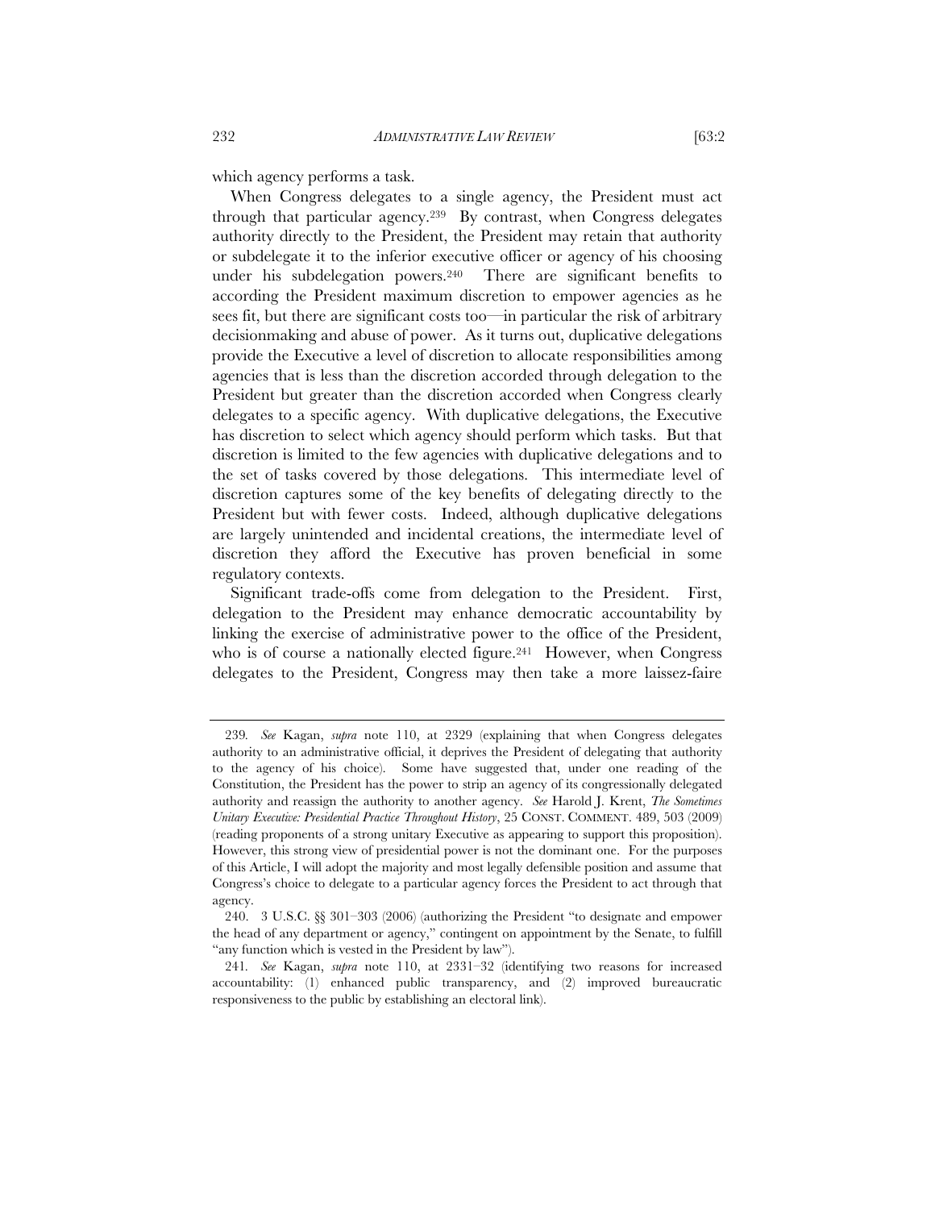which agency performs a task.

When Congress delegates to a single agency, the President must act through that particular agency.[239] By contrast, when Congress delegates authority directly to the President, the President may retain that authority or subdelegate it to the inferior executive officer or agency of his choosing under his subdelegation powers.[240] There are significant benefits to according the President maximum discretion to empower agencies as he sees fit, but there are significant costs too—in particular the risk of arbitrary decisionmaking and abuse of power. As it turns out, duplicative delegations provide the Executive a level of discretion to allocate responsibilities among agencies that is less than the discretion accorded through delegation to the President but greater than the discretion accorded when Congress clearly delegates to a specific agency. With duplicative delegations, the Executive has discretion to select which agency should perform which tasks. But that discretion is limited to the few agencies with duplicative delegations and to the set of tasks covered by those delegations. This intermediate level of discretion captures some of the key benefits of delegating directly to the President but with fewer costs. Indeed, although duplicative delegations are largely unintended and incidental creations, the intermediate level of discretion they afford the Executive has proven beneficial in some regulatory contexts.

Significant trade-offs come from delegation to the President. First, delegation to the President may enhance democratic accountability by linking the exercise of administrative power to the office of the President, who is of course a nationally elected figure.[241] However, when Congress delegates to the President, Congress may then take a more laissez-faire

---

239. *See* Kagan, *supra* note 110, at 2329 (explaining that when Congress delegates authority to an administrative official, it deprives the President of delegating that authority to the agency of his choice). Some have suggested that, under one reading of the Constitution, the President has the power to strip an agency of its congressionally delegated authority and reassign the authority to another agency. *See* Harold J. Krent, *The Sometimes Unitary Executive: Presidential Practice Throughout History*, 25 CONST. COMMENT. 489, 503 (2009) (reading proponents of a strong unitary Executive as appearing to support this proposition). However, this strong view of presidential power is not the dominant one. For the purposes of this Article, I will adopt the majority and most legally defensible position and assume that Congress's choice to delegate to a particular agency forces the President to act through that agency.

240. 3 U.S.C. §§ 301–303 (2006) (authorizing the President "to designate and empower the head of any department or agency," contingent on appointment by the Senate, to fulfill "any function which is vested in the President by law").

241. *See* Kagan, *supra* note 110, at 2331–32 (identifying two reasons for increased accountability: (1) enhanced public transparency, and (2) improved bureaucratic responsiveness to the public by establishing an electoral link).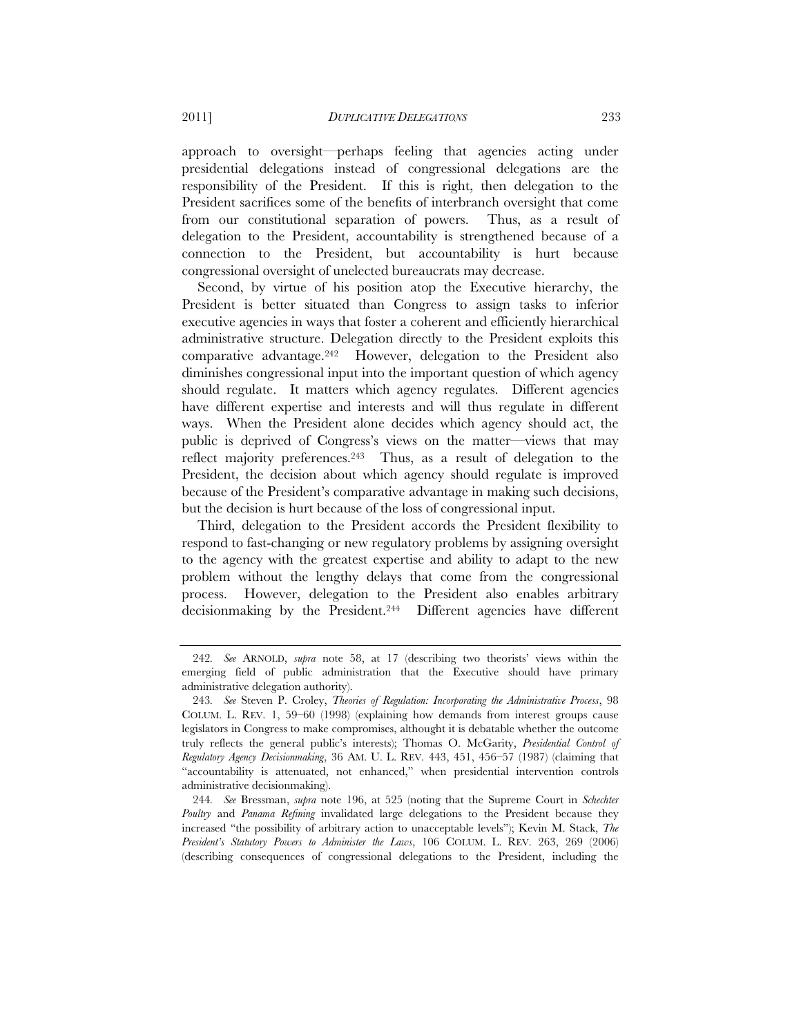approach to oversight—perhaps feeling that agencies acting under presidential delegations instead of congressional delegations are the responsibility of the President. If this is right, then delegation to the President sacrifices some of the benefits of interbranch oversight that come from our constitutional separation of powers. Thus, as a result of delegation to the President, accountability is strengthened because of a connection to the President, but accountability is hurt because congressional oversight of unelected bureaucrats may decrease.

Second, by virtue of his position atop the Executive hierarchy, the President is better situated than Congress to assign tasks to inferior executive agencies in ways that foster a coherent and efficiently hierarchical administrative structure. Delegation directly to the President exploits this comparative advantage.[242] However, delegation to the President also diminishes congressional input into the important question of which agency should regulate. It matters which agency regulates. Different agencies have different expertise and interests and will thus regulate in different ways. When the President alone decides which agency should act, the public is deprived of Congress's views on the matter—views that may reflect majority preferences.[243] Thus, as a result of delegation to the President, the decision about which agency should regulate is improved because of the President's comparative advantage in making such decisions, but the decision is hurt because of the loss of congressional input.

Third, delegation to the President accords the President flexibility to respond to fast-changing or new regulatory problems by assigning oversight to the agency with the greatest expertise and ability to adapt to the new problem without the lengthy delays that come from the congressional process. However, delegation to the President also enables arbitrary decisionmaking by the President.[244] Different agencies have different

---

242. *See* ARNOLD, *supra* note 58, at 17 (describing two theorists' views within the emerging field of public administration that the Executive should have primary administrative delegation authority).

243. *See* Steven P. Croley, *Theories of Regulation: Incorporating the Administrative Process*, 98 COLUM. L. REV. 1, 59–60 (1998) (explaining how demands from interest groups cause legislators in Congress to make compromises, althought it is debatable whether the outcome truly reflects the general public's interests); Thomas O. McGarity, *Presidential Control of Regulatory Agency Decisionmaking*, 36 AM. U. L. REV. 443, 451, 456–57 (1987) (claiming that "accountability is attenuated, not enhanced," when presidential intervention controls administrative decisionmaking).

244. *See* Bressman, *supra* note 196, at 525 (noting that the Supreme Court in *Schechter Poultry* and *Panama Refining* invalidated large delegations to the President because they increased "the possibility of arbitrary action to unacceptable levels"); Kevin M. Stack, *The President's Statutory Powers to Administer the Laws*, 106 COLUM. L. REV. 263, 269 (2006) (describing consequences of congressional delegations to the President, including the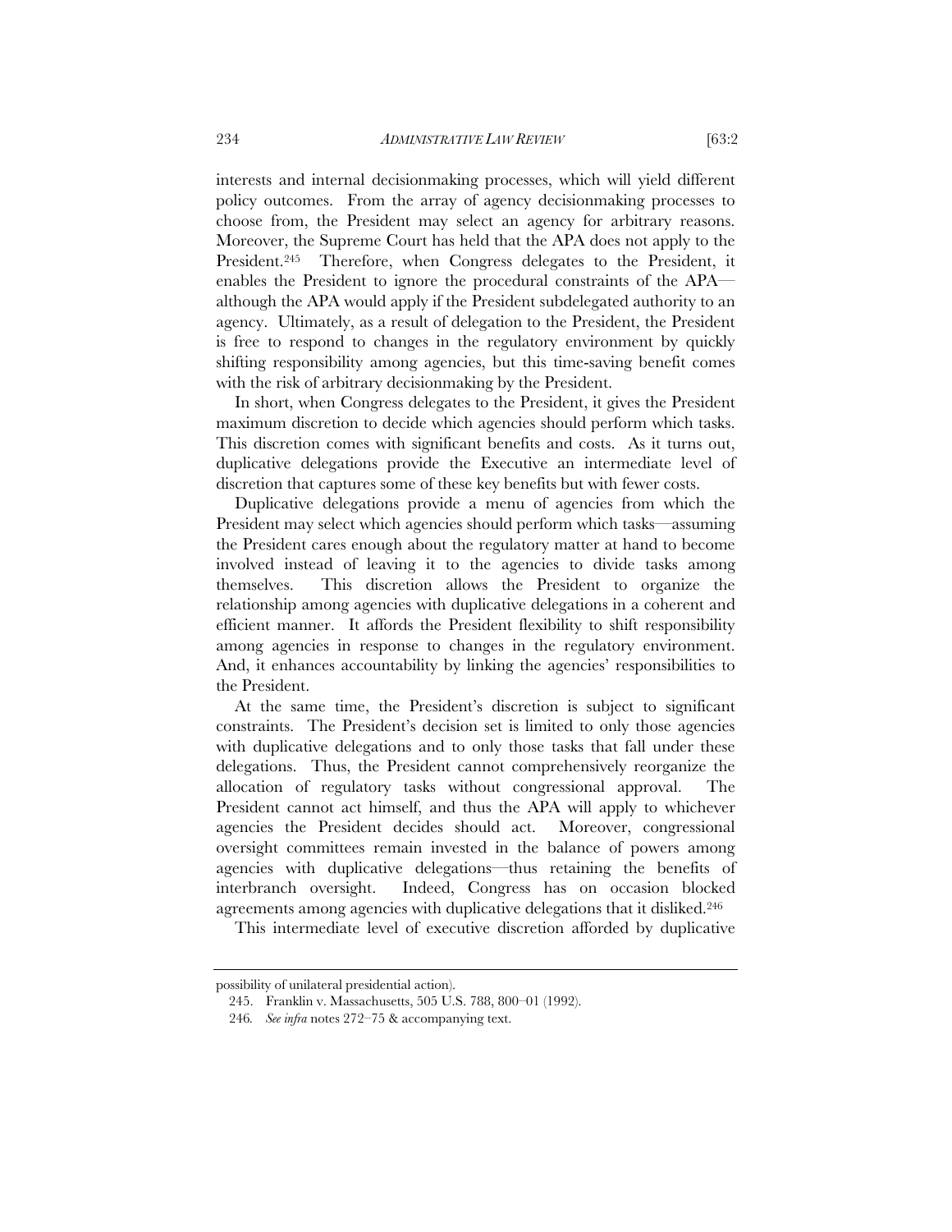interests and internal decisionmaking processes, which will yield different policy outcomes. From the array of agency decisionmaking processes to choose from, the President may select an agency for arbitrary reasons. Moreover, the Supreme Court has held that the APA does not apply to the President.[245] Therefore, when Congress delegates to the President, it enables the President to ignore the procedural constraints of the APA—although the APA would apply if the President subdelegated authority to an agency. Ultimately, as a result of delegation to the President, the President is free to respond to changes in the regulatory environment by quickly shifting responsibility among agencies, but this time-saving benefit comes with the risk of arbitrary decisionmaking by the President.

In short, when Congress delegates to the President, it gives the President maximum discretion to decide which agencies should perform which tasks. This discretion comes with significant benefits and costs. As it turns out, duplicative delegations provide the Executive an intermediate level of discretion that captures some of these key benefits but with fewer costs.

Duplicative delegations provide a menu of agencies from which the President may select which agencies should perform which tasks—assuming the President cares enough about the regulatory matter at hand to become involved instead of leaving it to the agencies to divide tasks among themselves. This discretion allows the President to organize the relationship among agencies with duplicative delegations in a coherent and efficient manner. It affords the President flexibility to shift responsibility among agencies in response to changes in the regulatory environment. And, it enhances accountability by linking the agencies' responsibilities to the President.

At the same time, the President's discretion is subject to significant constraints. The President's decision set is limited to only those agencies with duplicative delegations and to only those tasks that fall under these delegations. Thus, the President cannot comprehensively reorganize the allocation of regulatory tasks without congressional approval. The President cannot act himself, and thus the APA will apply to whichever agencies the President decides should act. Moreover, congressional oversight committees remain invested in the balance of powers among agencies with duplicative delegations—thus retaining the benefits of interbranch oversight. Indeed, Congress has on occasion blocked agreements among agencies with duplicative delegations that it disliked.[246]

This intermediate level of executive discretion afforded by duplicative

---

possibility of unilateral presidential action).

245. Franklin v. Massachusetts, 505 U.S. 788, 800–01 (1992).

246. *See infra* notes 272–75 & accompanying text.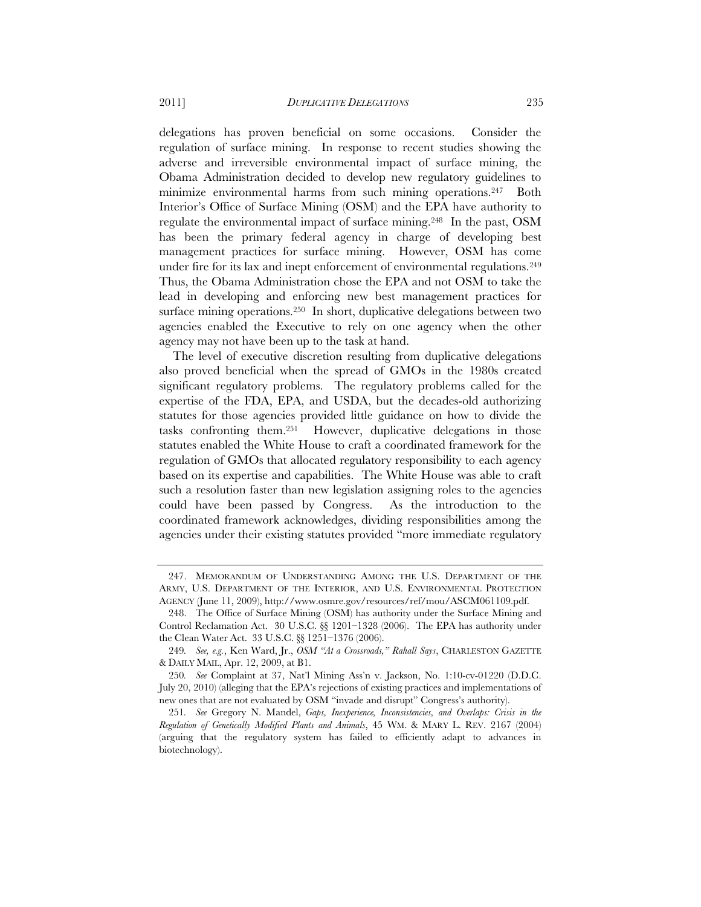delegations has proven beneficial on some occasions. Consider the regulation of surface mining. In response to recent studies showing the adverse and irreversible environmental impact of surface mining, the Obama Administration decided to develop new regulatory guidelines to minimize environmental harms from such mining operations.[247] Both Interior's Office of Surface Mining (OSM) and the EPA have authority to regulate the environmental impact of surface mining.[248] In the past, OSM has been the primary federal agency in charge of developing best management practices for surface mining. However, OSM has come under fire for its lax and inept enforcement of environmental regulations.[249] Thus, the Obama Administration chose the EPA and not OSM to take the lead in developing and enforcing new best management practices for surface mining operations.[250] In short, duplicative delegations between two agencies enabled the Executive to rely on one agency when the other agency may not have been up to the task at hand.

The level of executive discretion resulting from duplicative delegations also proved beneficial when the spread of GMOs in the 1980s created significant regulatory problems. The regulatory problems called for the expertise of the FDA, EPA, and USDA, but the decades-old authorizing statutes for those agencies provided little guidance on how to divide the tasks confronting them.[251] However, duplicative delegations in those statutes enabled the White House to craft a coordinated framework for the regulation of GMOs that allocated regulatory responsibility to each agency based on its expertise and capabilities. The White House was able to craft such a resolution faster than new legislation assigning roles to the agencies could have been passed by Congress. As the introduction to the coordinated framework acknowledges, dividing responsibilities among the agencies under their existing statutes provided "more immediate regulatory

---

247. MEMORANDUM OF UNDERSTANDING AMONG THE U.S. DEPARTMENT OF THE ARMY, U.S. DEPARTMENT OF THE INTERIOR, AND U.S. ENVIRONMENTAL PROTECTION AGENCY (June 11, 2009), http://www.osmre.gov/resources/ref/mou/ASCM061109.pdf.

248. The Office of Surface Mining (OSM) has authority under the Surface Mining and Control Reclamation Act. 30 U.S.C. §§ 1201–1328 (2006). The EPA has authority under the Clean Water Act. 33 U.S.C. §§ 1251–1376 (2006).

249. *See, e.g.*, Ken Ward, Jr., *OSM "At a Crossroads," Rahall Says*, CHARLESTON GAZETTE & DAILY MAIL, Apr. 12, 2009, at B1.

250. *See* Complaint at 37, Nat'l Mining Ass'n v. Jackson, No. 1:10-cv-01220 (D.D.C. July 20, 2010) (alleging that the EPA's rejections of existing practices and implementations of new ones that are not evaluated by OSM "invade and disrupt" Congress's authority).

251. *See* Gregory N. Mandel, *Gaps, Inexperience, Inconsistencies, and Overlaps: Crisis in the Regulation of Genetically Modified Plants and Animals*, 45 WM. & MARY L. REV. 2167 (2004) (arguing that the regulatory system has failed to efficiently adapt to advances in biotechnology).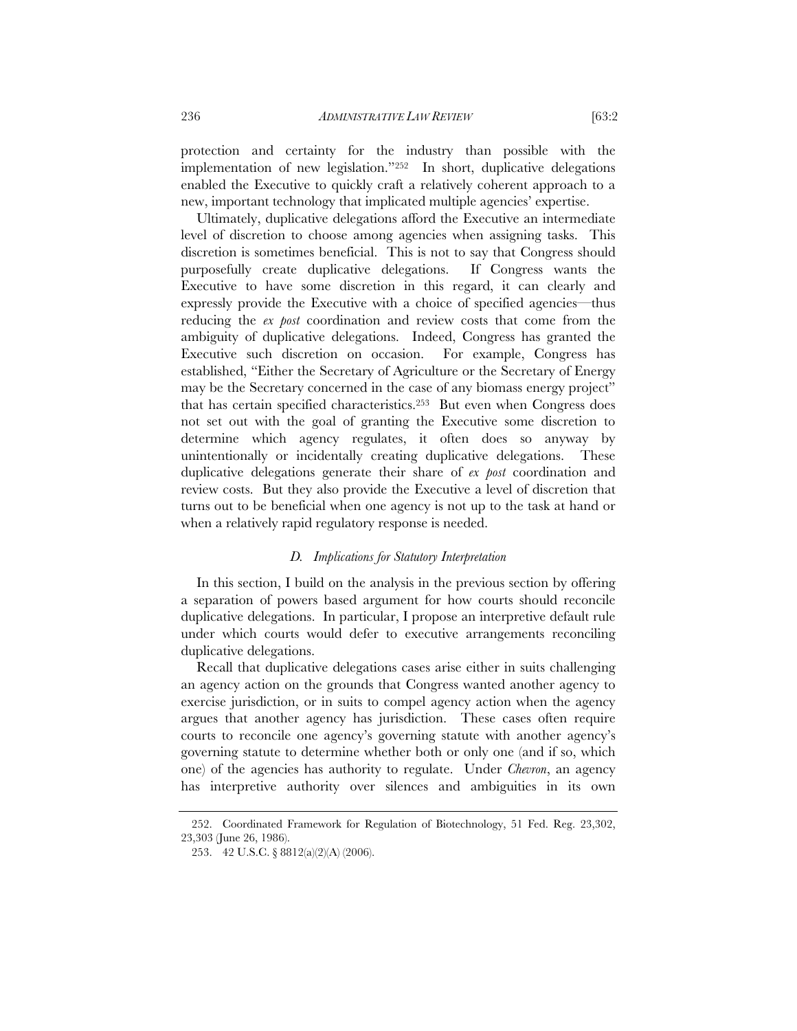protection and certainty for the industry than possible with the implementation of new legislation."[252] In short, duplicative delegations enabled the Executive to quickly craft a relatively coherent approach to a new, important technology that implicated multiple agencies' expertise.

Ultimately, duplicative delegations afford the Executive an intermediate level of discretion to choose among agencies when assigning tasks. This discretion is sometimes beneficial. This is not to say that Congress should purposefully create duplicative delegations. If Congress wants the Executive to have some discretion in this regard, it can clearly and expressly provide the Executive with a choice of specified agencies—thus reducing the *ex post* coordination and review costs that come from the ambiguity of duplicative delegations. Indeed, Congress has granted the Executive such discretion on occasion. For example, Congress has established, "Either the Secretary of Agriculture or the Secretary of Energy may be the Secretary concerned in the case of any biomass energy project" that has certain specified characteristics.[253] But even when Congress does not set out with the goal of granting the Executive some discretion to determine which agency regulates, it often does so anyway by unintentionally or incidentally creating duplicative delegations. These duplicative delegations generate their share of *ex post* coordination and review costs. But they also provide the Executive a level of discretion that turns out to be beneficial when one agency is not up to the task at hand or when a relatively rapid regulatory response is needed.

### *D. Implications for Statutory Interpretation*

In this section, I build on the analysis in the previous section by offering a separation of powers based argument for how courts should reconcile duplicative delegations. In particular, I propose an interpretive default rule under which courts would defer to executive arrangements reconciling duplicative delegations.

Recall that duplicative delegations cases arise either in suits challenging an agency action on the grounds that Congress wanted another agency to exercise jurisdiction, or in suits to compel agency action when the agency argues that another agency has jurisdiction. These cases often require courts to reconcile one agency's governing statute with another agency's governing statute to determine whether both or only one (and if so, which one) of the agencies has authority to regulate. Under *Chevron*, an agency has interpretive authority over silences and ambiguities in its own

252. Coordinated Framework for Regulation of Biotechnology, 51 Fed. Reg. 23,302, 23,303 (June 26, 1986).

253. 42 U.S.C. § 8812(a)(2)(A) (2006).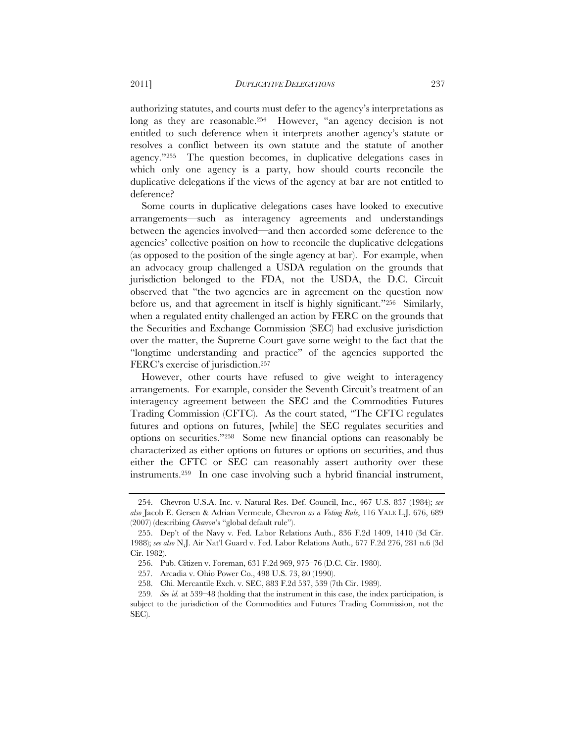authorizing statutes, and courts must defer to the agency's interpretations as long as they are reasonable.[254] However, "an agency decision is not entitled to such deference when it interprets another agency's statute or resolves a conflict between its own statute and the statute of another agency."[255] The question becomes, in duplicative delegations cases in which only one agency is a party, how should courts reconcile the duplicative delegations if the views of the agency at bar are not entitled to deference?

Some courts in duplicative delegations cases have looked to executive arrangements—such as interagency agreements and understandings between the agencies involved—and then accorded some deference to the agencies' collective position on how to reconcile the duplicative delegations (as opposed to the position of the single agency at bar). For example, when an advocacy group challenged a USDA regulation on the grounds that jurisdiction belonged to the FDA, not the USDA, the D.C. Circuit observed that "the two agencies are in agreement on the question now before us, and that agreement in itself is highly significant."[256] Similarly, when a regulated entity challenged an action by FERC on the grounds that the Securities and Exchange Commission (SEC) had exclusive jurisdiction over the matter, the Supreme Court gave some weight to the fact that the "longtime understanding and practice" of the agencies supported the FERC's exercise of jurisdiction.[257]

However, other courts have refused to give weight to interagency arrangements. For example, consider the Seventh Circuit's treatment of an interagency agreement between the SEC and the Commodities Futures Trading Commission (CFTC). As the court stated, "The CFTC regulates futures and options on futures, [while] the SEC regulates securities and options on securities."[258] Some new financial options can reasonably be characterized as either options on futures or options on securities, and thus either the CFTC or SEC can reasonably assert authority over these instruments.[259] In one case involving such a hybrid financial instrument,

---

254. Chevron U.S.A. Inc. v. Natural Res. Def. Council, Inc., 467 U.S. 837 (1984); *see also* Jacob E. Gersen & Adrian Vermeule, Chevron *as a Voting Rule*, 116 YALE L.J. 676, 689 (2007) (describing *Chevron*'s "global default rule").

255. Dep't of the Navy v. Fed. Labor Relations Auth., 836 F.2d 1409, 1410 (3d Cir. 1988); *see also* N.J. Air Nat'l Guard v. Fed. Labor Relations Auth., 677 F.2d 276, 281 n.6 (3d Cir. 1982).

256. Pub. Citizen v. Foreman, 631 F.2d 969, 975–76 (D.C. Cir. 1980).

257. Arcadia v. Ohio Power Co., 498 U.S. 73, 80 (1990).

258. Chi. Mercantile Exch. v. SEC, 883 F.2d 537, 539 (7th Cir. 1989).

259. *See id.* at 539–48 (holding that the instrument in this case, the index participation, is subject to the jurisdiction of the Commodities and Futures Trading Commission, not the SEC).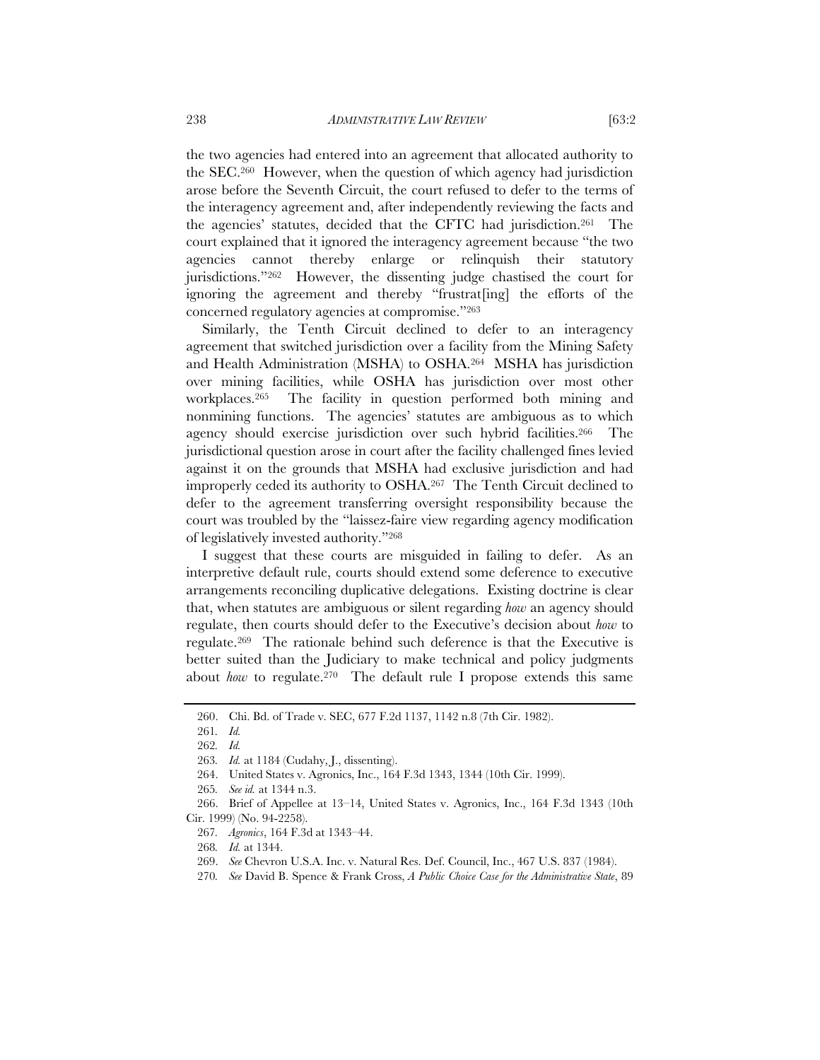the two agencies had entered into an agreement that allocated authority to the SEC.[260] However, when the question of which agency had jurisdiction arose before the Seventh Circuit, the court refused to defer to the terms of the interagency agreement and, after independently reviewing the facts and the agencies' statutes, decided that the CFTC had jurisdiction.[261] The court explained that it ignored the interagency agreement because "the two agencies cannot thereby enlarge or relinquish their statutory jurisdictions."[262] However, the dissenting judge chastised the court for ignoring the agreement and thereby "frustrat[ing] the efforts of the concerned regulatory agencies at compromise."[263]

Similarly, the Tenth Circuit declined to defer to an interagency agreement that switched jurisdiction over a facility from the Mining Safety and Health Administration (MSHA) to OSHA.[264] MSHA has jurisdiction over mining facilities, while OSHA has jurisdiction over most other workplaces.[265] The facility in question performed both mining and nonmining functions. The agencies' statutes are ambiguous as to which agency should exercise jurisdiction over such hybrid facilities.[266] The jurisdictional question arose in court after the facility challenged fines levied against it on the grounds that MSHA had exclusive jurisdiction and had improperly ceded its authority to OSHA.[267] The Tenth Circuit declined to defer to the agreement transferring oversight responsibility because the court was troubled by the "laissez-faire view regarding agency modification of legislatively invested authority."[268]

I suggest that these courts are misguided in failing to defer. As an interpretive default rule, courts should extend some deference to executive arrangements reconciling duplicative delegations. Existing doctrine is clear that, when statutes are ambiguous or silent regarding *how* an agency should regulate, then courts should defer to the Executive's decision about *how* to regulate.[269] The rationale behind such deference is that the Executive is better suited than the Judiciary to make technical and policy judgments about *how* to regulate.[270] The default rule I propose extends this same

---

260. Chi. Bd. of Trade v. SEC, 677 F.2d 1137, 1142 n.8 (7th Cir. 1982).

261. *Id.*

262. *Id.*

263. *Id.* at 1184 (Cudahy, J., dissenting).

264. United States v. Agronics, Inc., 164 F.3d 1343, 1344 (10th Cir. 1999).

265. *See id.* at 1344 n.3.

266. Brief of Appellee at 13–14, United States v. Agronics, Inc., 164 F.3d 1343 (10th Cir. 1999) (No. 94-2258).

267. *Agronics*, 164 F.3d at 1343–44.

268. *Id.* at 1344.

269. *See* Chevron U.S.A. Inc. v. Natural Res. Def. Council, Inc., 467 U.S. 837 (1984).

270. *See* David B. Spence & Frank Cross, *A Public Choice Case for the Administrative State*, 89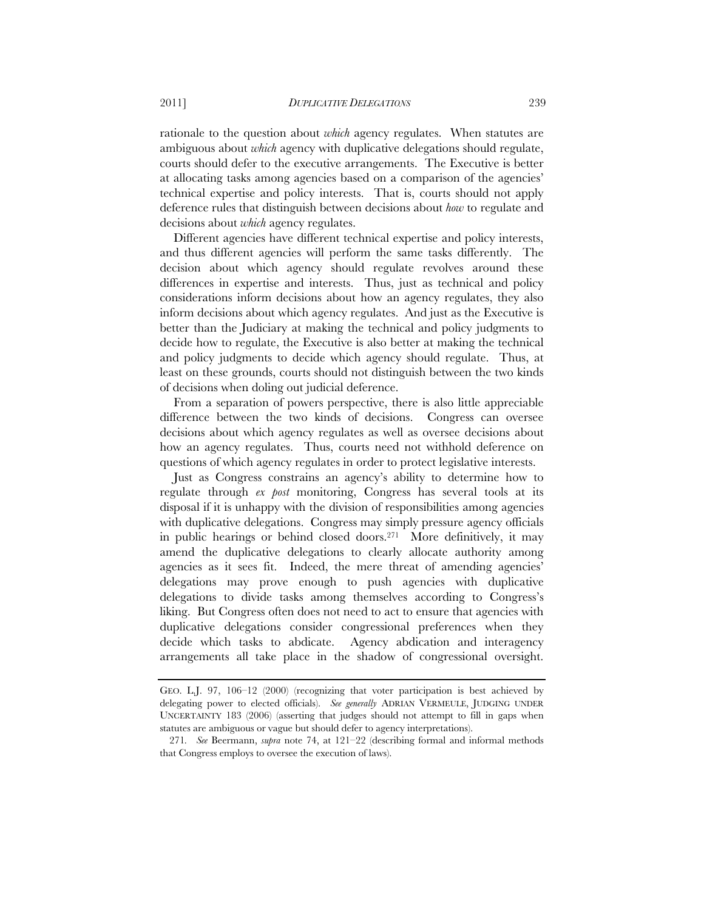rationale to the question about *which* agency regulates. When statutes are ambiguous about *which* agency with duplicative delegations should regulate, courts should defer to the executive arrangements. The Executive is better at allocating tasks among agencies based on a comparison of the agencies' technical expertise and policy interests. That is, courts should not apply deference rules that distinguish between decisions about *how* to regulate and decisions about *which* agency regulates.

Different agencies have different technical expertise and policy interests, and thus different agencies will perform the same tasks differently. The decision about which agency should regulate revolves around these differences in expertise and interests. Thus, just as technical and policy considerations inform decisions about how an agency regulates, they also inform decisions about which agency regulates. And just as the Executive is better than the Judiciary at making the technical and policy judgments to decide how to regulate, the Executive is also better at making the technical and policy judgments to decide which agency should regulate. Thus, at least on these grounds, courts should not distinguish between the two kinds of decisions when doling out judicial deference.

From a separation of powers perspective, there is also little appreciable difference between the two kinds of decisions. Congress can oversee decisions about which agency regulates as well as oversee decisions about how an agency regulates. Thus, courts need not withhold deference on questions of which agency regulates in order to protect legislative interests.

Just as Congress constrains an agency's ability to determine how to regulate through *ex post* monitoring, Congress has several tools at its disposal if it is unhappy with the division of responsibilities among agencies with duplicative delegations. Congress may simply pressure agency officials in public hearings or behind closed doors.[271] More definitively, it may amend the duplicative delegations to clearly allocate authority among agencies as it sees fit. Indeed, the mere threat of amending agencies' delegations may prove enough to push agencies with duplicative delegations to divide tasks among themselves according to Congress's liking. But Congress often does not need to act to ensure that agencies with duplicative delegations consider congressional preferences when they decide which tasks to abdicate. Agency abdication and interagency arrangements all take place in the shadow of congressional oversight.

---

GEO. L.J. 97, 106–12 (2000) (recognizing that voter participation is best achieved by delegating power to elected officials). *See generally* ADRIAN VERMEULE, JUDGING UNDER UNCERTAINTY 183 (2006) (asserting that judges should not attempt to fill in gaps when statutes are ambiguous or vague but should defer to agency interpretations).

271. *See* Beermann, *supra* note 74, at 121–22 (describing formal and informal methods that Congress employs to oversee the execution of laws).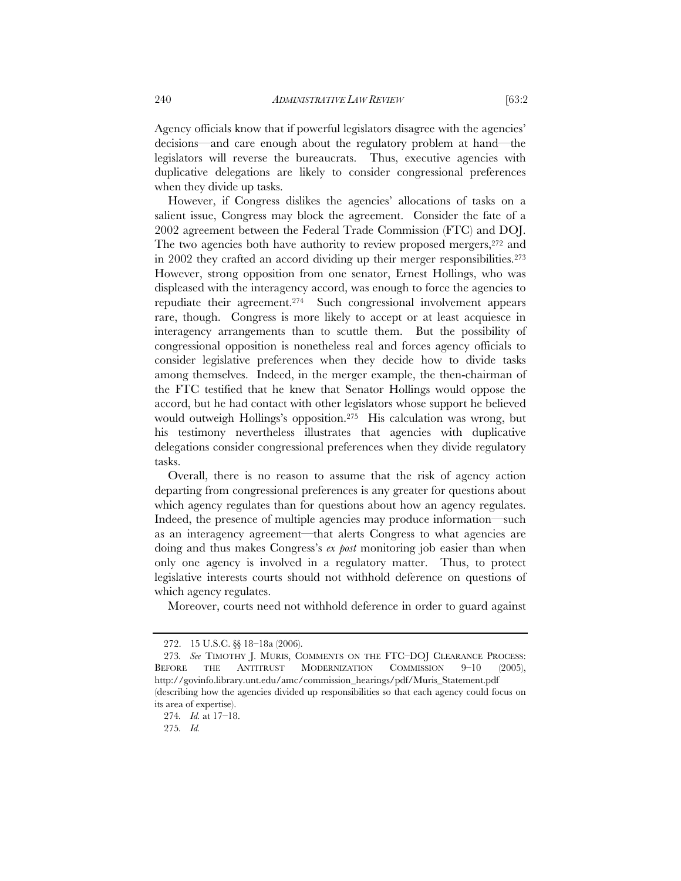Agency officials know that if powerful legislators disagree with the agencies' decisions—and care enough about the regulatory problem at hand—the legislators will reverse the bureaucrats. Thus, executive agencies with duplicative delegations are likely to consider congressional preferences when they divide up tasks.

However, if Congress dislikes the agencies' allocations of tasks on a salient issue, Congress may block the agreement. Consider the fate of a 2002 agreement between the Federal Trade Commission (FTC) and DOJ. The two agencies both have authority to review proposed mergers,[272] and in 2002 they crafted an accord dividing up their merger responsibilities.[273] However, strong opposition from one senator, Ernest Hollings, who was displeased with the interagency accord, was enough to force the agencies to repudiate their agreement.[274] Such congressional involvement appears rare, though. Congress is more likely to accept or at least acquiesce in interagency arrangements than to scuttle them. But the possibility of congressional opposition is nonetheless real and forces agency officials to consider legislative preferences when they decide how to divide tasks among themselves. Indeed, in the merger example, the then-chairman of the FTC testified that he knew that Senator Hollings would oppose the accord, but he had contact with other legislators whose support he believed would outweigh Hollings's opposition.[275] His calculation was wrong, but his testimony nevertheless illustrates that agencies with duplicative delegations consider congressional preferences when they divide regulatory tasks.

Overall, there is no reason to assume that the risk of agency action departing from congressional preferences is any greater for questions about which agency regulates than for questions about how an agency regulates. Indeed, the presence of multiple agencies may produce information—such as an interagency agreement—that alerts Congress to what agencies are doing and thus makes Congress's *ex post* monitoring job easier than when only one agency is involved in a regulatory matter. Thus, to protect legislative interests courts should not withhold deference on questions of which agency regulates.

Moreover, courts need not withhold deference in order to guard against

---

272. 15 U.S.C. §§ 18–18a (2006).

273. *See* TIMOTHY J. MURIS, COMMENTS ON THE FTC–DOJ CLEARANCE PROCESS: BEFORE THE ANTITRUST MODERNIZATION COMMISSION 9–10 (2005), http://govinfo.library.unt.edu/amc/commission_hearings/pdf/Muris_Statement.pdf (describing how the agencies divided up responsibilities so that each agency could focus on its area of expertise).

274. *Id.* at 17–18.

275. *Id.*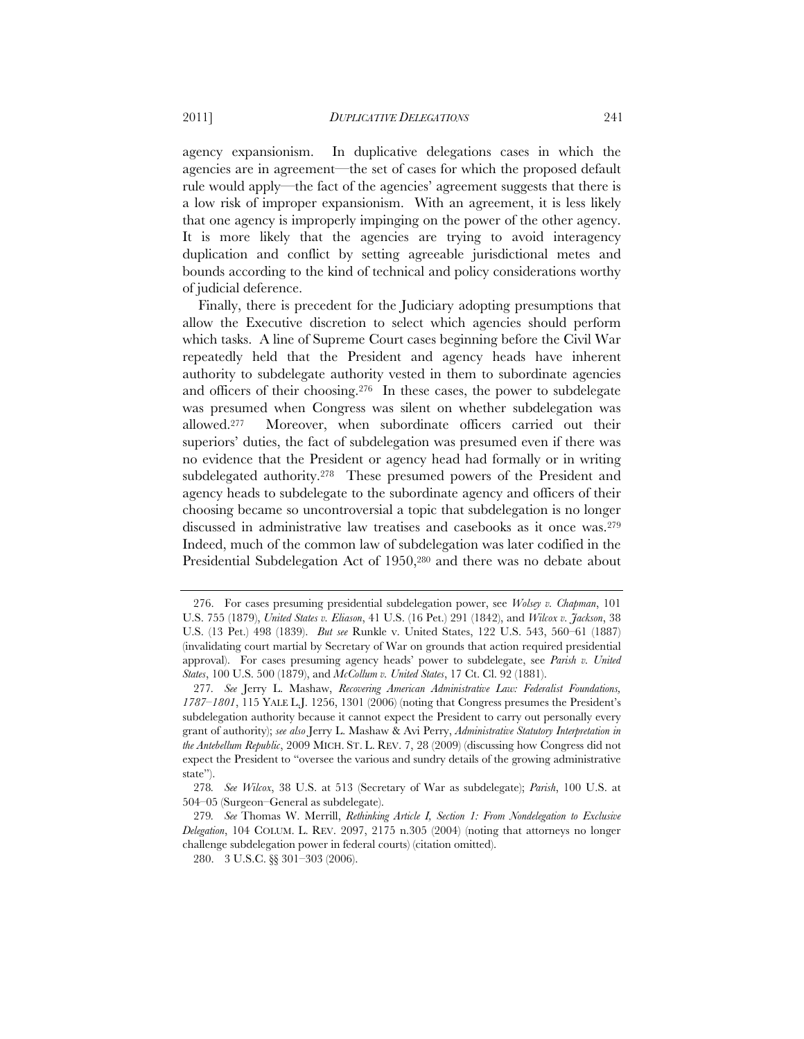agency expansionism. In duplicative delegations cases in which the agencies are in agreement—the set of cases for which the proposed default rule would apply—the fact of the agencies' agreement suggests that there is a low risk of improper expansionism. With an agreement, it is less likely that one agency is improperly impinging on the power of the other agency. It is more likely that the agencies are trying to avoid interagency duplication and conflict by setting agreeable jurisdictional metes and bounds according to the kind of technical and policy considerations worthy of judicial deference.

Finally, there is precedent for the Judiciary adopting presumptions that allow the Executive discretion to select which agencies should perform which tasks. A line of Supreme Court cases beginning before the Civil War repeatedly held that the President and agency heads have inherent authority to subdelegate authority vested in them to subordinate agencies and officers of their choosing.[276] In these cases, the power to subdelegate was presumed when Congress was silent on whether subdelegation was allowed.[277] Moreover, when subordinate officers carried out their superiors' duties, the fact of subdelegation was presumed even if there was no evidence that the President or agency head had formally or in writing subdelegated authority.[278] These presumed powers of the President and agency heads to subdelegate to the subordinate agency and officers of their choosing became so uncontroversial a topic that subdelegation is no longer discussed in administrative law treatises and casebooks as it once was.[279] Indeed, much of the common law of subdelegation was later codified in the Presidential Subdelegation Act of 1950,[280] and there was no debate about

---

276. For cases presuming presidential subdelegation power, see *Wolsey v. Chapman*, 101 U.S. 755 (1879), *United States v. Eliason*, 41 U.S. (16 Pet.) 291 (1842), and *Wilcox v. Jackson*, 38 U.S. (13 Pet.) 498 (1839). *But see* Runkle v. United States, 122 U.S. 543, 560–61 (1887) (invalidating court martial by Secretary of War on grounds that action required presidential approval). For cases presuming agency heads' power to subdelegate, see *Parish v. United States*, 100 U.S. 500 (1879), and *McCollum v. United States*, 17 Ct. Cl. 92 (1881).

277. *See* Jerry L. Mashaw, *Recovering American Administrative Law: Federalist Foundations, 1787–1801*, 115 YALE L.J. 1256, 1301 (2006) (noting that Congress presumes the President's subdelegation authority because it cannot expect the President to carry out personally every grant of authority); *see also* Jerry L. Mashaw & Avi Perry, *Administrative Statutory Interpretation in the Antebellum Republic*, 2009 MICH. ST. L. REV. 7, 28 (2009) (discussing how Congress did not expect the President to "oversee the various and sundry details of the growing administrative state").

278. *See Wilcox*, 38 U.S. at 513 (Secretary of War as subdelegate); *Parish*, 100 U.S. at 504–05 (Surgeon–General as subdelegate).

279. *See* Thomas W. Merrill, *Rethinking Article I, Section 1: From Nondelegation to Exclusive Delegation*, 104 COLUM. L. REV. 2097, 2175 n.305 (2004) (noting that attorneys no longer challenge subdelegation power in federal courts) (citation omitted).

280. 3 U.S.C. §§ 301–303 (2006).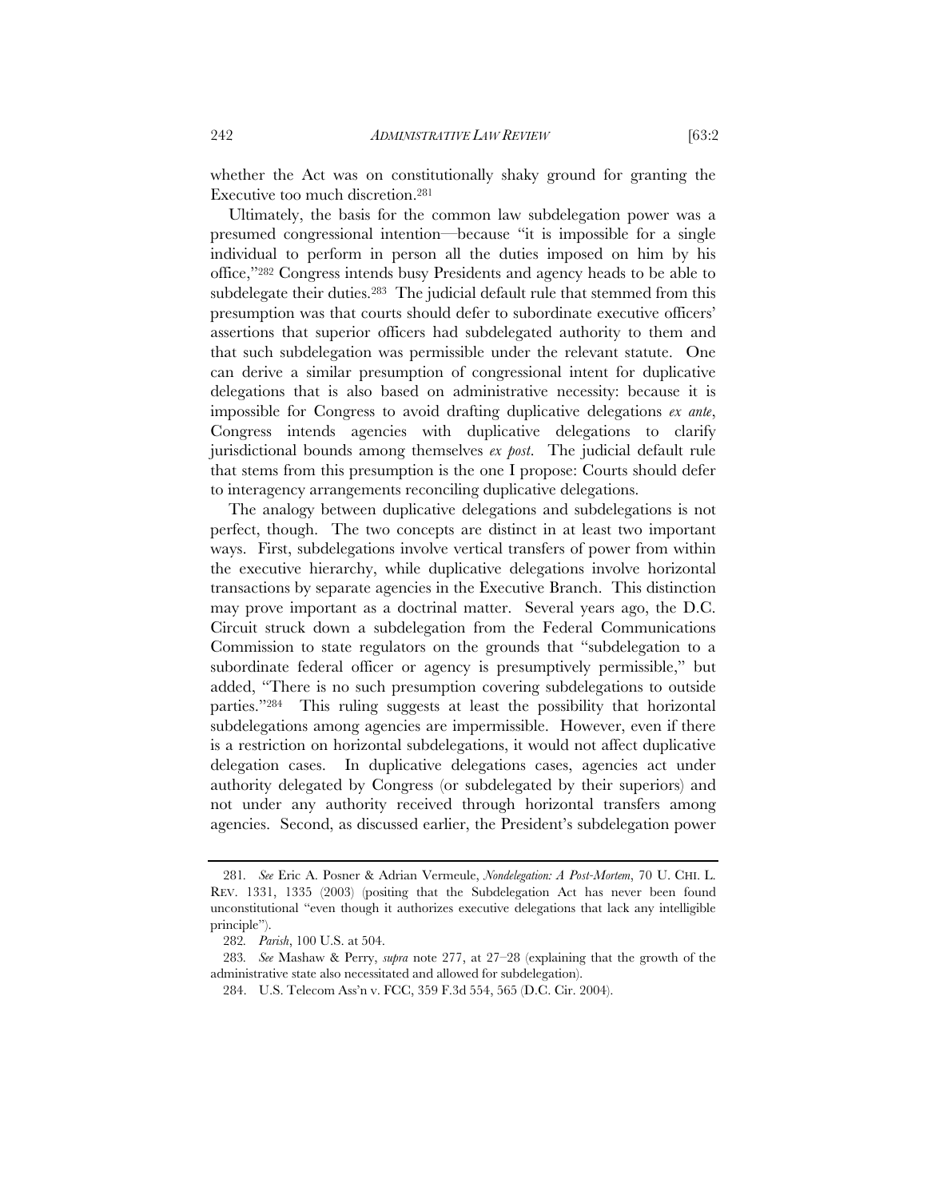whether the Act was on constitutionally shaky ground for granting the Executive too much discretion.[281]

Ultimately, the basis for the common law subdelegation power was a presumed congressional intention—because "it is impossible for a single individual to perform in person all the duties imposed on him by his office,"[282] Congress intends busy Presidents and agency heads to be able to subdelegate their duties.[283] The judicial default rule that stemmed from this presumption was that courts should defer to subordinate executive officers' assertions that superior officers had subdelegated authority to them and that such subdelegation was permissible under the relevant statute. One can derive a similar presumption of congressional intent for duplicative delegations that is also based on administrative necessity: because it is impossible for Congress to avoid drafting duplicative delegations *ex ante*, Congress intends agencies with duplicative delegations to clarify jurisdictional bounds among themselves *ex post*. The judicial default rule that stems from this presumption is the one I propose: Courts should defer to interagency arrangements reconciling duplicative delegations.

The analogy between duplicative delegations and subdelegations is not perfect, though. The two concepts are distinct in at least two important ways. First, subdelegations involve vertical transfers of power from within the executive hierarchy, while duplicative delegations involve horizontal transactions by separate agencies in the Executive Branch. This distinction may prove important as a doctrinal matter. Several years ago, the D.C. Circuit struck down a subdelegation from the Federal Communications Commission to state regulators on the grounds that "subdelegation to a subordinate federal officer or agency is presumptively permissible," but added, "There is no such presumption covering subdelegations to outside parties."[284] This ruling suggests at least the possibility that horizontal subdelegations among agencies are impermissible. However, even if there is a restriction on horizontal subdelegations, it would not affect duplicative delegation cases. In duplicative delegations cases, agencies act under authority delegated by Congress (or subdelegated by their superiors) and not under any authority received through horizontal transfers among agencies. Second, as discussed earlier, the President's subdelegation power

---

281. *See* Eric A. Posner & Adrian Vermeule, *Nondelegation: A Post-Mortem*, 70 U. CHI. L. REV. 1331, 1335 (2003) (positing that the Subdelegation Act has never been found unconstitutional "even though it authorizes executive delegations that lack any intelligible principle").

282. *Parish*, 100 U.S. at 504.

283. *See* Mashaw & Perry, *supra* note 277, at 27–28 (explaining that the growth of the administrative state also necessitated and allowed for subdelegation).

284. U.S. Telecom Ass'n v. FCC, 359 F.3d 554, 565 (D.C. Cir. 2004).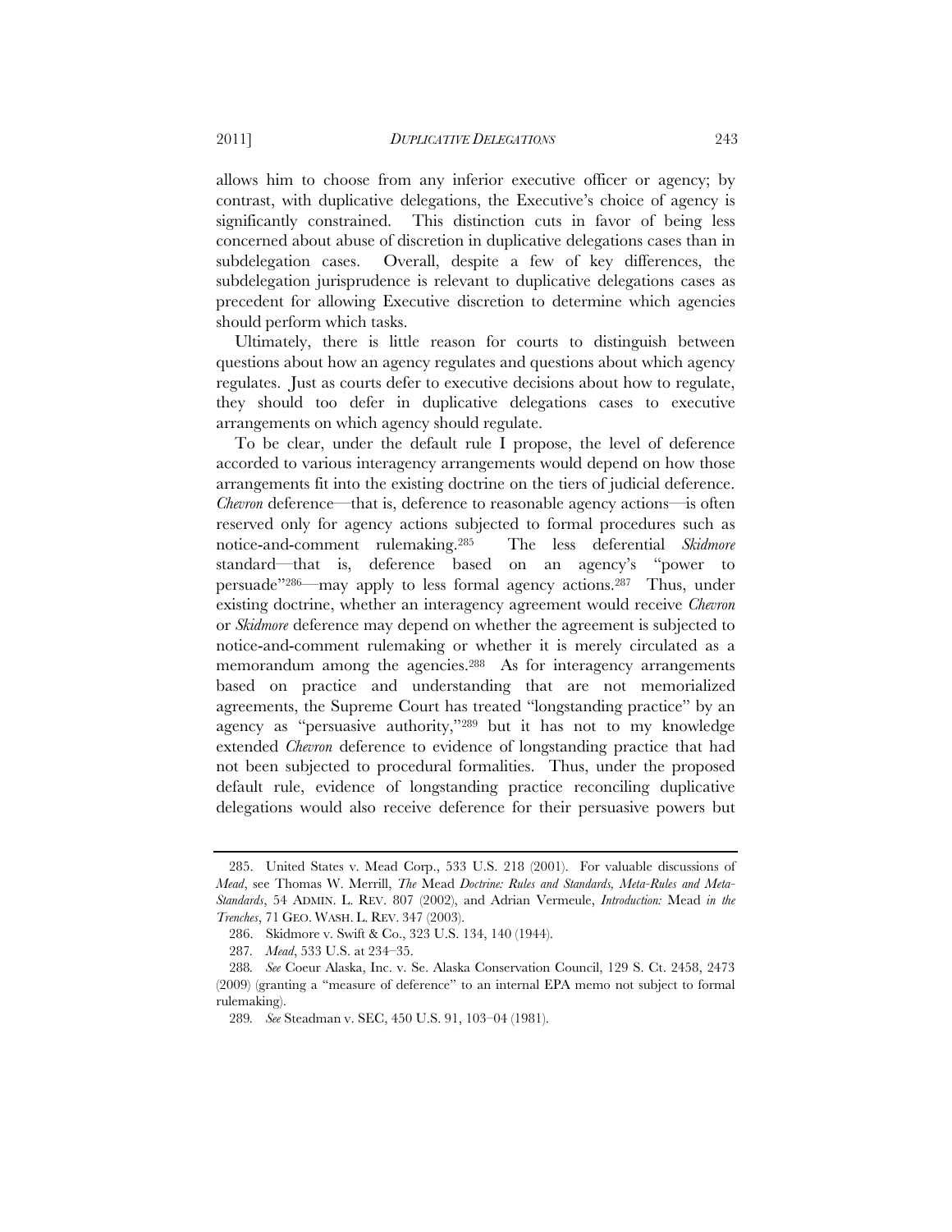allows him to choose from any inferior executive officer or agency; by contrast, with duplicative delegations, the Executive's choice of agency is significantly constrained. This distinction cuts in favor of being less concerned about abuse of discretion in duplicative delegations cases than in subdelegation cases. Overall, despite a few of key differences, the subdelegation jurisprudence is relevant to duplicative delegations cases as precedent for allowing Executive discretion to determine which agencies should perform which tasks.

Ultimately, there is little reason for courts to distinguish between questions about how an agency regulates and questions about which agency regulates. Just as courts defer to executive decisions about how to regulate, they should too defer in duplicative delegations cases to executive arrangements on which agency should regulate.

To be clear, under the default rule I propose, the level of deference accorded to various interagency arrangements would depend on how those arrangements fit into the existing doctrine on the tiers of judicial deference. *Chevron* deference—that is, deference to reasonable agency actions—is often reserved only for agency actions subjected to formal procedures such as notice-and-comment rulemaking.[285] The less deferential *Skidmore* standard—that is, deference based on an agency's "power to persuade"[286]—may apply to less formal agency actions.[287] Thus, under existing doctrine, whether an interagency agreement would receive *Chevron* or *Skidmore* deference may depend on whether the agreement is subjected to notice-and-comment rulemaking or whether it is merely circulated as a memorandum among the agencies.[288] As for interagency arrangements based on practice and understanding that are not memorialized agreements, the Supreme Court has treated "longstanding practice" by an agency as "persuasive authority,"[289] but it has not to my knowledge extended *Chevron* deference to evidence of longstanding practice that had not been subjected to procedural formalities. Thus, under the proposed default rule, evidence of longstanding practice reconciling duplicative delegations would also receive deference for their persuasive powers but

---

285. United States v. Mead Corp., 533 U.S. 218 (2001). For valuable discussions of *Mead*, see Thomas W. Merrill, *The* Mead *Doctrine: Rules and Standards, Meta-Rules and Meta-Standards*, 54 ADMIN. L. REV. 807 (2002), and Adrian Vermeule, *Introduction:* Mead *in the Trenches*, 71 GEO. WASH. L. REV. 347 (2003).

286. Skidmore v. Swift & Co., 323 U.S. 134, 140 (1944).

287. *Mead*, 533 U.S. at 234–35.

288. *See* Coeur Alaska, Inc. v. Se. Alaska Conservation Council, 129 S. Ct. 2458, 2473 (2009) (granting a "measure of deference" to an internal EPA memo not subject to formal rulemaking).

289. *See* Steadman v. SEC, 450 U.S. 91, 103–04 (1981).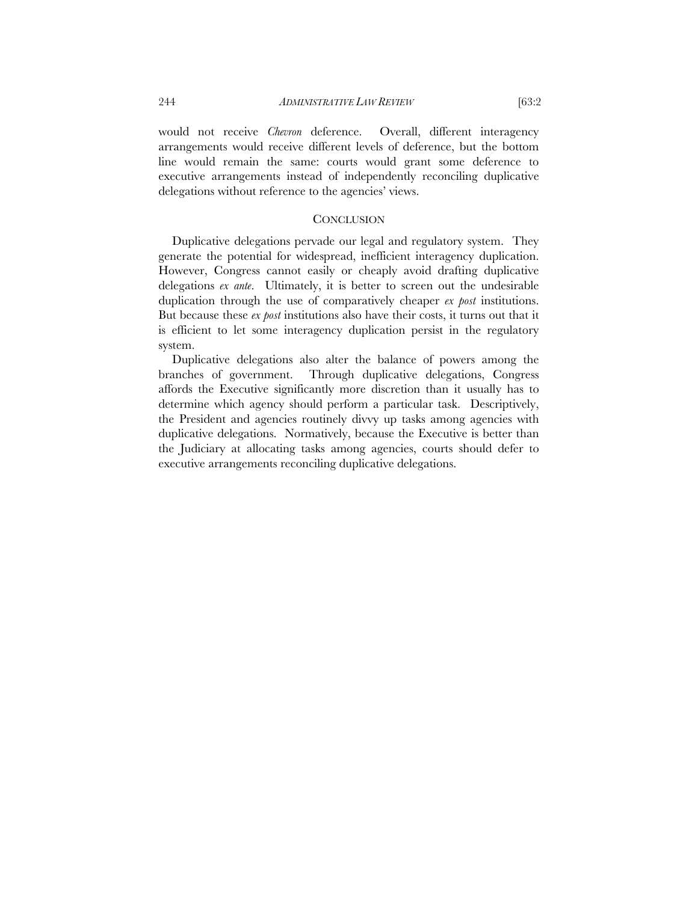would not receive *Chevron* deference. Overall, different interagency arrangements would receive different levels of deference, but the bottom line would remain the same: courts would grant some deference to executive arrangements instead of independently reconciling duplicative delegations without reference to the agencies' views.

## CONCLUSION

Duplicative delegations pervade our legal and regulatory system. They generate the potential for widespread, inefficient interagency duplication. However, Congress cannot easily or cheaply avoid drafting duplicative delegations *ex ante*. Ultimately, it is better to screen out the undesirable duplication through the use of comparatively cheaper *ex post* institutions. But because these *ex post* institutions also have their costs, it turns out that it is efficient to let some interagency duplication persist in the regulatory system.

Duplicative delegations also alter the balance of powers among the branches of government. Through duplicative delegations, Congress affords the Executive significantly more discretion than it usually has to determine which agency should perform a particular task. Descriptively, the President and agencies routinely divvy up tasks among agencies with duplicative delegations. Normatively, because the Executive is better than the Judiciary at allocating tasks among agencies, courts should defer to executive arrangements reconciling duplicative delegations.